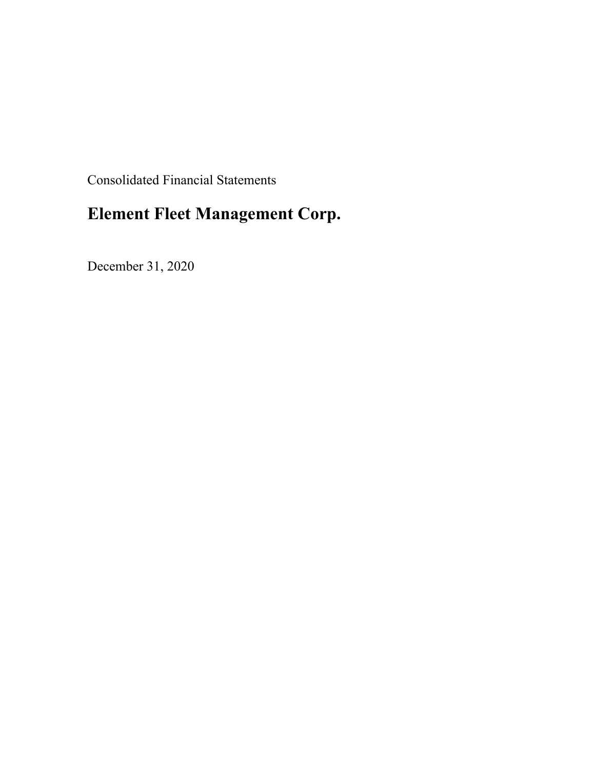Consolidated Financial Statements

# Element Fleet Management Corp.

December 31, 2020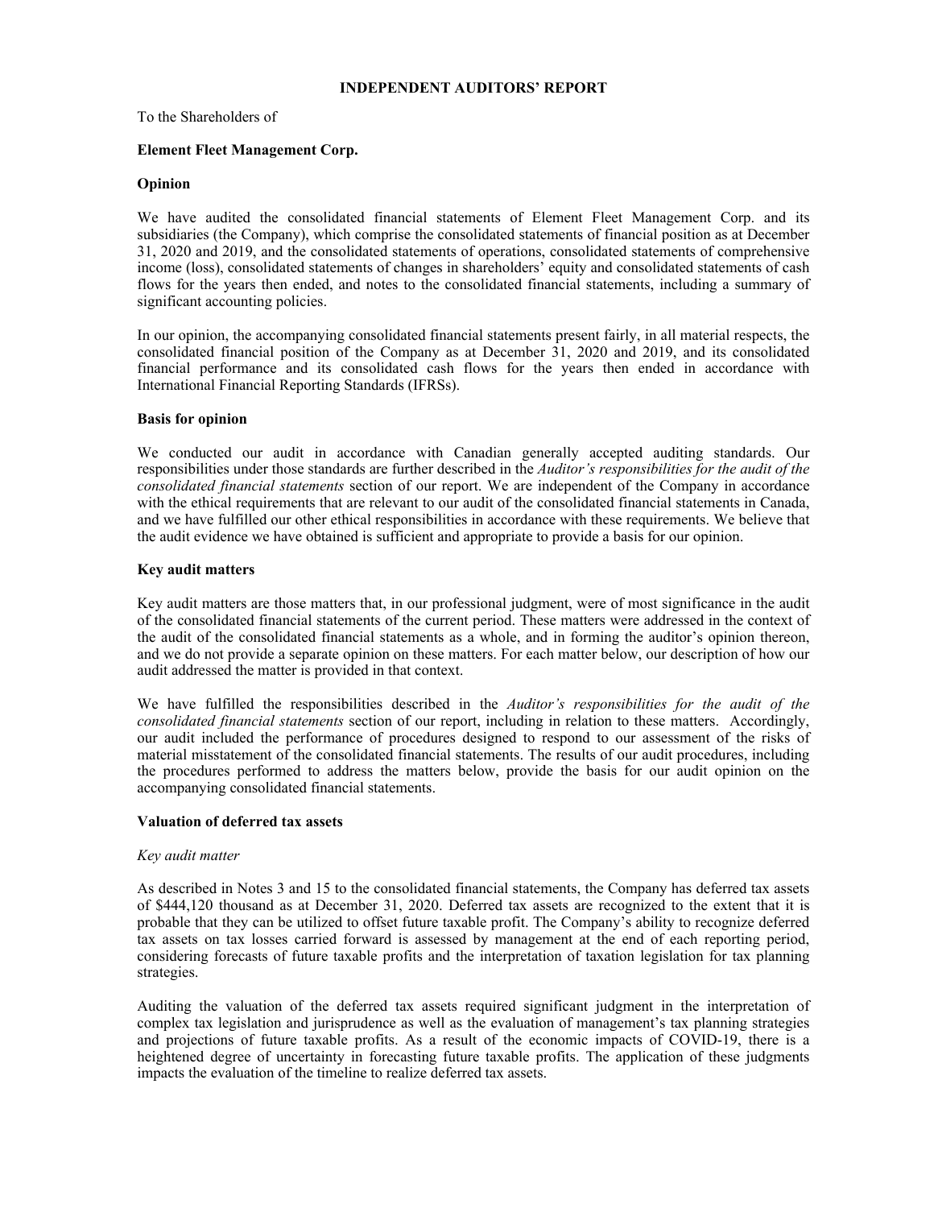# INDEPENDENT AUDITORS' REPORT

To the Shareholders of

**Element Fleet Management Corp.**

## Opinion

We have audited the consolidated financial statements of Element Fleet Management Corp. and its subsidiaries (the Company), which comprise the consolidated statements of financial position as at December 31, 2020 and 2019, and the consolidated statements of operations, consolidated statements of comprehensive income (loss), consolidated statements of changes in shareholders' equity and consolidated statements of cash flows for the years then ended, and notes to the consolidated financial statements, including a summary of significant accounting policies.

In our opinion, the accompanying consolidated financial statements present fairly, in all material respects, the consolidated financial position of the Company as at December 31, 2020 and 2019, and its consolidated financial performance and its consolidated cash flows for the years then ended in accordance with International Financial Reporting Standards (IFRSs).

## Basis for opinion

We conducted our audit in accordance with Canadian generally accepted auditing standards. Our responsibilities under those standards are further described in the *Auditor's responsibilities for the audit of the consolidated financial statements* section of our report. We are independent of the Company in accordance with the ethical requirements that are relevant to our audit of the consolidated financial statements in Canada, and we have fulfilled our other ethical responsibilities in accordance with these requirements. We believe that the audit evidence we have obtained is sufficient and appropriate to provide a basis for our opinion.

## Key audit matters

Key audit matters are those matters that, in our professional judgment, were of most significance in the audit of the consolidated financial statements of the current period. These matters were addressed in the context of the audit of the consolidated financial statements as a whole, and in forming the auditor's opinion thereon, and we do not provide a separate opinion on these matters. For each matter below, our description of how our audit addressed the matter is provided in that context.

We have fulfilled the responsibilities described in the *Auditor's responsibilities for the audit of the consolidated financial statements* section of our report, including in relation to these matters. Accordingly, our audit included the performance of procedures designed to respond to our assessment of the risks of material misstatement of the consolidated financial statements. The results of our audit procedures, including the procedures performed to address the matters below, provide the basis for our audit opinion on the accompanying consolidated financial statements.

### Valuation of deferred tax assets

*Key audit matter*

As described in Notes 3 and 15 to the consolidated financial statements, the Company has deferred tax assets of $444,120 thousand as at December 31, 2020. Deferred tax assets are recognized to the extent that it is probable that they can be utilized to offset future taxable profit. The Company's ability to recognize deferred tax assets on tax losses carried forward is assessed by management at the end of each reporting period, considering forecasts of future taxable profits and the interpretation of taxation legislation for tax planning strategies.

Auditing the valuation of the deferred tax assets required significant judgment in the interpretation of complex tax legislation and jurisprudence as well as the evaluation of management's tax planning strategies and projections of future taxable profits. As a result of the economic impacts of COVID-19, there is a heightened degree of uncertainty in forecasting future taxable profits. The application of these judgments impacts the evaluation of the timeline to realize deferred tax assets.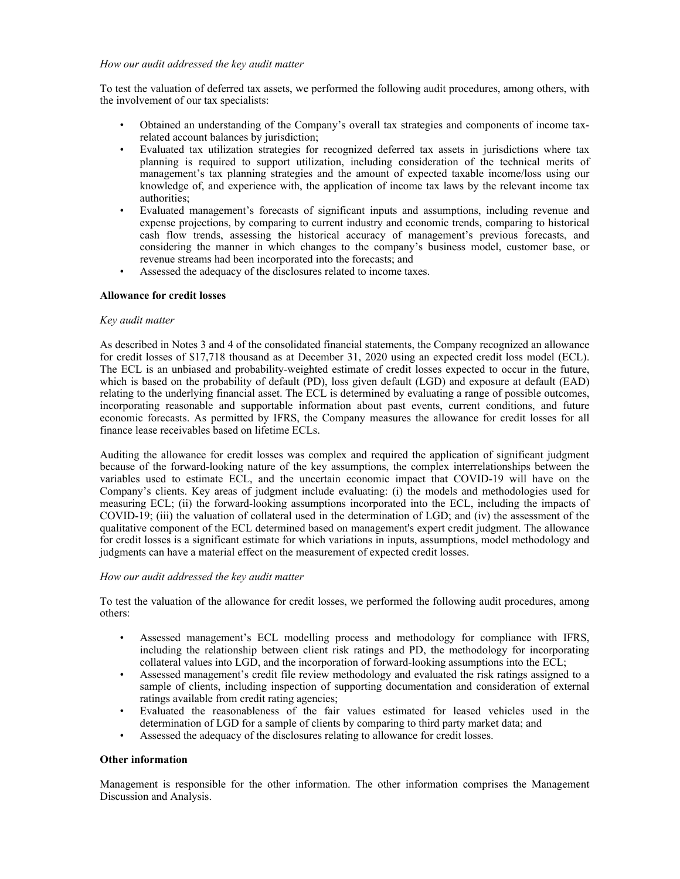*How our audit addressed the key audit matter*

To test the valuation of deferred tax assets, we performed the following audit procedures, among others, with the involvement of our tax specialists:

- Obtained an understanding of the Company's overall tax strategies and components of income tax-related account balances by jurisdiction;
- Evaluated tax utilization strategies for recognized deferred tax assets in jurisdictions where tax planning is required to support utilization, including consideration of the technical merits of management's tax planning strategies and the amount of expected taxable income/loss using our knowledge of, and experience with, the application of income tax laws by the relevant income tax authorities;
- Evaluated management's forecasts of significant inputs and assumptions, including revenue and expense projections, by comparing to current industry and economic trends, comparing to historical cash flow trends, assessing the historical accuracy of management's previous forecasts, and considering the manner in which changes to the company's business model, customer base, or revenue streams had been incorporated into the forecasts; and
- Assessed the adequacy of the disclosures related to income taxes.

**Allowance for credit losses**

*Key audit matter*

As described in Notes 3 and 4 of the consolidated financial statements, the Company recognized an allowance for credit losses of $17,718 thousand as at December 31, 2020 using an expected credit loss model (ECL). The ECL is an unbiased and probability-weighted estimate of credit losses expected to occur in the future, which is based on the probability of default (PD), loss given default (LGD) and exposure at default (EAD) relating to the underlying financial asset. The ECL is determined by evaluating a range of possible outcomes, incorporating reasonable and supportable information about past events, current conditions, and future economic forecasts. As permitted by IFRS, the Company measures the allowance for credit losses for all finance lease receivables based on lifetime ECLs.

Auditing the allowance for credit losses was complex and required the application of significant judgment because of the forward-looking nature of the key assumptions, the complex interrelationships between the variables used to estimate ECL, and the uncertain economic impact that COVID-19 will have on the Company's clients. Key areas of judgment include evaluating: (i) the models and methodologies used for measuring ECL; (ii) the forward-looking assumptions incorporated into the ECL, including the impacts of COVID-19; (iii) the valuation of collateral used in the determination of LGD; and (iv) the assessment of the qualitative component of the ECL determined based on management's expert credit judgment. The allowance for credit losses is a significant estimate for which variations in inputs, assumptions, model methodology and judgments can have a material effect on the measurement of expected credit losses.

*How our audit addressed the key audit matter*

To test the valuation of the allowance for credit losses, we performed the following audit procedures, among others:

- Assessed management's ECL modelling process and methodology for compliance with IFRS, including the relationship between client risk ratings and PD, the methodology for incorporating collateral values into LGD, and the incorporation of forward-looking assumptions into the ECL;
- Assessed management's credit file review methodology and evaluated the risk ratings assigned to a sample of clients, including inspection of supporting documentation and consideration of external ratings available from credit rating agencies;
- Evaluated the reasonableness of the fair values estimated for leased vehicles used in the determination of LGD for a sample of clients by comparing to third party market data; and
- Assessed the adequacy of the disclosures relating to allowance for credit losses.

**Other information**

Management is responsible for the other information. The other information comprises the Management Discussion and Analysis.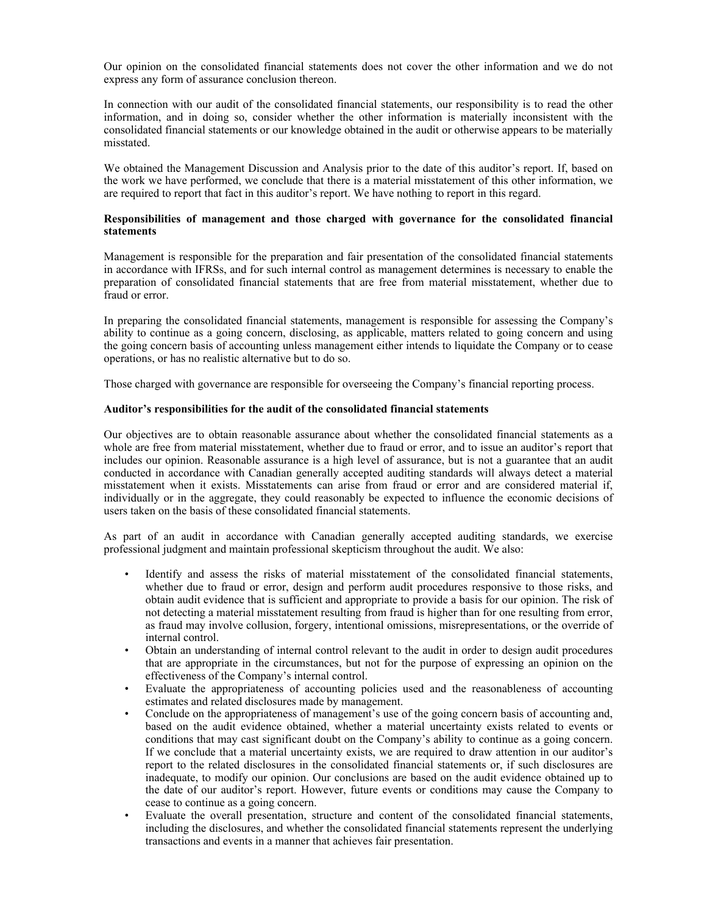Our opinion on the consolidated financial statements does not cover the other information and we do not express any form of assurance conclusion thereon.

In connection with our audit of the consolidated financial statements, our responsibility is to read the other information, and in doing so, consider whether the other information is materially inconsistent with the consolidated financial statements or our knowledge obtained in the audit or otherwise appears to be materially misstated.

We obtained the Management Discussion and Analysis prior to the date of this auditor's report. If, based on the work we have performed, we conclude that there is a material misstatement of this other information, we are required to report that fact in this auditor's report. We have nothing to report in this regard.

**Responsibilities of management and those charged with governance for the consolidated financial statements**

Management is responsible for the preparation and fair presentation of the consolidated financial statements in accordance with IFRSs, and for such internal control as management determines is necessary to enable the preparation of consolidated financial statements that are free from material misstatement, whether due to fraud or error.

In preparing the consolidated financial statements, management is responsible for assessing the Company's ability to continue as a going concern, disclosing, as applicable, matters related to going concern and using the going concern basis of accounting unless management either intends to liquidate the Company or to cease operations, or has no realistic alternative but to do so.

Those charged with governance are responsible for overseeing the Company's financial reporting process.

**Auditor's responsibilities for the audit of the consolidated financial statements**

Our objectives are to obtain reasonable assurance about whether the consolidated financial statements as a whole are free from material misstatement, whether due to fraud or error, and to issue an auditor's report that includes our opinion. Reasonable assurance is a high level of assurance, but is not a guarantee that an audit conducted in accordance with Canadian generally accepted auditing standards will always detect a material misstatement when it exists. Misstatements can arise from fraud or error and are considered material if, individually or in the aggregate, they could reasonably be expected to influence the economic decisions of users taken on the basis of these consolidated financial statements.

As part of an audit in accordance with Canadian generally accepted auditing standards, we exercise professional judgment and maintain professional skepticism throughout the audit. We also:

- Identify and assess the risks of material misstatement of the consolidated financial statements, whether due to fraud or error, design and perform audit procedures responsive to those risks, and obtain audit evidence that is sufficient and appropriate to provide a basis for our opinion. The risk of not detecting a material misstatement resulting from fraud is higher than for one resulting from error, as fraud may involve collusion, forgery, intentional omissions, misrepresentations, or the override of internal control.
- Obtain an understanding of internal control relevant to the audit in order to design audit procedures that are appropriate in the circumstances, but not for the purpose of expressing an opinion on the effectiveness of the Company's internal control.
- Evaluate the appropriateness of accounting policies used and the reasonableness of accounting estimates and related disclosures made by management.
- Conclude on the appropriateness of management's use of the going concern basis of accounting and, based on the audit evidence obtained, whether a material uncertainty exists related to events or conditions that may cast significant doubt on the Company's ability to continue as a going concern. If we conclude that a material uncertainty exists, we are required to draw attention in our auditor's report to the related disclosures in the consolidated financial statements or, if such disclosures are inadequate, to modify our opinion. Our conclusions are based on the audit evidence obtained up to the date of our auditor's report. However, future events or conditions may cause the Company to cease to continue as a going concern.
- Evaluate the overall presentation, structure and content of the consolidated financial statements, including the disclosures, and whether the consolidated financial statements represent the underlying transactions and events in a manner that achieves fair presentation.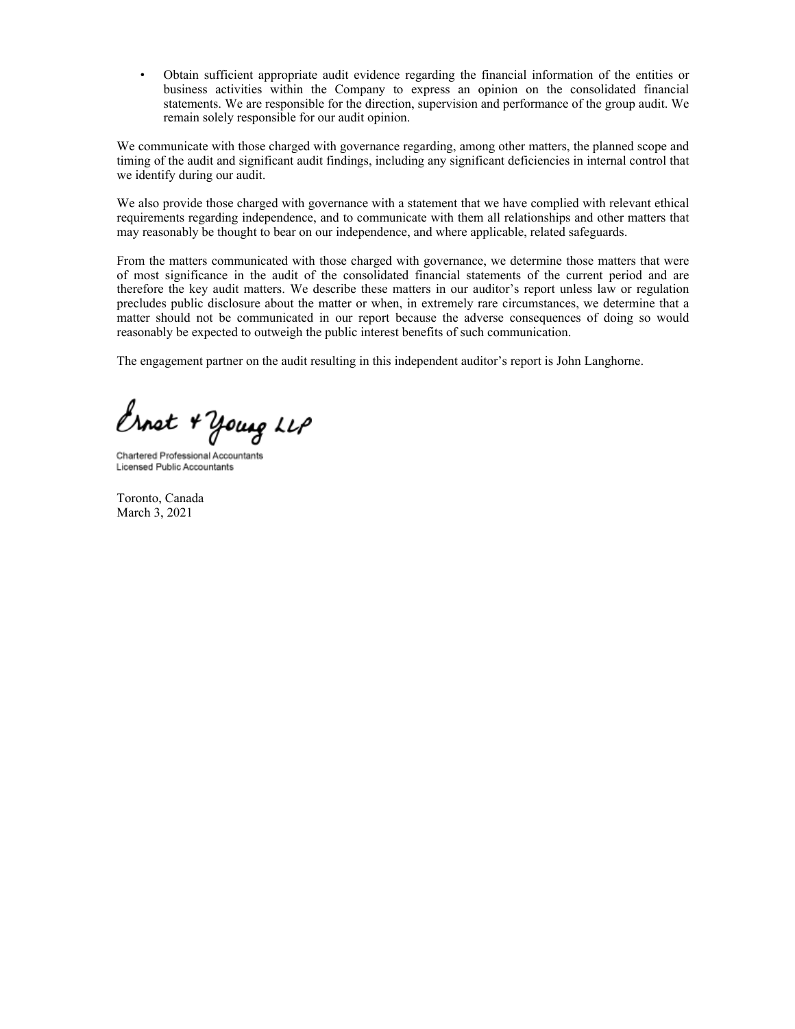- Obtain sufficient appropriate audit evidence regarding the financial information of the entities or business activities within the Company to express an opinion on the consolidated financial statements. We are responsible for the direction, supervision and performance of the group audit. We remain solely responsible for our audit opinion.

We communicate with those charged with governance regarding, among other matters, the planned scope and timing of the audit and significant audit findings, including any significant deficiencies in internal control that we identify during our audit.

We also provide those charged with governance with a statement that we have complied with relevant ethical requirements regarding independence, and to communicate with them all relationships and other matters that may reasonably be thought to bear on our independence, and where applicable, related safeguards.

From the matters communicated with those charged with governance, we determine those matters that were of most significance in the audit of the consolidated financial statements of the current period and are therefore the key audit matters. We describe these matters in our auditor's report unless law or regulation precludes public disclosure about the matter or when, in extremely rare circumstances, we determine that a matter should not be communicated in our report because the adverse consequences of doing so would reasonably be expected to outweigh the public interest benefits of such communication.

The engagement partner on the audit resulting in this independent auditor's report is John Langhorne.

Ernst & Young LLP

Chartered Professional Accountants
Licensed Public Accountants

Toronto, Canada
March 3, 2021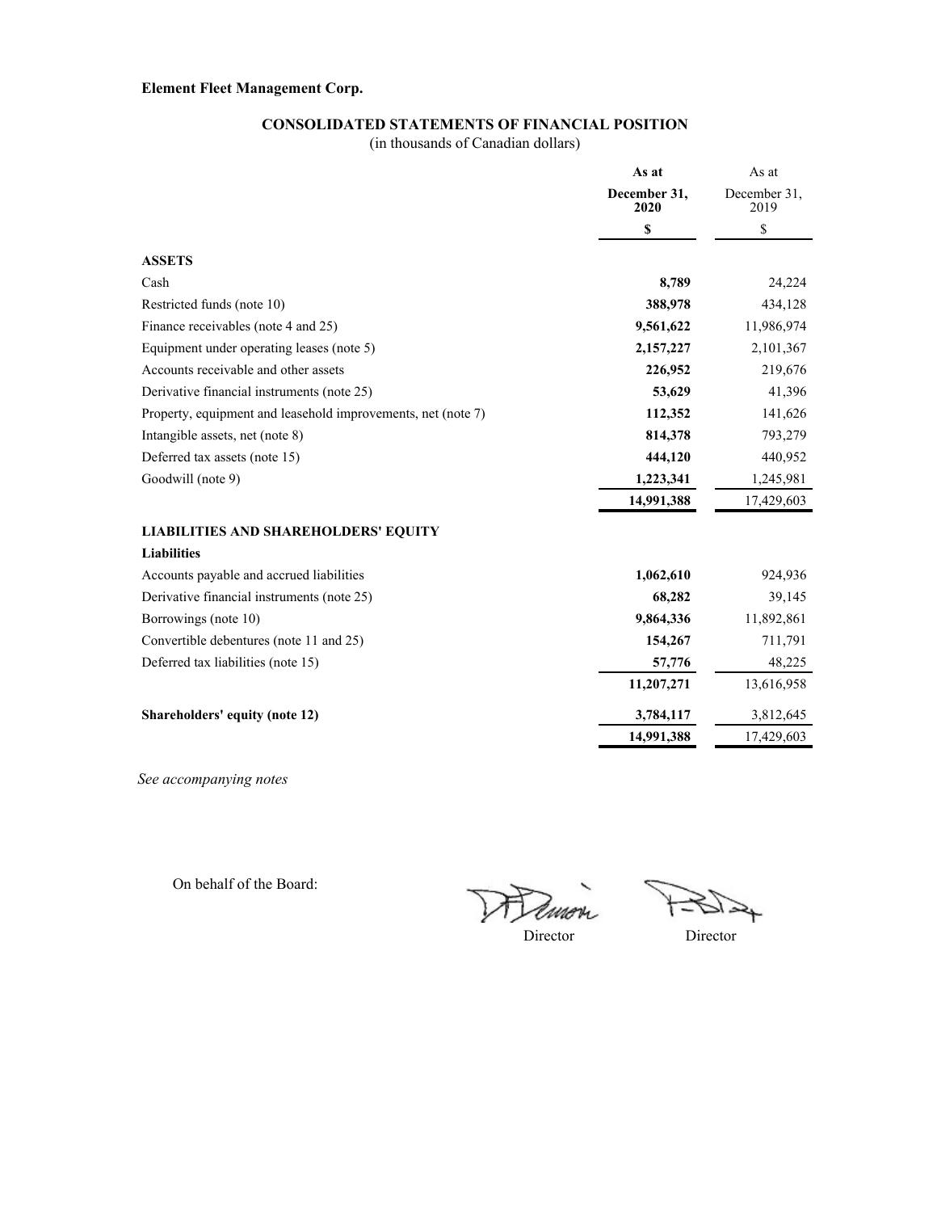**Element Fleet Management Corp.**

## CONSOLIDATED STATEMENTS OF FINANCIAL POSITION

(in thousands of Canadian dollars)

| | **As at December 31, 2020** | As at December 31, 2019 |
|---|---|---|
| | **$** | $ |
| **ASSETS** | | |
| Cash | **8,789** | 24,224 |
| Restricted funds (note 10) | **388,978** | 434,128 |
| Finance receivables (note 4 and 25) | **9,561,622** | 11,986,974 |
| Equipment under operating leases (note 5) | **2,157,227** | 2,101,367 |
| Accounts receivable and other assets | **226,952** | 219,676 |
| Derivative financial instruments (note 25) | **53,629** | 41,396 |
| Property, equipment and leasehold improvements, net (note 7) | **112,352** | 141,626 |
| Intangible assets, net (note 8) | **814,378** | 793,279 |
| Deferred tax assets (note 15) | **444,120** | 440,952 |
| Goodwill (note 9) | **1,223,341** | 1,245,981 |
| | **14,991,388** | 17,429,603 |
| **LIABILITIES AND SHAREHOLDERS' EQUITY** | | |
| **Liabilities** | | |
| Accounts payable and accrued liabilities | **1,062,610** | 924,936 |
| Derivative financial instruments (note 25) | **68,282** | 39,145 |
| Borrowings (note 10) | **9,864,336** | 11,892,861 |
| Convertible debentures (note 11 and 25) | **154,267** | 711,791 |
| Deferred tax liabilities (note 15) | **57,776** | 48,225 |
| | **11,207,271** | 13,616,958 |
| **Shareholders' equity (note 12)** | **3,784,117** | 3,812,645 |
| | **14,991,388** | 17,429,603 |

*See accompanying notes*

On behalf of the Board:

Director Director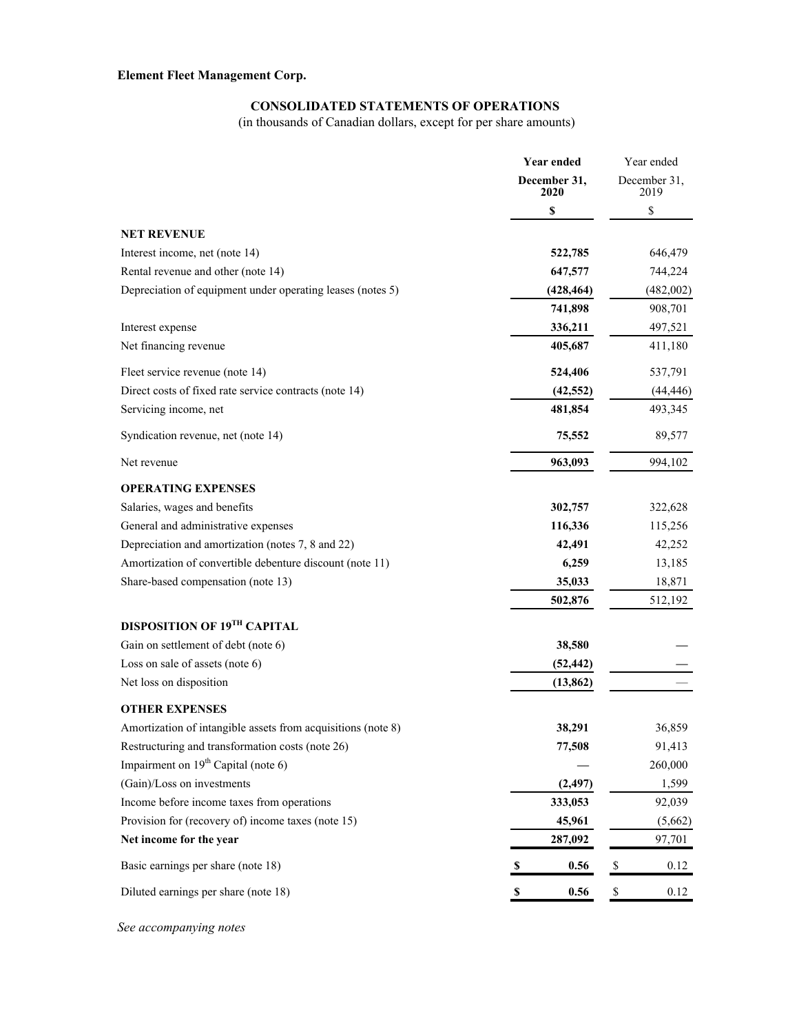**Element Fleet Management Corp.**

**CONSOLIDATED STATEMENTS OF OPERATIONS**

(in thousands of Canadian dollars, except for per share amounts)

| | **Year ended December 31, 2020** | Year ended December 31, 2019 |
|---|---|---|
| | **$** | $ |
| **NET REVENUE** | | |
| Interest income, net (note 14) | **522,785** | 646,479 |
| Rental revenue and other (note 14) | **647,577** | 744,224 |
| Depreciation of equipment under operating leases (notes 5) | **(428,464)** | (482,002) |
| | **741,898** | 908,701 |
| Interest expense | **336,211** | 497,521 |
| Net financing revenue | **405,687** | 411,180 |
| Fleet service revenue (note 14) | **524,406** | 537,791 |
| Direct costs of fixed rate service contracts (note 14) | **(42,552)** | (44,446) |
| Servicing income, net | **481,854** | 493,345 |
| Syndication revenue, net (note 14) | **75,552** | 89,577 |
| Net revenue | **963,093** | 994,102 |
| **OPERATING EXPENSES** | | |
| Salaries, wages and benefits | **302,757** | 322,628 |
| General and administrative expenses | **116,336** | 115,256 |
| Depreciation and amortization (notes 7, 8 and 22) | **42,491** | 42,252 |
| Amortization of convertible debenture discount (note 11) | **6,259** | 13,185 |
| Share-based compensation (note 13) | **35,033** | 18,871 |
| | **502,876** | 512,192 |
| **DISPOSITION OF 19TH CAPITAL** | | |
| Gain on settlement of debt (note 6) | **38,580** | — |
| Loss on sale of assets (note 6) | **(52,442)** | — |
| Net loss on disposition | **(13,862)** | — |
| **OTHER EXPENSES** | | |
| Amortization of intangible assets from acquisitions (note 8) | **38,291** | 36,859 |
| Restructuring and transformation costs (note 26) | **77,508** | 91,413 |
| Impairment on 19th Capital (note 6) | **—** | 260,000 |
| (Gain)/Loss on investments | **(2,497)** | 1,599 |
| Income before income taxes from operations | **333,053** | 92,039 |
| Provision for (recovery of) income taxes (note 15) | **45,961** | (5,662) |
| **Net income for the year** | **287,092** | 97,701 |
| Basic earnings per share (note 18) | **$ 0.56** | $ 0.12 |
| Diluted earnings per share (note 18) | **$ 0.56** | $ 0.12 |

*See accompanying notes*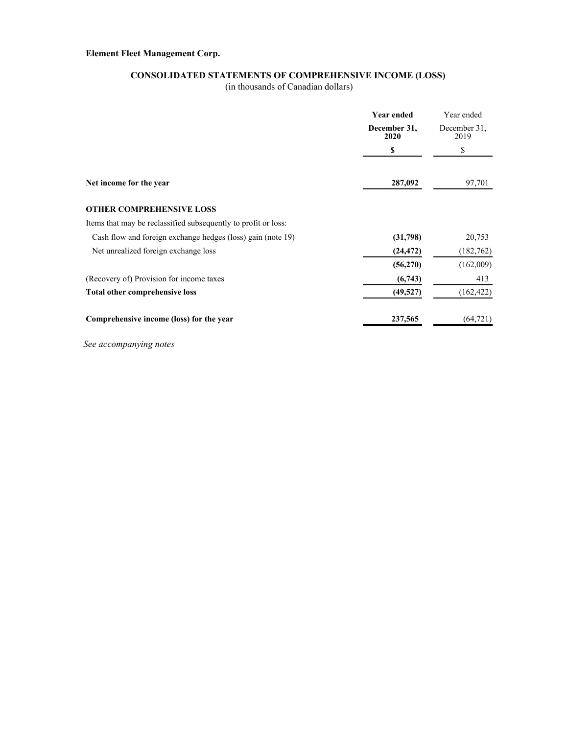**Element Fleet Management Corp.**

## CONSOLIDATED STATEMENTS OF COMPREHENSIVE INCOME (LOSS)

(in thousands of Canadian dollars)

| | **Year ended December 31, 2020** | Year ended December 31, 2019 |
|---|---|---|
| | **$** | $ |
| **Net income for the year** | **287,092** | 97,701 |
| **OTHER COMPREHENSIVE LOSS** | | |
| Items that may be reclassified subsequently to profit or loss: | | |
| Cash flow and foreign exchange hedges (loss) gain (note 19) | **(31,798)** | 20,753 |
| Net unrealized foreign exchange loss | **(24,472)** | (182,762) |
| | **(56,270)** | (162,009) |
| (Recovery of) Provision for income taxes | **(6,743)** | 413 |
| **Total other comprehensive loss** | **(49,527)** | (162,422) |
| **Comprehensive income (loss) for the year** | **237,565** | (64,721) |

*See accompanying notes*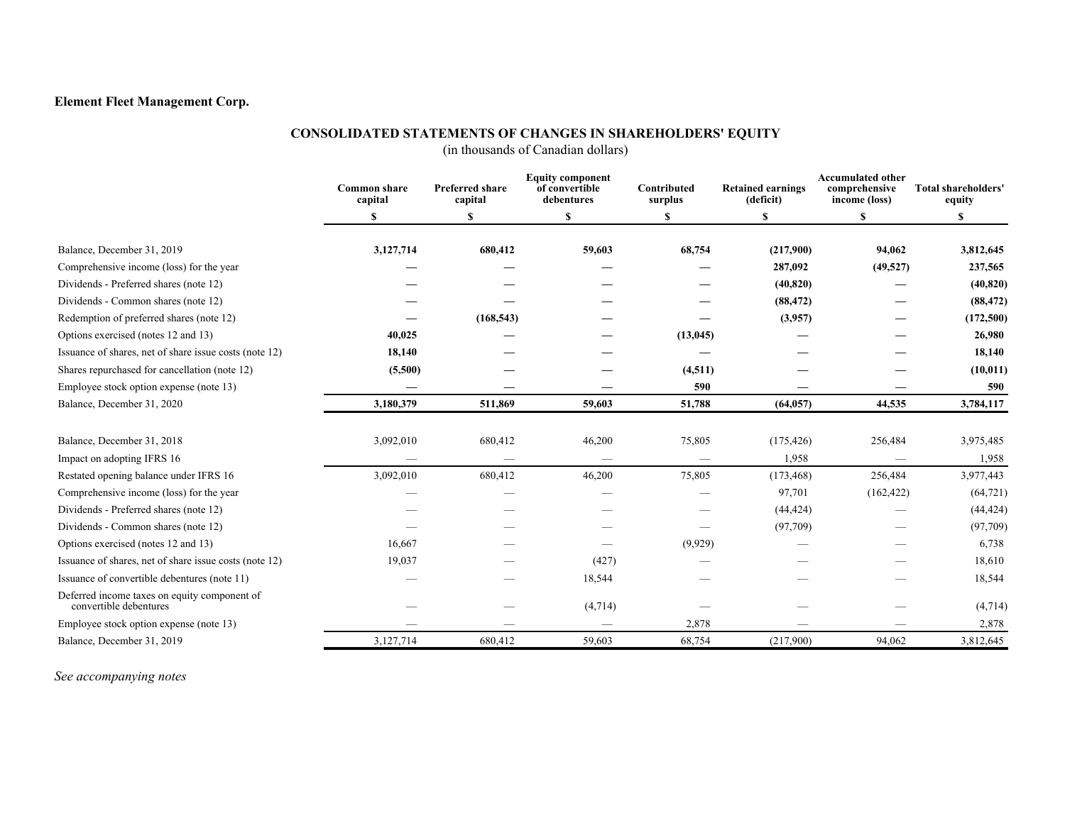**Element Fleet Management Corp.**

## CONSOLIDATED STATEMENTS OF CHANGES IN SHAREHOLDERS' EQUITY

(in thousands of Canadian dollars)

| | Common share capital | Preferred share capital | Equity component of convertible debentures | Contributed surplus | Retained earnings (deficit) | Accumulated other comprehensive income (loss) | Total shareholders' equity |
|---|---|---|---|---|---|---|---|
| | $ | $ | $ | $ | $ | $ | $ |
| Balance, December 31, 2019 | **3,127,714** | **680,412** | **59,603** | **68,754** | **(217,900)** | **94,062** | **3,812,645** |
| Comprehensive income (loss) for the year | — | — | — | — | **287,092** | **(49,527)** | **237,565** |
| Dividends - Preferred shares (note 12) | — | — | — | — | **(40,820)** | — | **(40,820)** |
| Dividends - Common shares (note 12) | — | — | — | — | **(88,472)** | — | **(88,472)** |
| Redemption of preferred shares (note 12) | — | **(168,543)** | — | — | **(3,957)** | — | **(172,500)** |
| Options exercised (notes 12 and 13) | **40,025** | — | — | **(13,045)** | — | — | **26,980** |
| Issuance of shares, net of share issue costs (note 12) | **18,140** | — | — | — | — | — | **18,140** |
| Shares repurchased for cancellation (note 12) | **(5,500)** | — | — | **(4,511)** | — | — | **(10,011)** |
| Employee stock option expense (note 13) | — | — | — | **590** | — | — | **590** |
| Balance, December 31, 2020 | **3,180,379** | **511,869** | **59,603** | **51,788** | **(64,057)** | **44,535** | **3,784,117** |
| | | | | | | | |
| Balance, December 31, 2018 | 3,092,010 | 680,412 | 46,200 | 75,805 | (175,426) | 256,484 | 3,975,485 |
| Impact on adopting IFRS 16 | — | — | — | — | 1,958 | — | 1,958 |
| Restated opening balance under IFRS 16 | 3,092,010 | 680,412 | 46,200 | 75,805 | (173,468) | 256,484 | 3,977,443 |
| Comprehensive income (loss) for the year | — | — | — | — | 97,701 | (162,422) | (64,721) |
| Dividends - Preferred shares (note 12) | — | — | — | — | (44,424) | — | (44,424) |
| Dividends - Common shares (note 12) | — | — | — | — | (97,709) | — | (97,709) |
| Options exercised (notes 12 and 13) | 16,667 | — | — | (9,929) | — | — | 6,738 |
| Issuance of shares, net of share issue costs (note 12) | 19,037 | — | (427) | — | — | — | 18,610 |
| Issuance of convertible debentures (note 11) | — | — | 18,544 | — | — | — | 18,544 |
| Deferred income taxes on equity component of convertible debentures | — | — | (4,714) | — | — | — | (4,714) |
| Employee stock option expense (note 13) | — | — | — | 2,878 | — | — | 2,878 |
| Balance, December 31, 2019 | 3,127,714 | 680,412 | 59,603 | 68,754 | (217,900) | 94,062 | 3,812,645 |

*See accompanying notes*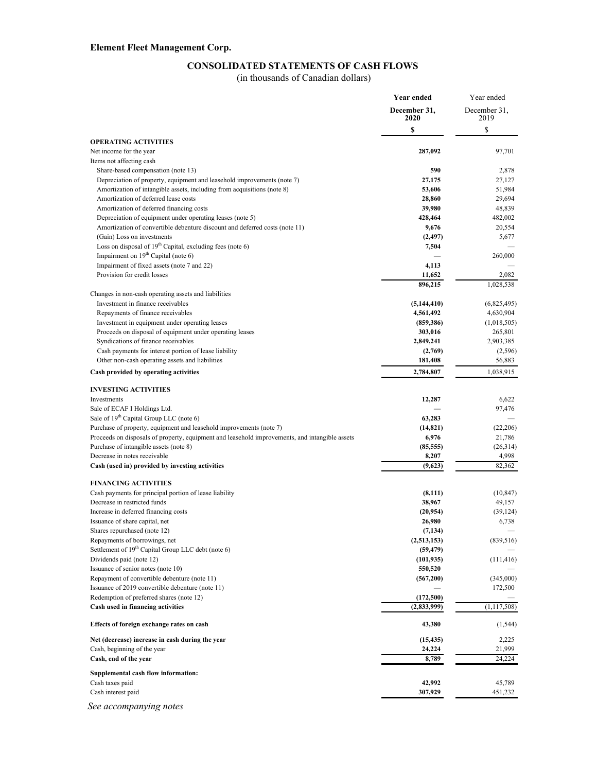**Element Fleet Management Corp.**

## CONSOLIDATED STATEMENTS OF CASH FLOWS

(in thousands of Canadian dollars)

| | **Year ended December 31, 2020** | Year ended December 31, 2019 |
|---|---|---|
| | **$** | $ |
| **OPERATING ACTIVITIES** | | |
| Net income for the year | **287,092** | 97,701 |
| Items not affecting cash | | |
| Share-based compensation (note 13) | **590** | 2,878 |
| Depreciation of property, equipment and leasehold improvements (note 7) | **27,175** | 27,127 |
| Amortization of intangible assets, including from acquisitions (note 8) | **53,606** | 51,984 |
| Amortization of deferred lease costs | **28,860** | 29,694 |
| Amortization of deferred financing costs | **39,980** | 48,839 |
| Depreciation of equipment under operating leases (note 5) | **428,464** | 482,002 |
| Amortization of convertible debenture discount and deferred costs (note 11) | **9,676** | 20,554 |
| (Gain) Loss on investments | **(2,497)** | 5,677 |
| Loss on disposal of 19th Capital, excluding fees (note 6) | **7,504** | — |
| Impairment on 19th Capital (note 6) | **—** | 260,000 |
| Impairment of fixed assets (note 7 and 22) | **4,113** | — |
| Provision for credit losses | **11,652** | 2,082 |
| | **896,215** | 1,028,538 |
| Changes in non-cash operating assets and liabilities | | |
| Investment in finance receivables | **(5,144,410)** | (6,825,495) |
| Repayments of finance receivables | **4,561,492** | 4,630,904 |
| Investment in equipment under operating leases | **(859,386)** | (1,018,505) |
| Proceeds on disposal of equipment under operating leases | **303,016** | 265,801 |
| Syndications of finance receivables | **2,849,241** | 2,903,385 |
| Cash payments for interest portion of lease liability | **(2,769)** | (2,596) |
| Other non-cash operating assets and liabilities | **181,408** | 56,883 |
| **Cash provided by operating activities** | **2,784,807** | 1,038,915 |
| **INVESTING ACTIVITIES** | | |
| Investments | **12,287** | 6,622 |
| Sale of ECAF I Holdings Ltd. | **—** | 97,476 |
| Sale of 19th Capital Group LLC (note 6) | **63,283** | — |
| Purchase of property, equipment and leasehold improvements (note 7) | **(14,821)** | (22,206) |
| Proceeds on disposals of property, equipment and leasehold improvements, and intangible assets | **6,976** | 21,786 |
| Purchase of intangible assets (note 8) | **(85,555)** | (26,314) |
| Decrease in notes receivable | **8,207** | 4,998 |
| **Cash (used in) provided by investing activities** | **(9,623)** | 82,362 |
| **FINANCING ACTIVITIES** | | |
| Cash payments for principal portion of lease liability | **(8,111)** | (10,847) |
| Decrease in restricted funds | **38,967** | 49,157 |
| Increase in deferred financing costs | **(20,954)** | (39,124) |
| Issuance of share capital, net | **26,980** | 6,738 |
| Shares repurchased (note 12) | **(7,134)** | — |
| Repayments of borrowings, net | **(2,513,153)** | (839,516) |
| Settlement of 19th Capital Group LLC debt (note 6) | **(59,479)** | — |
| Dividends paid (note 12) | **(101,935)** | (111,416) |
| Issuance of senior notes (note 10) | **550,520** | — |
| Repayment of convertible debenture (note 11) | **(567,200)** | (345,000) |
| Issuance of 2019 convertible debenture (note 11) | **—** | 172,500 |
| Redemption of preferred shares (note 12) | **(172,500)** | — |
| **Cash used in financing activities** | **(2,833,999)** | (1,117,508) |
| **Effects of foreign exchange rates on cash** | **43,380** | (1,544) |
| **Net (decrease) increase in cash during the year** | **(15,435)** | 2,225 |
| Cash, beginning of the year | **24,224** | 21,999 |
| **Cash, end of the year** | **8,789** | 24,224 |
| **Supplemental cash flow information:** | | |
| Cash taxes paid | **42,992** | 45,789 |
| Cash interest paid | **307,929** | 451,232 |

*See accompanying notes*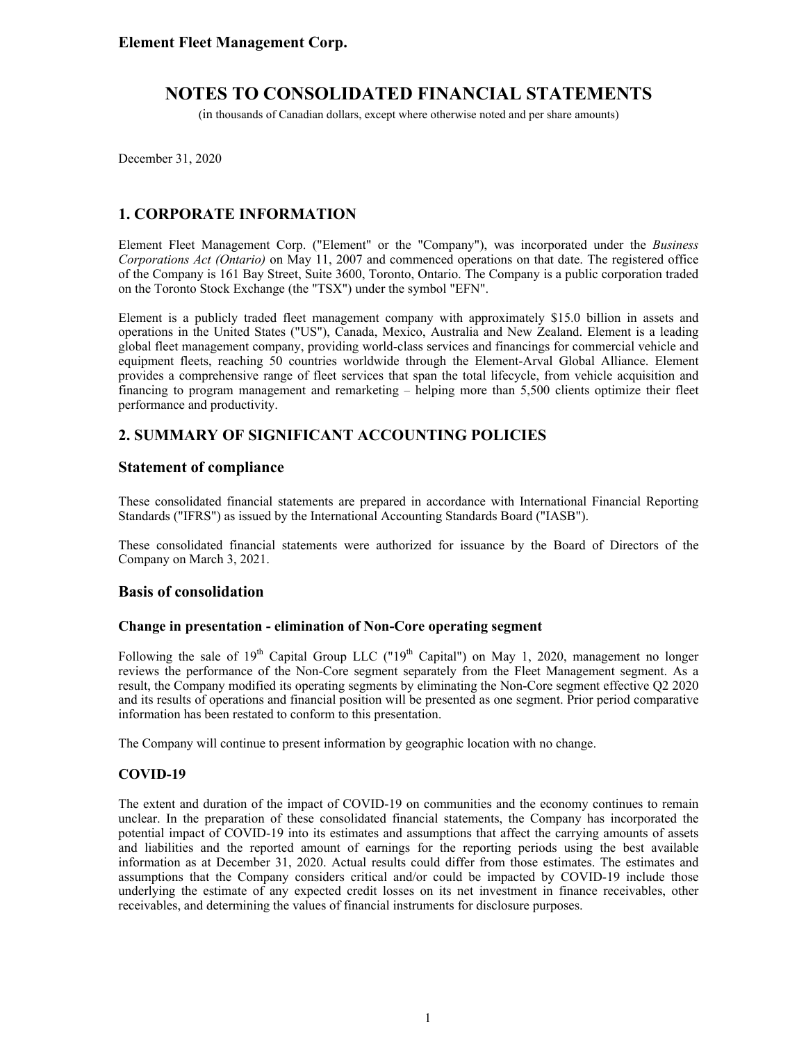**Element Fleet Management Corp.**

# NOTES TO CONSOLIDATED FINANCIAL STATEMENTS

(in thousands of Canadian dollars, except where otherwise noted and per share amounts)

December 31, 2020

## 1. CORPORATE INFORMATION

Element Fleet Management Corp. ("Element" or the "Company"), was incorporated under the *Business Corporations Act (Ontario)* on May 11, 2007 and commenced operations on that date. The registered office of the Company is 161 Bay Street, Suite 3600, Toronto, Ontario. The Company is a public corporation traded on the Toronto Stock Exchange (the "TSX") under the symbol "EFN".

Element is a publicly traded fleet management company with approximately $15.0 billion in assets and operations in the United States ("US"), Canada, Mexico, Australia and New Zealand. Element is a leading global fleet management company, providing world-class services and financings for commercial vehicle and equipment fleets, reaching 50 countries worldwide through the Element-Arval Global Alliance. Element provides a comprehensive range of fleet services that span the total lifecycle, from vehicle acquisition and financing to program management and remarketing – helping more than 5,500 clients optimize their fleet performance and productivity.

## 2. SUMMARY OF SIGNIFICANT ACCOUNTING POLICIES

### Statement of compliance

These consolidated financial statements are prepared in accordance with International Financial Reporting Standards ("IFRS") as issued by the International Accounting Standards Board ("IASB").

These consolidated financial statements were authorized for issuance by the Board of Directors of the Company on March 3, 2021.

### Basis of consolidation

#### Change in presentation - elimination of Non-Core operating segment

Following the sale of 19th Capital Group LLC ("19th Capital") on May 1, 2020, management no longer reviews the performance of the Non-Core segment separately from the Fleet Management segment. As a result, the Company modified its operating segments by eliminating the Non-Core segment effective Q2 2020 and its results of operations and financial position will be presented as one segment. Prior period comparative information has been restated to conform to this presentation.

The Company will continue to present information by geographic location with no change.

### COVID-19

The extent and duration of the impact of COVID-19 on communities and the economy continues to remain unclear. In the preparation of these consolidated financial statements, the Company has incorporated the potential impact of COVID-19 into its estimates and assumptions that affect the carrying amounts of assets and liabilities and the reported amount of earnings for the reporting periods using the best available information as at December 31, 2020. Actual results could differ from those estimates. The estimates and assumptions that the Company considers critical and/or could be impacted by COVID-19 include those underlying the estimate of any expected credit losses on its net investment in finance receivables, other receivables, and determining the values of financial instruments for disclosure purposes.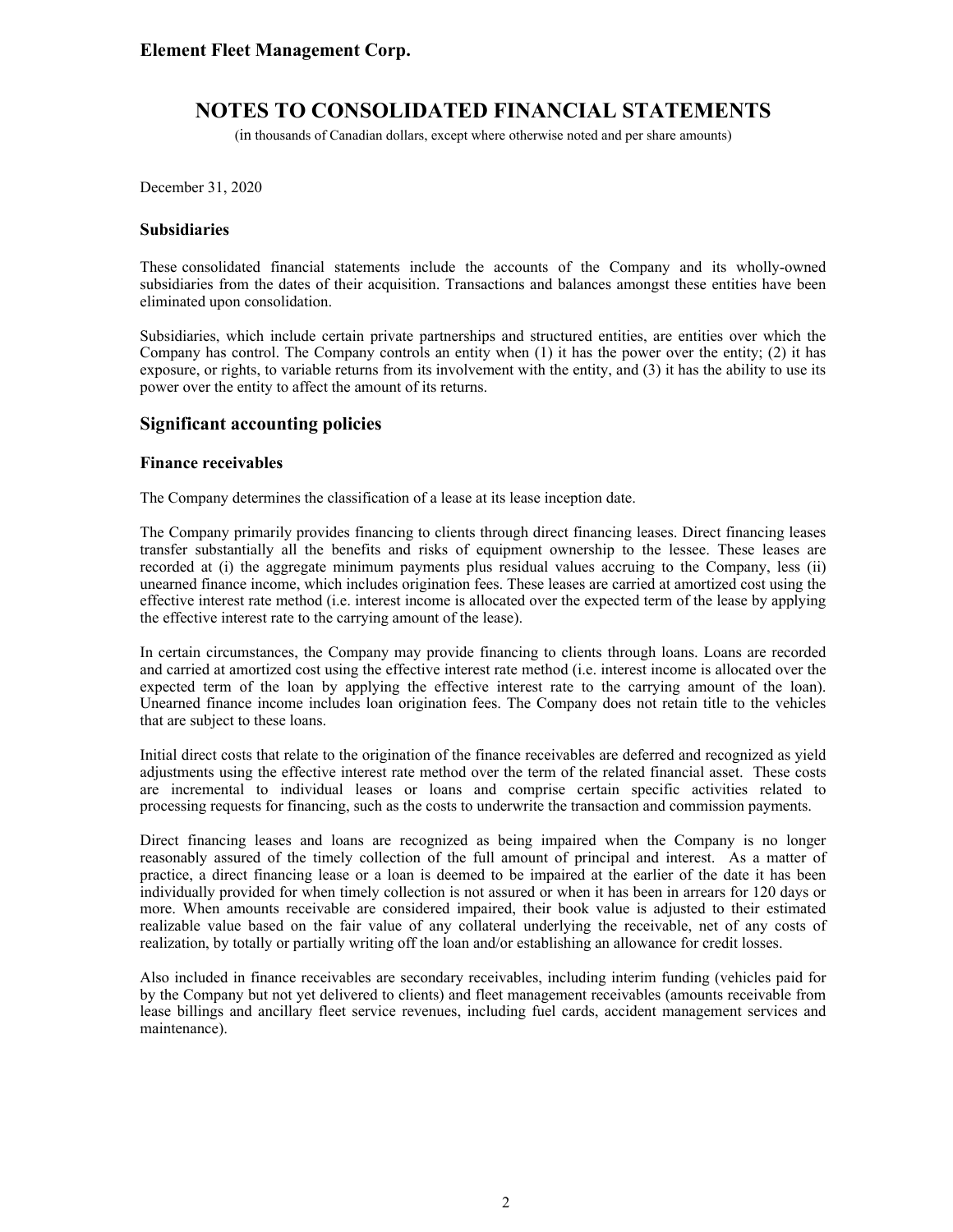December 31, 2020

### Subsidiaries

These consolidated financial statements include the accounts of the Company and its wholly-owned subsidiaries from the dates of their acquisition. Transactions and balances amongst these entities have been eliminated upon consolidation.

Subsidiaries, which include certain private partnerships and structured entities, are entities over which the Company has control. The Company controls an entity when (1) it has the power over the entity; (2) it has exposure, or rights, to variable returns from its involvement with the entity, and (3) it has the ability to use its power over the entity to affect the amount of its returns.

## Significant accounting policies

### Finance receivables

The Company determines the classification of a lease at its lease inception date.

The Company primarily provides financing to clients through direct financing leases. Direct financing leases transfer substantially all the benefits and risks of equipment ownership to the lessee. These leases are recorded at (i) the aggregate minimum payments plus residual values accruing to the Company, less (ii) unearned finance income, which includes origination fees. These leases are carried at amortized cost using the effective interest rate method (i.e. interest income is allocated over the expected term of the lease by applying the effective interest rate to the carrying amount of the lease).

In certain circumstances, the Company may provide financing to clients through loans. Loans are recorded and carried at amortized cost using the effective interest rate method (i.e. interest income is allocated over the expected term of the loan by applying the effective interest rate to the carrying amount of the loan). Unearned finance income includes loan origination fees. The Company does not retain title to the vehicles that are subject to these loans.

Initial direct costs that relate to the origination of the finance receivables are deferred and recognized as yield adjustments using the effective interest rate method over the term of the related financial asset. These costs are incremental to individual leases or loans and comprise certain specific activities related to processing requests for financing, such as the costs to underwrite the transaction and commission payments.

Direct financing leases and loans are recognized as being impaired when the Company is no longer reasonably assured of the timely collection of the full amount of principal and interest. As a matter of practice, a direct financing lease or a loan is deemed to be impaired at the earlier of the date it has been individually provided for when timely collection is not assured or when it has been in arrears for 120 days or more. When amounts receivable are considered impaired, their book value is adjusted to their estimated realizable value based on the fair value of any collateral underlying the receivable, net of any costs of realization, by totally or partially writing off the loan and/or establishing an allowance for credit losses.

Also included in finance receivables are secondary receivables, including interim funding (vehicles paid for by the Company but not yet delivered to clients) and fleet management receivables (amounts receivable from lease billings and ancillary fleet service revenues, including fuel cards, accident management services and maintenance).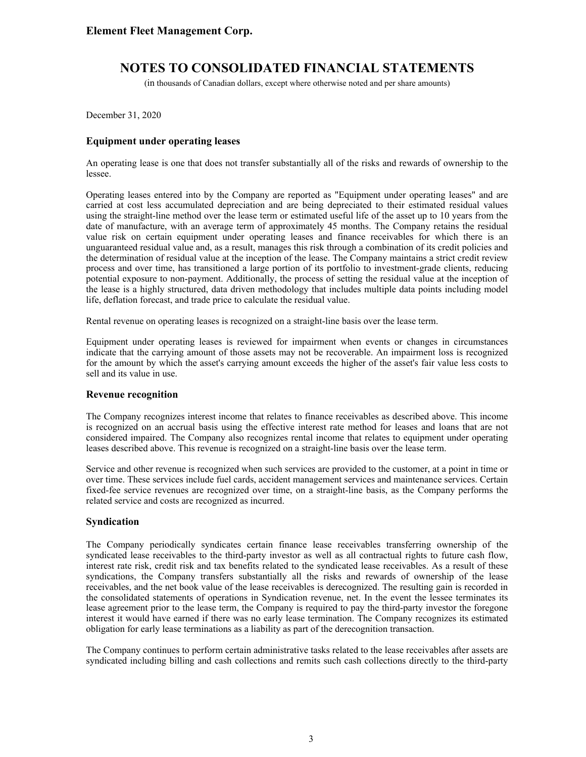### Equipment under operating leases

An operating lease is one that does not transfer substantially all of the risks and rewards of ownership to the lessee.

Operating leases entered into by the Company are reported as "Equipment under operating leases" and are carried at cost less accumulated depreciation and are being depreciated to their estimated residual values using the straight-line method over the lease term or estimated useful life of the asset up to 10 years from the date of manufacture, with an average term of approximately 45 months. The Company retains the residual value risk on certain equipment under operating leases and finance receivables for which there is an unguaranteed residual value and, as a result, manages this risk through a combination of its credit policies and the determination of residual value at the inception of the lease. The Company maintains a strict credit review process and over time, has transitioned a large portion of its portfolio to investment-grade clients, reducing potential exposure to non-payment. Additionally, the process of setting the residual value at the inception of the lease is a highly structured, data driven methodology that includes multiple data points including model life, deflation forecast, and trade price to calculate the residual value.

Rental revenue on operating leases is recognized on a straight-line basis over the lease term.

Equipment under operating leases is reviewed for impairment when events or changes in circumstances indicate that the carrying amount of those assets may not be recoverable. An impairment loss is recognized for the amount by which the asset's carrying amount exceeds the higher of the asset's fair value less costs to sell and its value in use.

### Revenue recognition

The Company recognizes interest income that relates to finance receivables as described above. This income is recognized on an accrual basis using the effective interest rate method for leases and loans that are not considered impaired. The Company also recognizes rental income that relates to equipment under operating leases described above. This revenue is recognized on a straight-line basis over the lease term.

Service and other revenue is recognized when such services are provided to the customer, at a point in time or over time. These services include fuel cards, accident management services and maintenance services. Certain fixed-fee service revenues are recognized over time, on a straight-line basis, as the Company performs the related service and costs are recognized as incurred.

### Syndication

The Company periodically syndicates certain finance lease receivables transferring ownership of the syndicated lease receivables to the third-party investor as well as all contractual rights to future cash flow, interest rate risk, credit risk and tax benefits related to the syndicated lease receivables. As a result of these syndications, the Company transfers substantially all the risks and rewards of ownership of the lease receivables, and the net book value of the lease receivables is derecognized. The resulting gain is recorded in the consolidated statements of operations in Syndication revenue, net. In the event the lessee terminates its lease agreement prior to the lease term, the Company is required to pay the third-party investor the foregone interest it would have earned if there was no early lease termination. The Company recognizes its estimated obligation for early lease terminations as a liability as part of the derecognition transaction.

The Company continues to perform certain administrative tasks related to the lease receivables after assets are syndicated including billing and cash collections and remits such cash collections directly to the third-party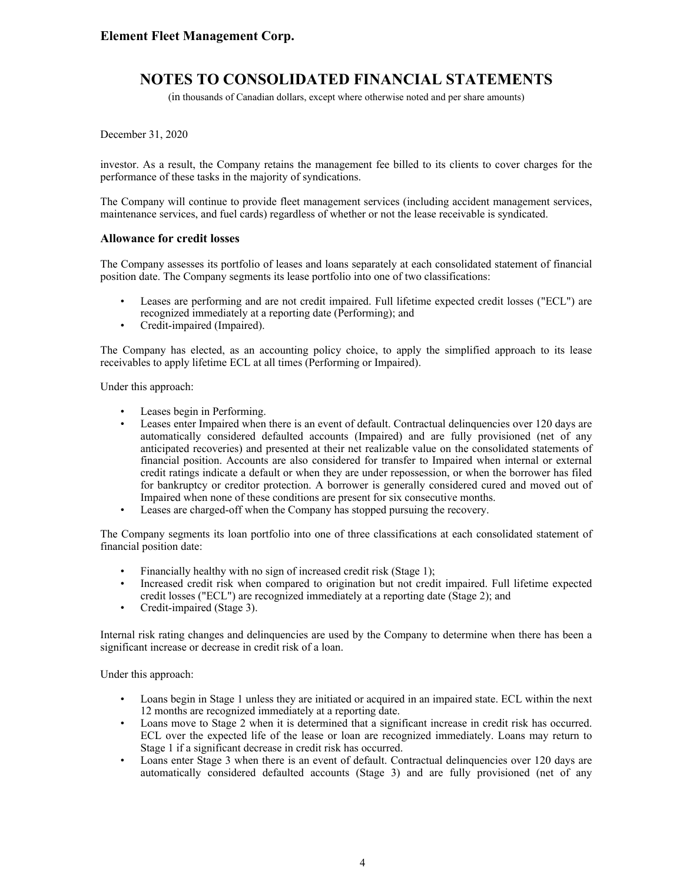investor. As a result, the Company retains the management fee billed to its clients to cover charges for the performance of these tasks in the majority of syndications.

The Company will continue to provide fleet management services (including accident management services, maintenance services, and fuel cards) regardless of whether or not the lease receivable is syndicated.

### Allowance for credit losses

The Company assesses its portfolio of leases and loans separately at each consolidated statement of financial position date. The Company segments its lease portfolio into one of two classifications:

- Leases are performing and are not credit impaired. Full lifetime expected credit losses ("ECL") are recognized immediately at a reporting date (Performing); and
- Credit-impaired (Impaired).

The Company has elected, as an accounting policy choice, to apply the simplified approach to its lease receivables to apply lifetime ECL at all times (Performing or Impaired).

Under this approach:

- Leases begin in Performing.
- Leases enter Impaired when there is an event of default. Contractual delinquencies over 120 days are automatically considered defaulted accounts (Impaired) and are fully provisioned (net of any anticipated recoveries) and presented at their net realizable value on the consolidated statements of financial position. Accounts are also considered for transfer to Impaired when internal or external credit ratings indicate a default or when they are under repossession, or when the borrower has filed for bankruptcy or creditor protection. A borrower is generally considered cured and moved out of Impaired when none of these conditions are present for six consecutive months.
- Leases are charged-off when the Company has stopped pursuing the recovery.

The Company segments its loan portfolio into one of three classifications at each consolidated statement of financial position date:

- Financially healthy with no sign of increased credit risk (Stage 1);
- Increased credit risk when compared to origination but not credit impaired. Full lifetime expected credit losses ("ECL") are recognized immediately at a reporting date (Stage 2); and
- Credit-impaired (Stage 3).

Internal risk rating changes and delinquencies are used by the Company to determine when there has been a significant increase or decrease in credit risk of a loan.

Under this approach:

- Loans begin in Stage 1 unless they are initiated or acquired in an impaired state. ECL within the next 12 months are recognized immediately at a reporting date.
- Loans move to Stage 2 when it is determined that a significant increase in credit risk has occurred. ECL over the expected life of the lease or loan are recognized immediately. Loans may return to Stage 1 if a significant decrease in credit risk has occurred.
- Loans enter Stage 3 when there is an event of default. Contractual delinquencies over 120 days are automatically considered defaulted accounts (Stage 3) and are fully provisioned (net of any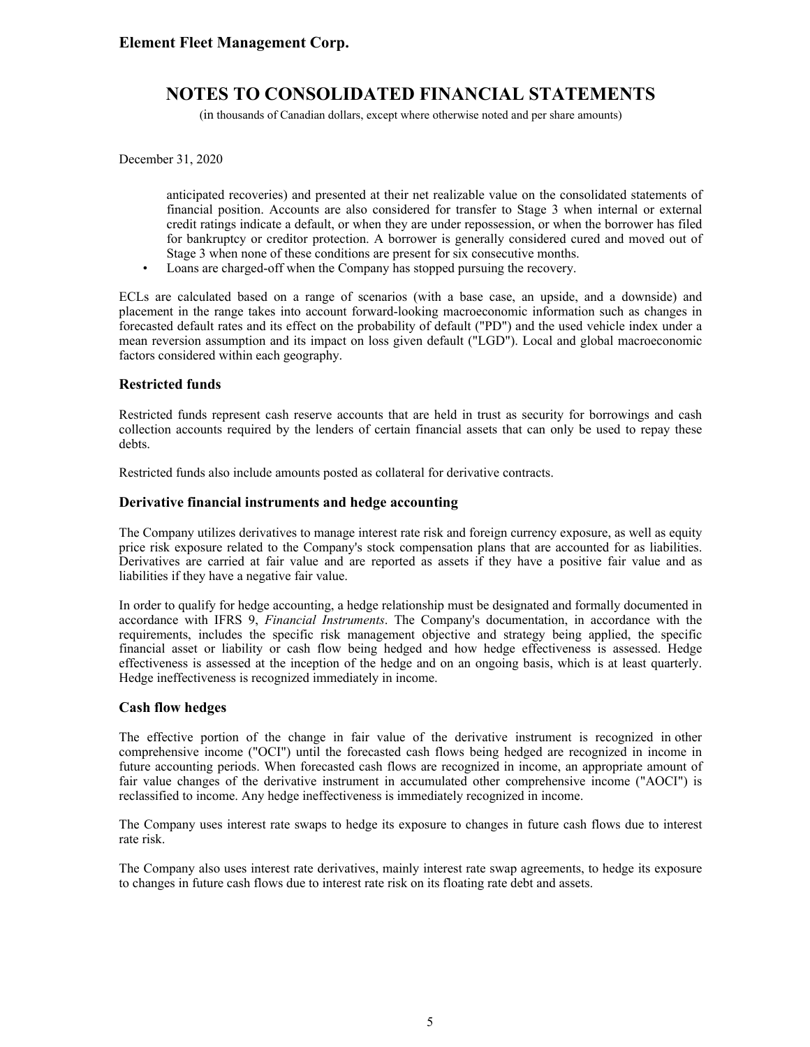anticipated recoveries) and presented at their net realizable value on the consolidated statements of financial position. Accounts are also considered for transfer to Stage 3 when internal or external credit ratings indicate a default, or when they are under repossession, or when the borrower has filed for bankruptcy or creditor protection. A borrower is generally considered cured and moved out of Stage 3 when none of these conditions are present for six consecutive months.

- Loans are charged-off when the Company has stopped pursuing the recovery.

ECLs are calculated based on a range of scenarios (with a base case, an upside, and a downside) and placement in the range takes into account forward-looking macroeconomic information such as changes in forecasted default rates and its effect on the probability of default ("PD") and the used vehicle index under a mean reversion assumption and its impact on loss given default ("LGD"). Local and global macroeconomic factors considered within each geography.

### Restricted funds

Restricted funds represent cash reserve accounts that are held in trust as security for borrowings and cash collection accounts required by the lenders of certain financial assets that can only be used to repay these debts.

Restricted funds also include amounts posted as collateral for derivative contracts.

### Derivative financial instruments and hedge accounting

The Company utilizes derivatives to manage interest rate risk and foreign currency exposure, as well as equity price risk exposure related to the Company's stock compensation plans that are accounted for as liabilities. Derivatives are carried at fair value and are reported as assets if they have a positive fair value and as liabilities if they have a negative fair value.

In order to qualify for hedge accounting, a hedge relationship must be designated and formally documented in accordance with IFRS 9, *Financial Instruments*. The Company's documentation, in accordance with the requirements, includes the specific risk management objective and strategy being applied, the specific financial asset or liability or cash flow being hedged and how hedge effectiveness is assessed. Hedge effectiveness is assessed at the inception of the hedge and on an ongoing basis, which is at least quarterly. Hedge ineffectiveness is recognized immediately in income.

### Cash flow hedges

The effective portion of the change in fair value of the derivative instrument is recognized in other comprehensive income ("OCI") until the forecasted cash flows being hedged are recognized in income in future accounting periods. When forecasted cash flows are recognized in income, an appropriate amount of fair value changes of the derivative instrument in accumulated other comprehensive income ("AOCI") is reclassified to income. Any hedge ineffectiveness is immediately recognized in income.

The Company uses interest rate swaps to hedge its exposure to changes in future cash flows due to interest rate risk.

The Company also uses interest rate derivatives, mainly interest rate swap agreements, to hedge its exposure to changes in future cash flows due to interest rate risk on its floating rate debt and assets.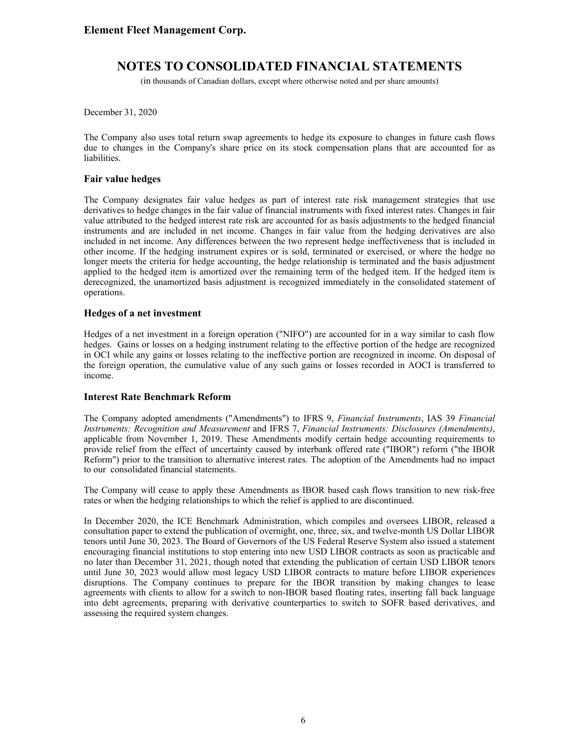December 31, 2020

The Company also uses total return swap agreements to hedge its exposure to changes in future cash flows due to changes in the Company's share price on its stock compensation plans that are accounted for as liabilities.

### Fair value hedges

The Company designates fair value hedges as part of interest rate risk management strategies that use derivatives to hedge changes in the fair value of financial instruments with fixed interest rates. Changes in fair value attributed to the hedged interest rate risk are accounted for as basis adjustments to the hedged financial instruments and are included in net income. Changes in fair value from the hedging derivatives are also included in net income. Any differences between the two represent hedge ineffectiveness that is included in other income. If the hedging instrument expires or is sold, terminated or exercised, or where the hedge no longer meets the criteria for hedge accounting, the hedge relationship is terminated and the basis adjustment applied to the hedged item is amortized over the remaining term of the hedged item. If the hedged item is derecognized, the unamortized basis adjustment is recognized immediately in the consolidated statement of operations.

### Hedges of a net investment

Hedges of a net investment in a foreign operation ("NIFO") are accounted for in a way similar to cash flow hedges. Gains or losses on a hedging instrument relating to the effective portion of the hedge are recognized in OCI while any gains or losses relating to the ineffective portion are recognized in income. On disposal of the foreign operation, the cumulative value of any such gains or losses recorded in AOCI is transferred to income.

### Interest Rate Benchmark Reform

The Company adopted amendments ("Amendments") to IFRS 9, *Financial Instruments*, IAS 39 *Financial Instruments: Recognition and Measurement* and IFRS 7, *Financial Instruments: Disclosures (Amendments)*, applicable from November 1, 2019. These Amendments modify certain hedge accounting requirements to provide relief from the effect of uncertainty caused by interbank offered rate ("IBOR") reform ("the IBOR Reform") prior to the transition to alternative interest rates. The adoption of the Amendments had no impact to our consolidated financial statements.

The Company will cease to apply these Amendments as IBOR based cash flows transition to new risk-free rates or when the hedging relationships to which the relief is applied to are discontinued.

In December 2020, the ICE Benchmark Administration, which compiles and oversees LIBOR, released a consultation paper to extend the publication of overnight, one, three, six, and twelve-month US Dollar LIBOR tenors until June 30, 2023. The Board of Governors of the US Federal Reserve System also issued a statement encouraging financial institutions to stop entering into new USD LIBOR contracts as soon as practicable and no later than December 31, 2021, though noted that extending the publication of certain USD LIBOR tenors until June 30, 2023 would allow most legacy USD LIBOR contracts to mature before LIBOR experiences disruptions. The Company continues to prepare for the IBOR transition by making changes to lease agreements with clients to allow for a switch to non-IBOR based floating rates, inserting fall back language into debt agreements, preparing with derivative counterparties to switch to SOFR based derivatives, and assessing the required system changes.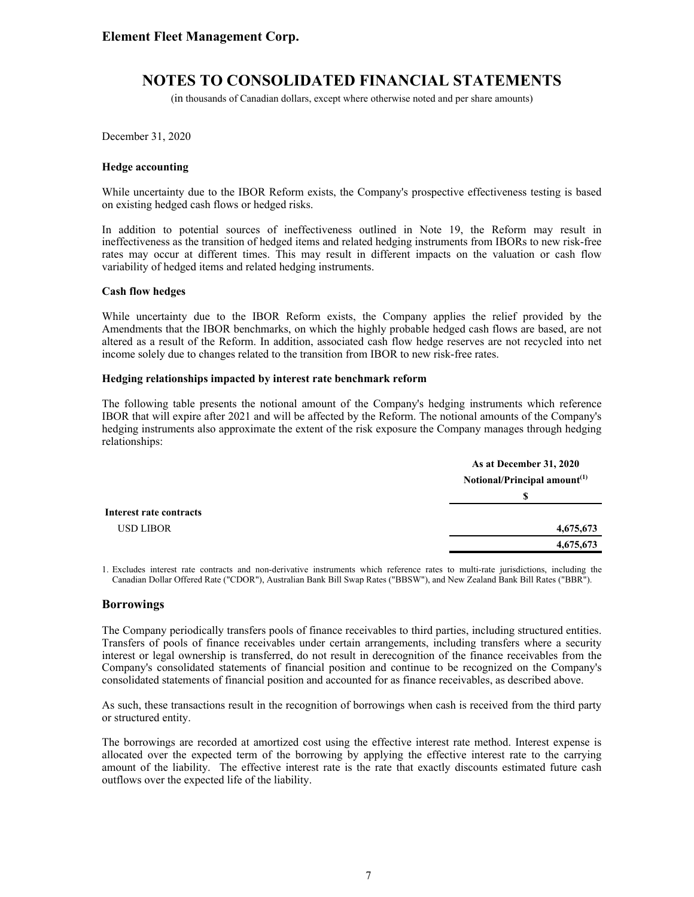December 31, 2020

**Hedge accounting**

While uncertainty due to the IBOR Reform exists, the Company's prospective effectiveness testing is based on existing hedged cash flows or hedged risks.

In addition to potential sources of ineffectiveness outlined in Note 19, the Reform may result in ineffectiveness as the transition of hedged items and related hedging instruments from IBORs to new risk-free rates may occur at different times. This may result in different impacts on the valuation or cash flow variability of hedged items and related hedging instruments.

**Cash flow hedges**

While uncertainty due to the IBOR Reform exists, the Company applies the relief provided by the Amendments that the IBOR benchmarks, on which the highly probable hedged cash flows are based, are not altered as a result of the Reform. In addition, associated cash flow hedge reserves are not recycled into net income solely due to changes related to the transition from IBOR to new risk-free rates.

**Hedging relationships impacted by interest rate benchmark reform**

The following table presents the notional amount of the Company's hedging instruments which reference IBOR that will expire after 2021 and will be affected by the Reform. The notional amounts of the Company's hedging instruments also approximate the extent of the risk exposure the Company manages through hedging relationships:

| | As at December 31, 2020 |
|---|---|
| | Notional/Principal amount[1] |
| | $ |
| **Interest rate contracts** | |
| USD LIBOR | **4,675,673** |
| | **4,675,673** |

1. Excludes interest rate contracts and non-derivative instruments which reference rates to multi-rate jurisdictions, including the Canadian Dollar Offered Rate ("CDOR"), Australian Bank Bill Swap Rates ("BBSW"), and New Zealand Bank Bill Rates ("BBR").

## Borrowings

The Company periodically transfers pools of finance receivables to third parties, including structured entities. Transfers of pools of finance receivables under certain arrangements, including transfers where a security interest or legal ownership is transferred, do not result in derecognition of the finance receivables from the Company's consolidated statements of financial position and continue to be recognized on the Company's consolidated statements of financial position and accounted for as finance receivables, as described above.

As such, these transactions result in the recognition of borrowings when cash is received from the third party or structured entity.

The borrowings are recorded at amortized cost using the effective interest rate method. Interest expense is allocated over the expected term of the borrowing by applying the effective interest rate to the carrying amount of the liability. The effective interest rate is the rate that exactly discounts estimated future cash outflows over the expected life of the liability.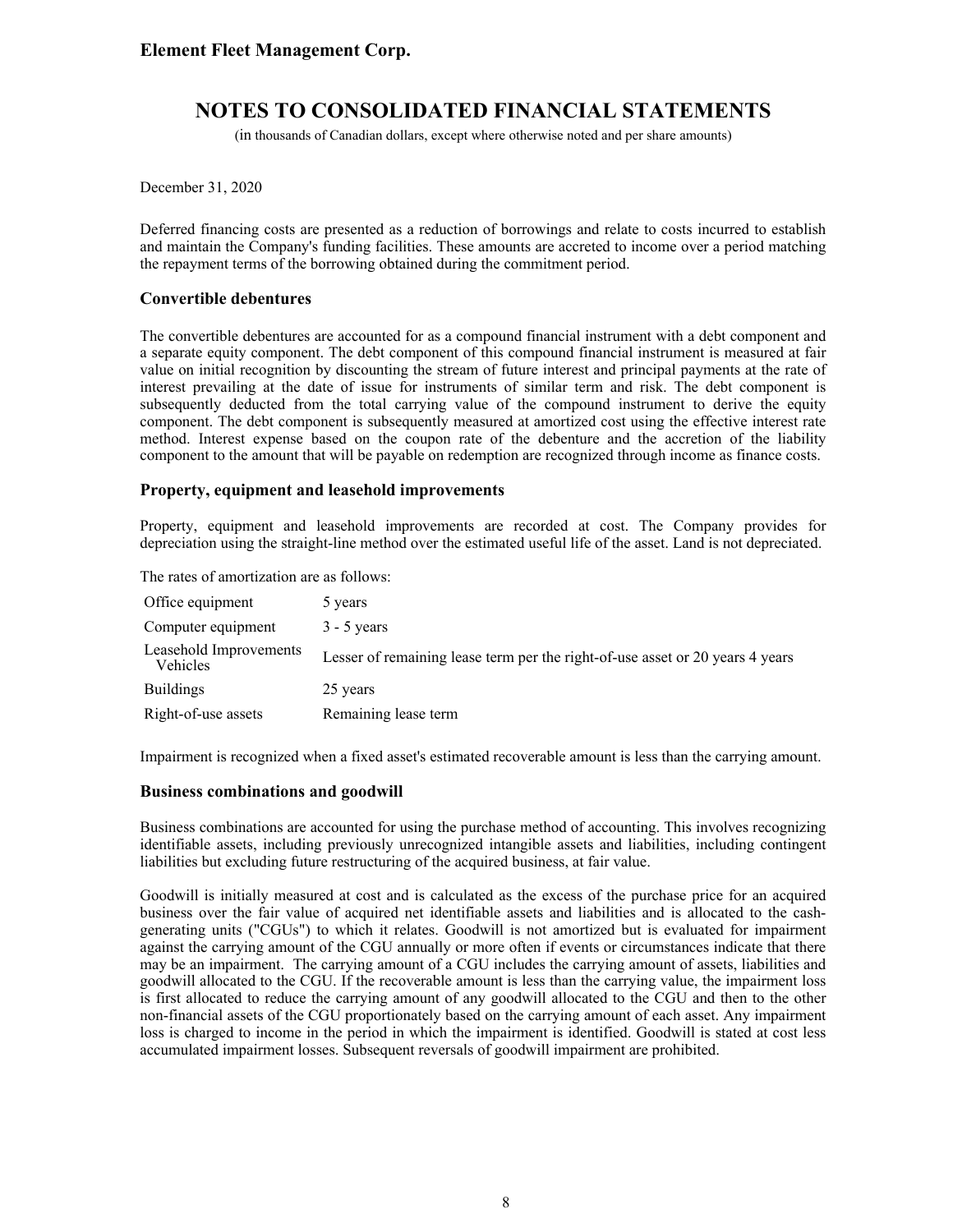**Element Fleet Management Corp.**

# NOTES TO CONSOLIDATED FINANCIAL STATEMENTS

(in thousands of Canadian dollars, except where otherwise noted and per share amounts)

December 31, 2020

Deferred financing costs are presented as a reduction of borrowings and relate to costs incurred to establish and maintain the Company's funding facilities. These amounts are accreted to income over a period matching the repayment terms of the borrowing obtained during the commitment period.

### Convertible debentures

The convertible debentures are accounted for as a compound financial instrument with a debt component and a separate equity component. The debt component of this compound financial instrument is measured at fair value on initial recognition by discounting the stream of future interest and principal payments at the rate of interest prevailing at the date of issue for instruments of similar term and risk. The debt component is subsequently deducted from the total carrying value of the compound instrument to derive the equity component. The debt component is subsequently measured at amortized cost using the effective interest rate method. Interest expense based on the coupon rate of the debenture and the accretion of the liability component to the amount that will be payable on redemption are recognized through income as finance costs.

### Property, equipment and leasehold improvements

Property, equipment and leasehold improvements are recorded at cost. The Company provides for depreciation using the straight-line method over the estimated useful life of the asset. Land is not depreciated.

The rates of amortization are as follows:

| | |
|---|---|
| Office equipment | 5 years |
| Computer equipment | 3 - 5 years |
| Leasehold Improvements Vehicles | Lesser of remaining lease term per the right-of-use asset or 20 years 4 years |
| Buildings | 25 years |
| Right-of-use assets | Remaining lease term |

Impairment is recognized when a fixed asset's estimated recoverable amount is less than the carrying amount.

### Business combinations and goodwill

Business combinations are accounted for using the purchase method of accounting. This involves recognizing identifiable assets, including previously unrecognized intangible assets and liabilities, including contingent liabilities but excluding future restructuring of the acquired business, at fair value.

Goodwill is initially measured at cost and is calculated as the excess of the purchase price for an acquired business over the fair value of acquired net identifiable assets and liabilities and is allocated to the cash-generating units ("CGUs") to which it relates. Goodwill is not amortized but is evaluated for impairment against the carrying amount of the CGU annually or more often if events or circumstances indicate that there may be an impairment. The carrying amount of a CGU includes the carrying amount of assets, liabilities and goodwill allocated to the CGU. If the recoverable amount is less than the carrying value, the impairment loss is first allocated to reduce the carrying amount of any goodwill allocated to the CGU and then to the other non-financial assets of the CGU proportionately based on the carrying amount of each asset. Any impairment loss is charged to income in the period in which the impairment is identified. Goodwill is stated at cost less accumulated impairment losses. Subsequent reversals of goodwill impairment are prohibited.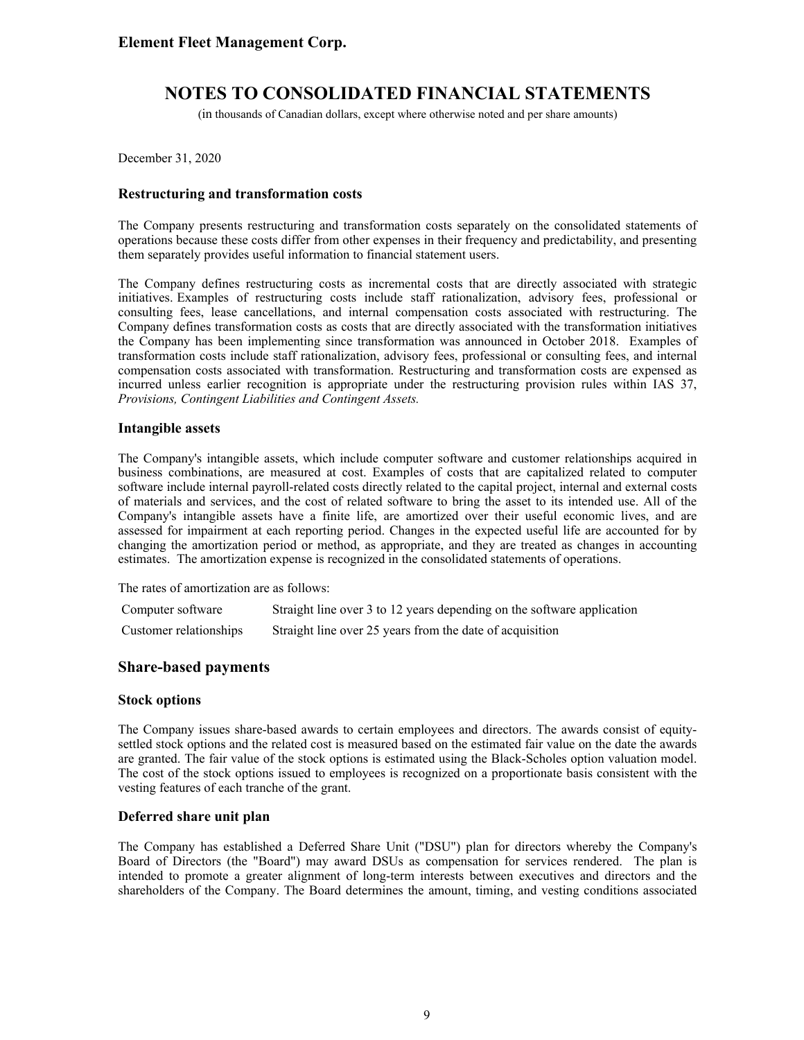December 31, 2020

### Restructuring and transformation costs

The Company presents restructuring and transformation costs separately on the consolidated statements of operations because these costs differ from other expenses in their frequency and predictability, and presenting them separately provides useful information to financial statement users.

The Company defines restructuring costs as incremental costs that are directly associated with strategic initiatives. Examples of restructuring costs include staff rationalization, advisory fees, professional or consulting fees, lease cancellations, and internal compensation costs associated with restructuring. The Company defines transformation costs as costs that are directly associated with the transformation initiatives the Company has been implementing since transformation was announced in October 2018. Examples of transformation costs include staff rationalization, advisory fees, professional or consulting fees, and internal compensation costs associated with transformation. Restructuring and transformation costs are expensed as incurred unless earlier recognition is appropriate under the restructuring provision rules within IAS 37, *Provisions, Contingent Liabilities and Contingent Assets.*

### Intangible assets

The Company's intangible assets, which include computer software and customer relationships acquired in business combinations, are measured at cost. Examples of costs that are capitalized related to computer software include internal payroll-related costs directly related to the capital project, internal and external costs of materials and services, and the cost of related software to bring the asset to its intended use. All of the Company's intangible assets have a finite life, are amortized over their useful economic lives, and are assessed for impairment at each reporting period. Changes in the expected useful life are accounted for by changing the amortization period or method, as appropriate, and they are treated as changes in accounting estimates. The amortization expense is recognized in the consolidated statements of operations.

The rates of amortization are as follows:

| | |
|---|---|
| Computer software | Straight line over 3 to 12 years depending on the software application |
| Customer relationships | Straight line over 25 years from the date of acquisition |

## Share-based payments

### Stock options

The Company issues share-based awards to certain employees and directors. The awards consist of equity-settled stock options and the related cost is measured based on the estimated fair value on the date the awards are granted. The fair value of the stock options is estimated using the Black-Scholes option valuation model. The cost of the stock options issued to employees is recognized on a proportionate basis consistent with the vesting features of each tranche of the grant.

### Deferred share unit plan

The Company has established a Deferred Share Unit ("DSU") plan for directors whereby the Company's Board of Directors (the "Board") may award DSUs as compensation for services rendered. The plan is intended to promote a greater alignment of long-term interests between executives and directors and the shareholders of the Company. The Board determines the amount, timing, and vesting conditions associated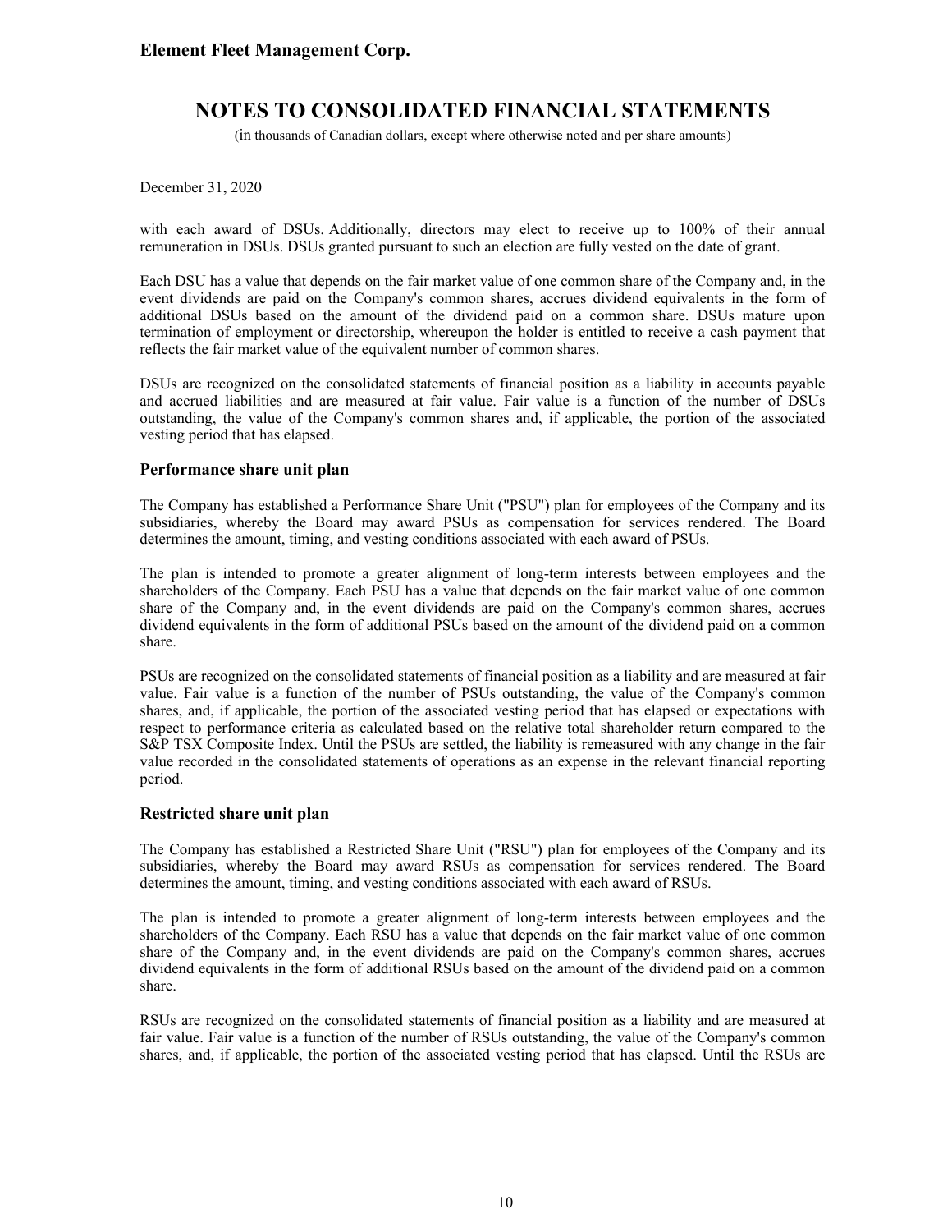with each award of DSUs. Additionally, directors may elect to receive up to 100% of their annual remuneration in DSUs. DSUs granted pursuant to such an election are fully vested on the date of grant.

Each DSU has a value that depends on the fair market value of one common share of the Company and, in the event dividends are paid on the Company's common shares, accrues dividend equivalents in the form of additional DSUs based on the amount of the dividend paid on a common share. DSUs mature upon termination of employment or directorship, whereupon the holder is entitled to receive a cash payment that reflects the fair market value of the equivalent number of common shares.

DSUs are recognized on the consolidated statements of financial position as a liability in accounts payable and accrued liabilities and are measured at fair value. Fair value is a function of the number of DSUs outstanding, the value of the Company's common shares and, if applicable, the portion of the associated vesting period that has elapsed.

### Performance share unit plan

The Company has established a Performance Share Unit ("PSU") plan for employees of the Company and its subsidiaries, whereby the Board may award PSUs as compensation for services rendered. The Board determines the amount, timing, and vesting conditions associated with each award of PSUs.

The plan is intended to promote a greater alignment of long-term interests between employees and the shareholders of the Company. Each PSU has a value that depends on the fair market value of one common share of the Company and, in the event dividends are paid on the Company's common shares, accrues dividend equivalents in the form of additional PSUs based on the amount of the dividend paid on a common share.

PSUs are recognized on the consolidated statements of financial position as a liability and are measured at fair value. Fair value is a function of the number of PSUs outstanding, the value of the Company's common shares, and, if applicable, the portion of the associated vesting period that has elapsed or expectations with respect to performance criteria as calculated based on the relative total shareholder return compared to the S&P TSX Composite Index. Until the PSUs are settled, the liability is remeasured with any change in the fair value recorded in the consolidated statements of operations as an expense in the relevant financial reporting period.

### Restricted share unit plan

The Company has established a Restricted Share Unit ("RSU") plan for employees of the Company and its subsidiaries, whereby the Board may award RSUs as compensation for services rendered. The Board determines the amount, timing, and vesting conditions associated with each award of RSUs.

The plan is intended to promote a greater alignment of long-term interests between employees and the shareholders of the Company. Each RSU has a value that depends on the fair market value of one common share of the Company and, in the event dividends are paid on the Company's common shares, accrues dividend equivalents in the form of additional RSUs based on the amount of the dividend paid on a common share.

RSUs are recognized on the consolidated statements of financial position as a liability and are measured at fair value. Fair value is a function of the number of RSUs outstanding, the value of the Company's common shares, and, if applicable, the portion of the associated vesting period that has elapsed. Until the RSUs are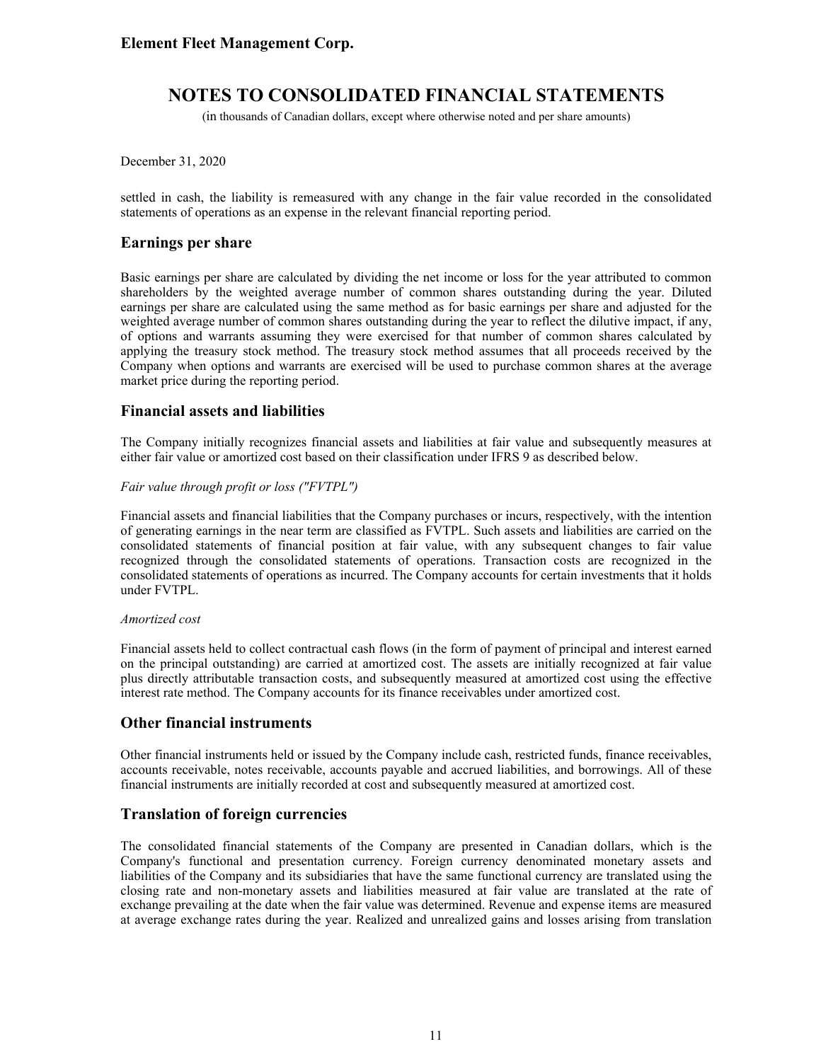settled in cash, the liability is remeasured with any change in the fair value recorded in the consolidated statements of operations as an expense in the relevant financial reporting period.

## Earnings per share

Basic earnings per share are calculated by dividing the net income or loss for the year attributed to common shareholders by the weighted average number of common shares outstanding during the year. Diluted earnings per share are calculated using the same method as for basic earnings per share and adjusted for the weighted average number of common shares outstanding during the year to reflect the dilutive impact, if any, of options and warrants assuming they were exercised for that number of common shares calculated by applying the treasury stock method. The treasury stock method assumes that all proceeds received by the Company when options and warrants are exercised will be used to purchase common shares at the average market price during the reporting period.

## Financial assets and liabilities

The Company initially recognizes financial assets and liabilities at fair value and subsequently measures at either fair value or amortized cost based on their classification under IFRS 9 as described below.

*Fair value through profit or loss ("FVTPL")*

Financial assets and financial liabilities that the Company purchases or incurs, respectively, with the intention of generating earnings in the near term are classified as FVTPL. Such assets and liabilities are carried on the consolidated statements of financial position at fair value, with any subsequent changes to fair value recognized through the consolidated statements of operations. Transaction costs are recognized in the consolidated statements of operations as incurred. The Company accounts for certain investments that it holds under FVTPL.

*Amortized cost*

Financial assets held to collect contractual cash flows (in the form of payment of principal and interest earned on the principal outstanding) are carried at amortized cost. The assets are initially recognized at fair value plus directly attributable transaction costs, and subsequently measured at amortized cost using the effective interest rate method. The Company accounts for its finance receivables under amortized cost.

## Other financial instruments

Other financial instruments held or issued by the Company include cash, restricted funds, finance receivables, accounts receivable, notes receivable, accounts payable and accrued liabilities, and borrowings. All of these financial instruments are initially recorded at cost and subsequently measured at amortized cost.

## Translation of foreign currencies

The consolidated financial statements of the Company are presented in Canadian dollars, which is the Company's functional and presentation currency. Foreign currency denominated monetary assets and liabilities of the Company and its subsidiaries that have the same functional currency are translated using the closing rate and non-monetary assets and liabilities measured at fair value are translated at the rate of exchange prevailing at the date when the fair value was determined. Revenue and expense items are measured at average exchange rates during the year. Realized and unrealized gains and losses arising from translation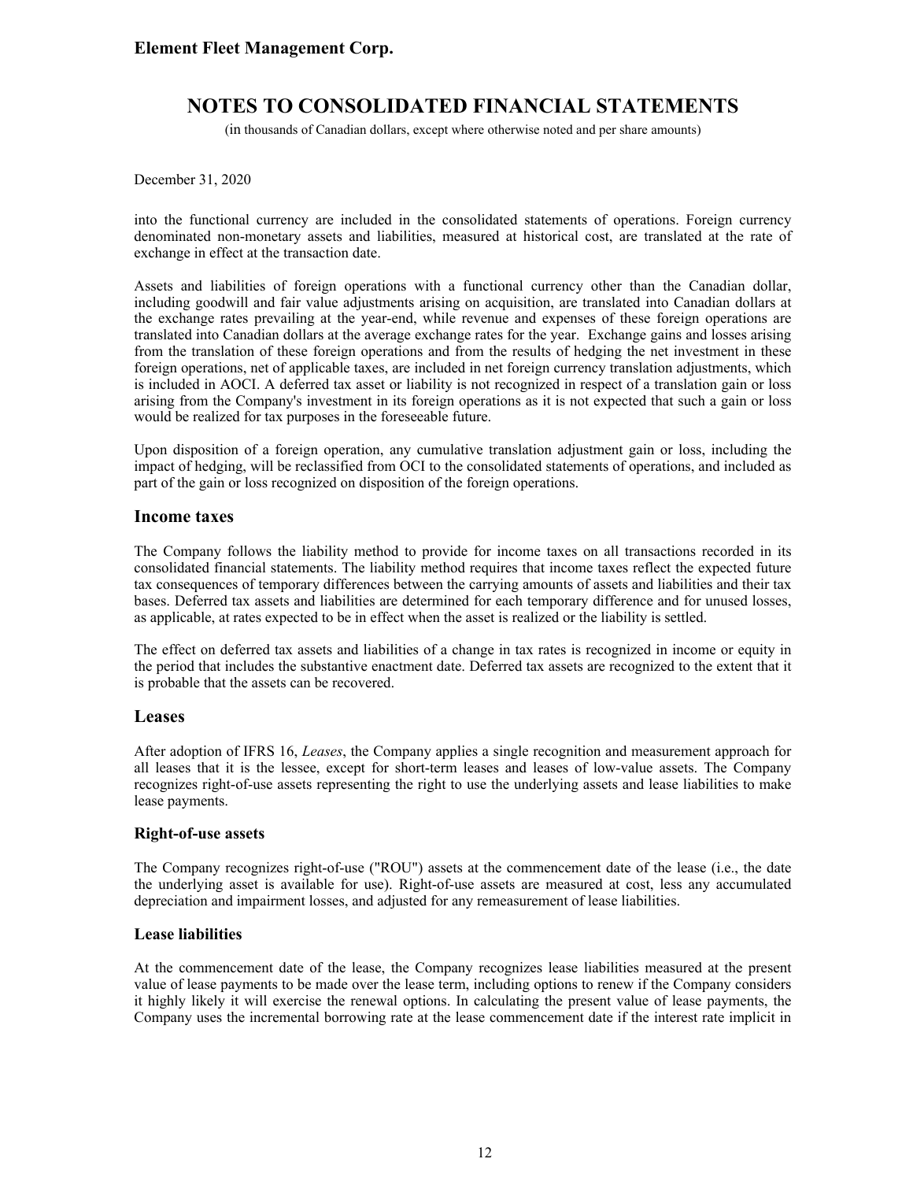into the functional currency are included in the consolidated statements of operations. Foreign currency denominated non-monetary assets and liabilities, measured at historical cost, are translated at the rate of exchange in effect at the transaction date.

Assets and liabilities of foreign operations with a functional currency other than the Canadian dollar, including goodwill and fair value adjustments arising on acquisition, are translated into Canadian dollars at the exchange rates prevailing at the year-end, while revenue and expenses of these foreign operations are translated into Canadian dollars at the average exchange rates for the year. Exchange gains and losses arising from the translation of these foreign operations and from the results of hedging the net investment in these foreign operations, net of applicable taxes, are included in net foreign currency translation adjustments, which is included in AOCI. A deferred tax asset or liability is not recognized in respect of a translation gain or loss arising from the Company's investment in its foreign operations as it is not expected that such a gain or loss would be realized for tax purposes in the foreseeable future.

Upon disposition of a foreign operation, any cumulative translation adjustment gain or loss, including the impact of hedging, will be reclassified from OCI to the consolidated statements of operations, and included as part of the gain or loss recognized on disposition of the foreign operations.

## Income taxes

The Company follows the liability method to provide for income taxes on all transactions recorded in its consolidated financial statements. The liability method requires that income taxes reflect the expected future tax consequences of temporary differences between the carrying amounts of assets and liabilities and their tax bases. Deferred tax assets and liabilities are determined for each temporary difference and for unused losses, as applicable, at rates expected to be in effect when the asset is realized or the liability is settled.

The effect on deferred tax assets and liabilities of a change in tax rates is recognized in income or equity in the period that includes the substantive enactment date. Deferred tax assets are recognized to the extent that it is probable that the assets can be recovered.

## Leases

After adoption of IFRS 16, *Leases*, the Company applies a single recognition and measurement approach for all leases that it is the lessee, except for short-term leases and leases of low-value assets. The Company recognizes right-of-use assets representing the right to use the underlying assets and lease liabilities to make lease payments.

### Right-of-use assets

The Company recognizes right-of-use ("ROU") assets at the commencement date of the lease (i.e., the date the underlying asset is available for use). Right-of-use assets are measured at cost, less any accumulated depreciation and impairment losses, and adjusted for any remeasurement of lease liabilities.

### Lease liabilities

At the commencement date of the lease, the Company recognizes lease liabilities measured at the present value of lease payments to be made over the lease term, including options to renew if the Company considers it highly likely it will exercise the renewal options. In calculating the present value of lease payments, the Company uses the incremental borrowing rate at the lease commencement date if the interest rate implicit in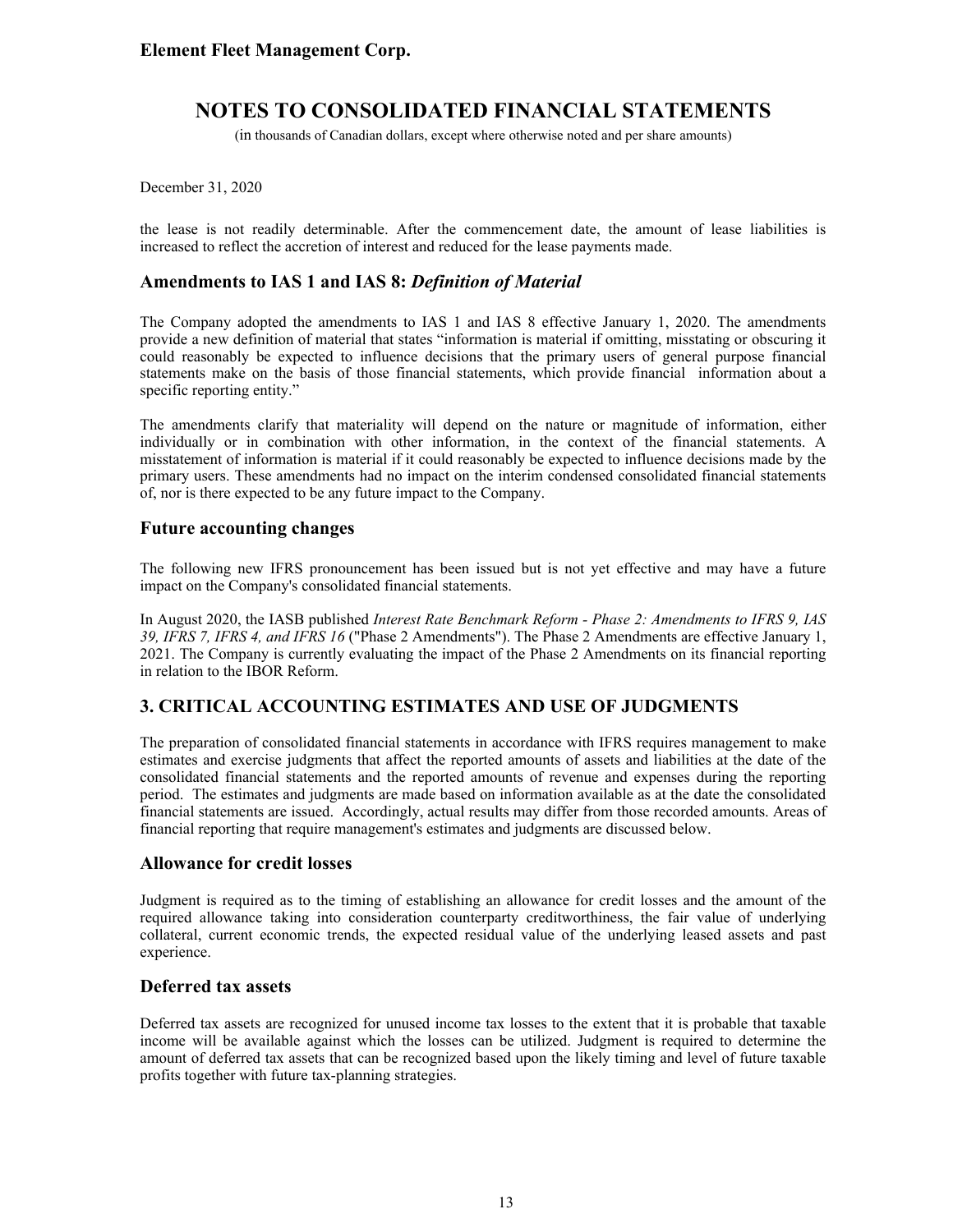the lease is not readily determinable. After the commencement date, the amount of lease liabilities is increased to reflect the accretion of interest and reduced for the lease payments made.

### Amendments to IAS 1 and IAS 8: *Definition of Material*

The Company adopted the amendments to IAS 1 and IAS 8 effective January 1, 2020. The amendments provide a new definition of material that states "information is material if omitting, misstating or obscuring it could reasonably be expected to influence decisions that the primary users of general purpose financial statements make on the basis of those financial statements, which provide financial information about a specific reporting entity."

The amendments clarify that materiality will depend on the nature or magnitude of information, either individually or in combination with other information, in the context of the financial statements. A misstatement of information is material if it could reasonably be expected to influence decisions made by the primary users. These amendments had no impact on the interim condensed consolidated financial statements of, nor is there expected to be any future impact to the Company.

### Future accounting changes

The following new IFRS pronouncement has been issued but is not yet effective and may have a future impact on the Company's consolidated financial statements.

In August 2020, the IASB published *Interest Rate Benchmark Reform - Phase 2: Amendments to IFRS 9, IAS 39, IFRS 7, IFRS 4, and IFRS 16* ("Phase 2 Amendments"). The Phase 2 Amendments are effective January 1, 2021. The Company is currently evaluating the impact of the Phase 2 Amendments on its financial reporting in relation to the IBOR Reform.

## 3. CRITICAL ACCOUNTING ESTIMATES AND USE OF JUDGMENTS

The preparation of consolidated financial statements in accordance with IFRS requires management to make estimates and exercise judgments that affect the reported amounts of assets and liabilities at the date of the consolidated financial statements and the reported amounts of revenue and expenses during the reporting period. The estimates and judgments are made based on information available as at the date the consolidated financial statements are issued. Accordingly, actual results may differ from those recorded amounts. Areas of financial reporting that require management's estimates and judgments are discussed below.

### Allowance for credit losses

Judgment is required as to the timing of establishing an allowance for credit losses and the amount of the required allowance taking into consideration counterparty creditworthiness, the fair value of underlying collateral, current economic trends, the expected residual value of the underlying leased assets and past experience.

### Deferred tax assets

Deferred tax assets are recognized for unused income tax losses to the extent that it is probable that taxable income will be available against which the losses can be utilized. Judgment is required to determine the amount of deferred tax assets that can be recognized based upon the likely timing and level of future taxable profits together with future tax-planning strategies.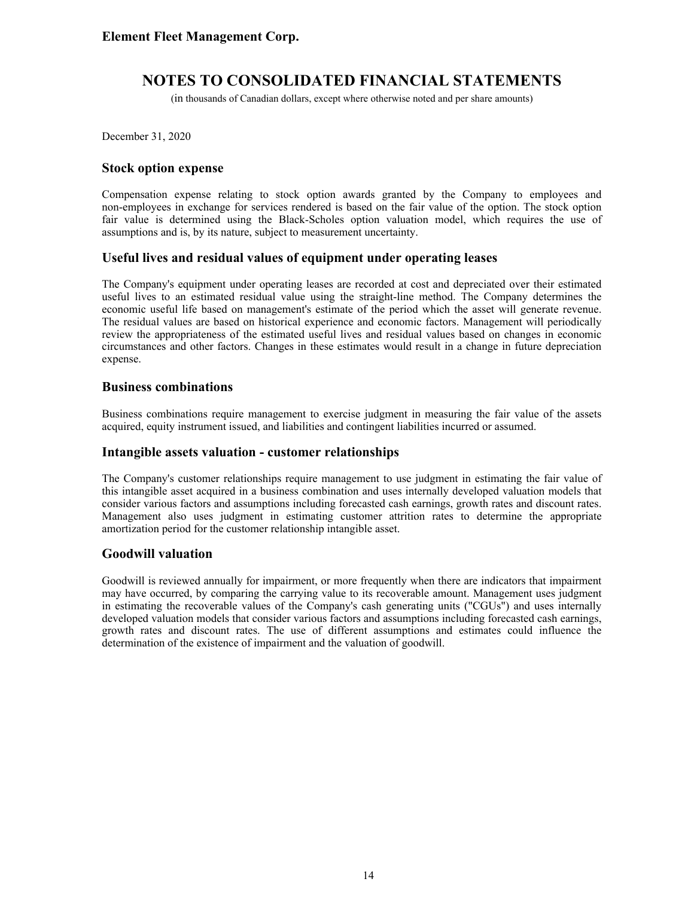December 31, 2020

### Stock option expense

Compensation expense relating to stock option awards granted by the Company to employees and non-employees in exchange for services rendered is based on the fair value of the option. The stock option fair value is determined using the Black-Scholes option valuation model, which requires the use of assumptions and is, by its nature, subject to measurement uncertainty.

### Useful lives and residual values of equipment under operating leases

The Company's equipment under operating leases are recorded at cost and depreciated over their estimated useful lives to an estimated residual value using the straight-line method. The Company determines the economic useful life based on management's estimate of the period which the asset will generate revenue. The residual values are based on historical experience and economic factors. Management will periodically review the appropriateness of the estimated useful lives and residual values based on changes in economic circumstances and other factors. Changes in these estimates would result in a change in future depreciation expense.

### Business combinations

Business combinations require management to exercise judgment in measuring the fair value of the assets acquired, equity instrument issued, and liabilities and contingent liabilities incurred or assumed.

### Intangible assets valuation - customer relationships

The Company's customer relationships require management to use judgment in estimating the fair value of this intangible asset acquired in a business combination and uses internally developed valuation models that consider various factors and assumptions including forecasted cash earnings, growth rates and discount rates. Management also uses judgment in estimating customer attrition rates to determine the appropriate amortization period for the customer relationship intangible asset.

### Goodwill valuation

Goodwill is reviewed annually for impairment, or more frequently when there are indicators that impairment may have occurred, by comparing the carrying value to its recoverable amount. Management uses judgment in estimating the recoverable values of the Company's cash generating units ("CGUs") and uses internally developed valuation models that consider various factors and assumptions including forecasted cash earnings, growth rates and discount rates. The use of different assumptions and estimates could influence the determination of the existence of impairment and the valuation of goodwill.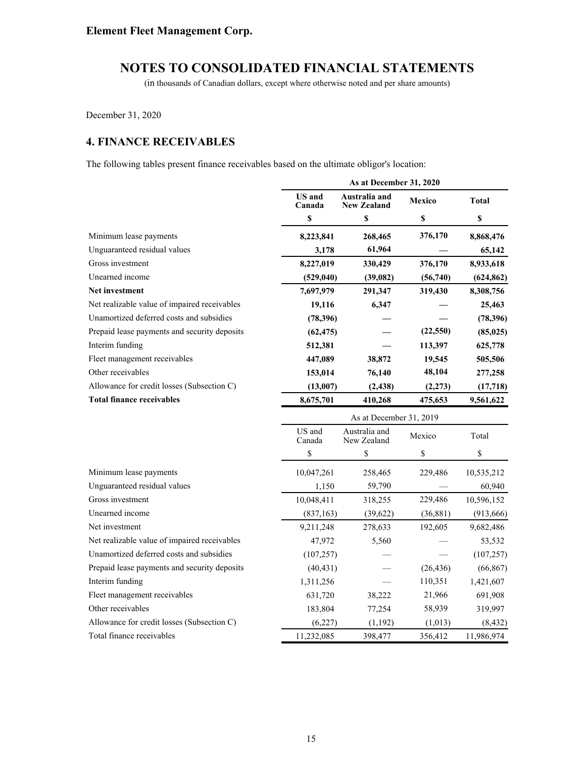# Element Fleet Management Corp.

## NOTES TO CONSOLIDATED FINANCIAL STATEMENTS

(in thousands of Canadian dollars, except where otherwise noted and per share amounts)

December 31, 2020

## 4. FINANCE RECEIVABLES

The following tables present finance receivables based on the ultimate obligor's location:

| | As at December 31, 2020 | | | |
|---|---|---|---|---|
| | **US and Canada** | **Australia and New Zealand** | **Mexico** | **Total** |
| | **$** | **$** | **$** | **$** |
| Minimum lease payments | **8,223,841** | **268,465** | **376,170** | **8,868,476** |
| Unguaranteed residual values | **3,178** | **61,964** | **—** | **65,142** |
| Gross investment | **8,227,019** | **330,429** | **376,170** | **8,933,618** |
| Unearned income | **(529,040)** | **(39,082)** | **(56,740)** | **(624,862)** |
| **Net investment** | **7,697,979** | **291,347** | **319,430** | **8,308,756** |
| Net realizable value of impaired receivables | **19,116** | **6,347** | **—** | **25,463** |
| Unamortized deferred costs and subsidies | **(78,396)** | **—** | **—** | **(78,396)** |
| Prepaid lease payments and security deposits | **(62,475)** | **—** | **(22,550)** | **(85,025)** |
| Interim funding | **512,381** | **—** | **113,397** | **625,778** |
| Fleet management receivables | **447,089** | **38,872** | **19,545** | **505,506** |
| Other receivables | **153,014** | **76,140** | **48,104** | **277,258** |
| Allowance for credit losses (Subsection C) | **(13,007)** | **(2,438)** | **(2,273)** | **(17,718)** |
| **Total finance receivables** | **8,675,701** | **410,268** | **475,653** | **9,561,622** |

| | As at December 31, 2019 | | | |
|---|---|---|---|---|
| | US and Canada | Australia and New Zealand | Mexico | Total |
| | $ | $ | $ | $ |
| Minimum lease payments | 10,047,261 | 258,465 | 229,486 | 10,535,212 |
| Unguaranteed residual values | 1,150 | 59,790 | — | 60,940 |
| Gross investment | 10,048,411 | 318,255 | 229,486 | 10,596,152 |
| Unearned income | (837,163) | (39,622) | (36,881) | (913,666) |
| Net investment | 9,211,248 | 278,633 | 192,605 | 9,682,486 |
| Net realizable value of impaired receivables | 47,972 | 5,560 | — | 53,532 |
| Unamortized deferred costs and subsidies | (107,257) | — | — | (107,257) |
| Prepaid lease payments and security deposits | (40,431) | — | (26,436) | (66,867) |
| Interim funding | 1,311,256 | — | 110,351 | 1,421,607 |
| Fleet management receivables | 631,720 | 38,222 | 21,966 | 691,908 |
| Other receivables | 183,804 | 77,254 | 58,939 | 319,997 |
| Allowance for credit losses (Subsection C) | (6,227) | (1,192) | (1,013) | (8,432) |
| Total finance receivables | 11,232,085 | 398,477 | 356,412 | 11,986,974 |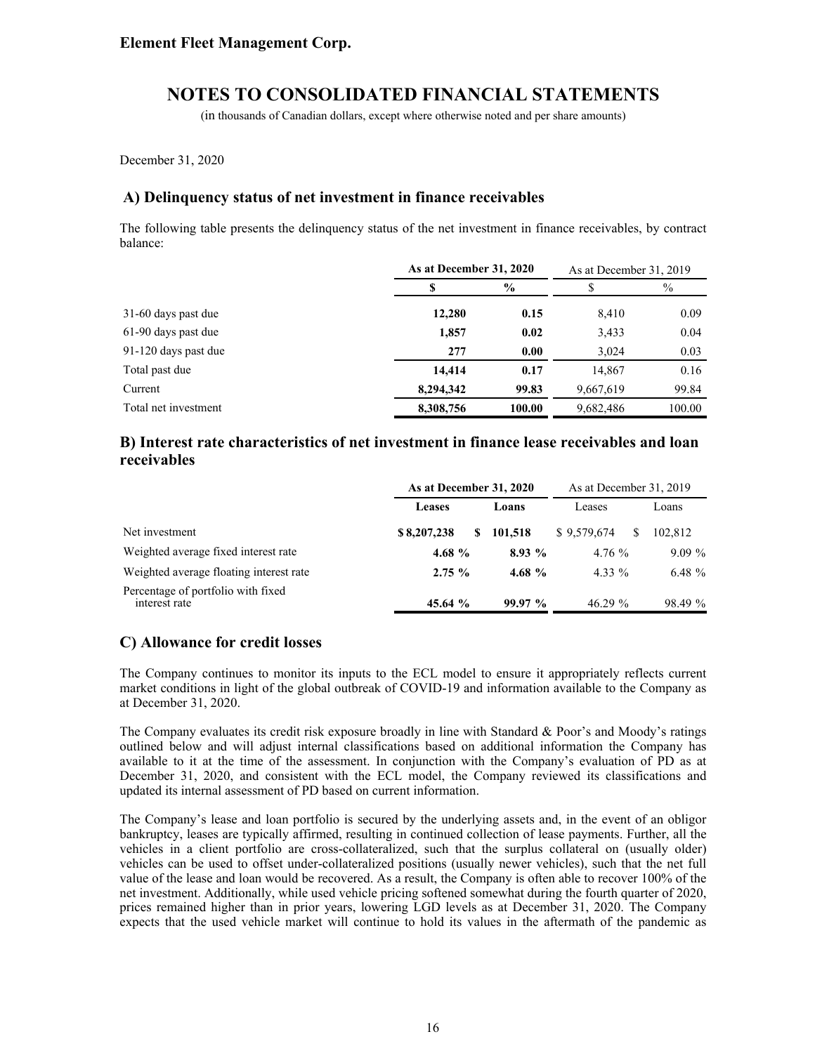**Element Fleet Management Corp.**

# NOTES TO CONSOLIDATED FINANCIAL STATEMENTS

(in thousands of Canadian dollars, except where otherwise noted and per share amounts)

December 31, 2020

## A) Delinquency status of net investment in finance receivables

The following table presents the delinquency status of the net investment in finance receivables, by contract balance:

| | **As at December 31, 2020** | | As at December 31, 2019 | |
|---|---|---|---|---|
| | **$** | **%** | $ | % |
| 31-60 days past due | **12,280** | **0.15** | 8,410 | 0.09 |
| 61-90 days past due | **1,857** | **0.02** | 3,433 | 0.04 |
| 91-120 days past due | **277** | **0.00** | 3,024 | 0.03 |
| Total past due | **14,414** | **0.17** | 14,867 | 0.16 |
| Current | **8,294,342** | **99.83** | 9,667,619 | 99.84 |
| Total net investment | **8,308,756** | **100.00** | 9,682,486 | 100.00 |

## B) Interest rate characteristics of net investment in finance lease receivables and loan receivables

| | **As at December 31, 2020** | | As at December 31, 2019 | |
|---|---|---|---|---|
| | **Leases** | **Loans** | Leases | Loans |
| Net investment | **$ 8,207,238** | **$ 101,518** | $ 9,579,674 | $ 102,812 |
| Weighted average fixed interest rate | **4.68 %** | **8.93 %** | 4.76 % | 9.09 % |
| Weighted average floating interest rate | **2.75 %** | **4.68 %** | 4.33 % | 6.48 % |
| Percentage of portfolio with fixed interest rate | **45.64 %** | **99.97 %** | 46.29 % | 98.49 % |

## C) Allowance for credit losses

The Company continues to monitor its inputs to the ECL model to ensure it appropriately reflects current market conditions in light of the global outbreak of COVID-19 and information available to the Company as at December 31, 2020.

The Company evaluates its credit risk exposure broadly in line with Standard & Poor's and Moody's ratings outlined below and will adjust internal classifications based on additional information the Company has available to it at the time of the assessment. In conjunction with the Company's evaluation of PD as at December 31, 2020, and consistent with the ECL model, the Company reviewed its classifications and updated its internal assessment of PD based on current information.

The Company's lease and loan portfolio is secured by the underlying assets and, in the event of an obligor bankruptcy, leases are typically affirmed, resulting in continued collection of lease payments. Further, all the vehicles in a client portfolio are cross-collateralized, such that the surplus collateral on (usually older) vehicles can be used to offset under-collateralized positions (usually newer vehicles), such that the net full value of the lease and loan would be recovered. As a result, the Company is often able to recover 100% of the net investment. Additionally, while used vehicle pricing softened somewhat during the fourth quarter of 2020, prices remained higher than in prior years, lowering LGD levels as at December 31, 2020. The Company expects that the used vehicle market will continue to hold its values in the aftermath of the pandemic as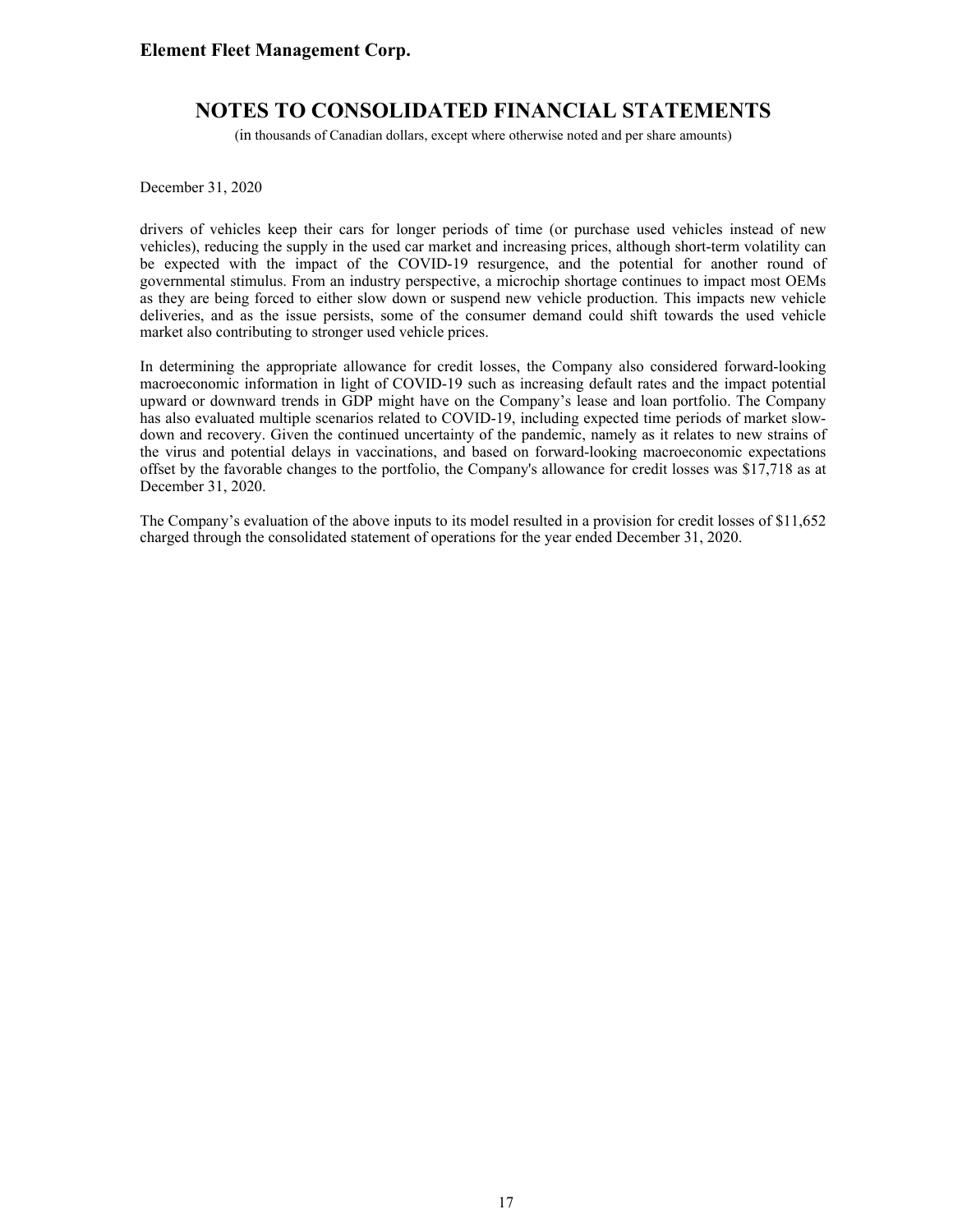December 31, 2020

drivers of vehicles keep their cars for longer periods of time (or purchase used vehicles instead of new vehicles), reducing the supply in the used car market and increasing prices, although short-term volatility can be expected with the impact of the COVID-19 resurgence, and the potential for another round of governmental stimulus. From an industry perspective, a microchip shortage continues to impact most OEMs as they are being forced to either slow down or suspend new vehicle production. This impacts new vehicle deliveries, and as the issue persists, some of the consumer demand could shift towards the used vehicle market also contributing to stronger used vehicle prices.

In determining the appropriate allowance for credit losses, the Company also considered forward-looking macroeconomic information in light of COVID-19 such as increasing default rates and the impact potential upward or downward trends in GDP might have on the Company's lease and loan portfolio. The Company has also evaluated multiple scenarios related to COVID-19, including expected time periods of market slow-down and recovery. Given the continued uncertainty of the pandemic, namely as it relates to new strains of the virus and potential delays in vaccinations, and based on forward-looking macroeconomic expectations offset by the favorable changes to the portfolio, the Company's allowance for credit losses was $17,718 as at December 31, 2020.

The Company's evaluation of the above inputs to its model resulted in a provision for credit losses of $11,652 charged through the consolidated statement of operations for the year ended December 31, 2020.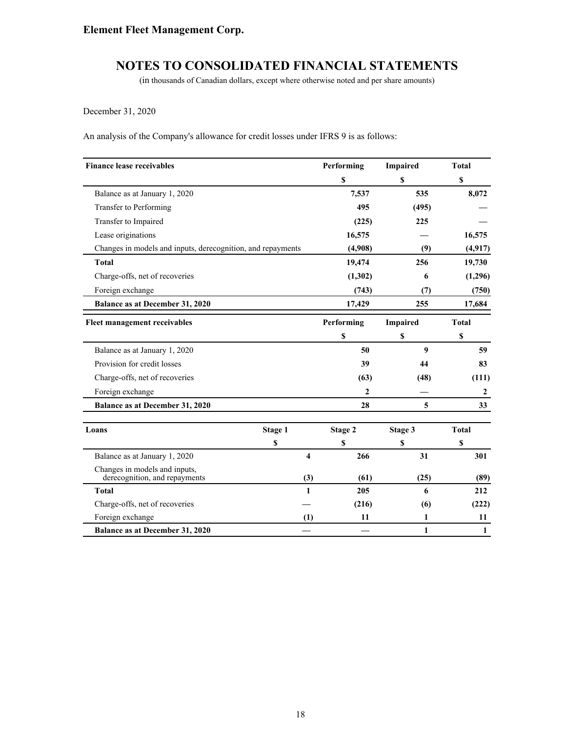# Element Fleet Management Corp.

## NOTES TO CONSOLIDATED FINANCIAL STATEMENTS

(in thousands of Canadian dollars, except where otherwise noted and per share amounts)

December 31, 2020

An analysis of the Company's allowance for credit losses under IFRS 9 is as follows:

| Finance lease receivables | Performing | Impaired | Total |
|---|---|---|---|
| | $ | $ | $ |
| Balance as at January 1, 2020 | 7,537 | 535 | 8,072 |
| Transfer to Performing | 495 | (495) | — |
| Transfer to Impaired | (225) | 225 | — |
| Lease originations | 16,575 | — | 16,575 |
| Changes in models and inputs, derecognition, and repayments | (4,908) | (9) | (4,917) |
| **Total** | 19,474 | 256 | 19,730 |
| Charge-offs, net of recoveries | (1,302) | 6 | (1,296) |
| Foreign exchange | (743) | (7) | (750) |
| **Balance as at December 31, 2020** | 17,429 | 255 | 17,684 |

| Fleet management receivables | Performing | Impaired | Total |
|---|---|---|---|
| | $ | $ | $ |
| Balance as at January 1, 2020 | 50 | 9 | 59 |
| Provision for credit losses | 39 | 44 | 83 |
| Charge-offs, net of recoveries | (63) | (48) | (111) |
| Foreign exchange | 2 | — | 2 |
| **Balance as at December 31, 2020** | 28 | 5 | 33 |

| Loans | Stage 1 | Stage 2 | Stage 3 | Total |
|---|---|---|---|---|
| | $ | $ | $ | $ |
| Balance as at January 1, 2020 | 4 | 266 | 31 | 301 |
| Changes in models and inputs, derecognition, and repayments | (3) | (61) | (25) | (89) |
| **Total** | 1 | 205 | 6 | 212 |
| Charge-offs, net of recoveries | — | (216) | (6) | (222) |
| Foreign exchange | (1) | 11 | 1 | 11 |
| **Balance as at December 31, 2020** | — | — | 1 | 1 |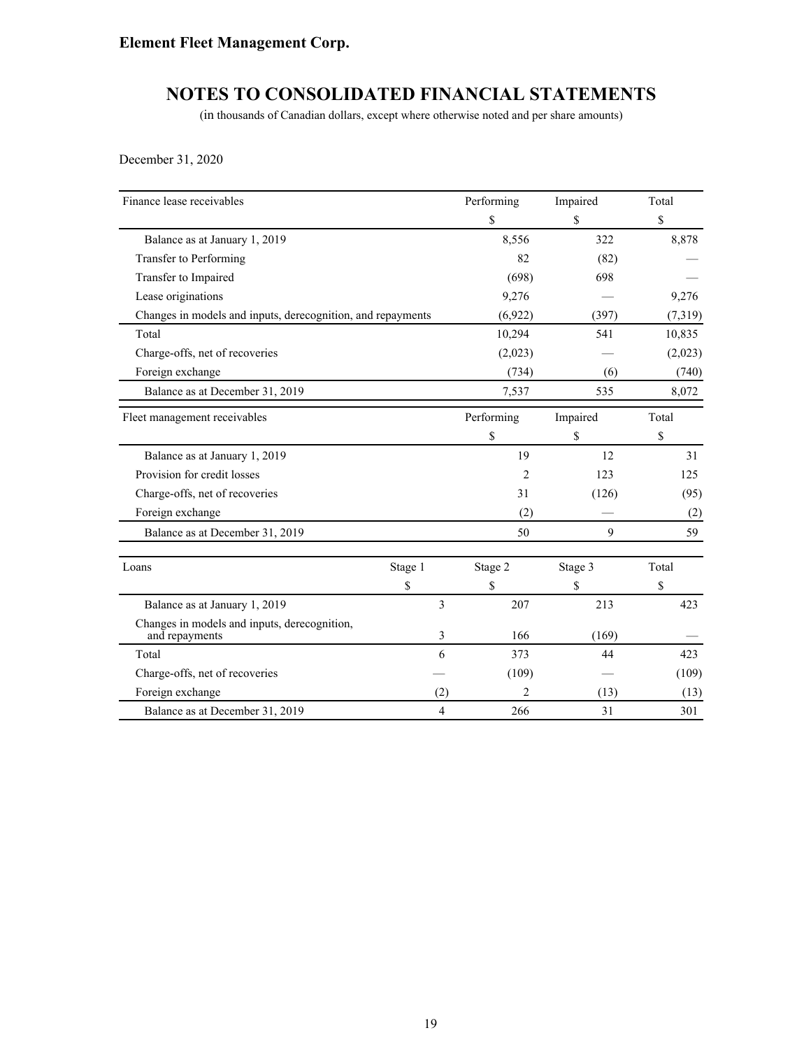## Element Fleet Management Corp.

# NOTES TO CONSOLIDATED FINANCIAL STATEMENTS

(in thousands of Canadian dollars, except where otherwise noted and per share amounts)

December 31, 2020

| Finance lease receivables | Performing | Impaired | Total |
|---|---|---|---|
| | $ | $ | $ |
| Balance as at January 1, 2019 | 8,556 | 322 | 8,878 |
| Transfer to Performing | 82 | (82) | — |
| Transfer to Impaired | (698) | 698 | — |
| Lease originations | 9,276 | — | 9,276 |
| Changes in models and inputs, derecognition, and repayments | (6,922) | (397) | (7,319) |
| Total | 10,294 | 541 | 10,835 |
| Charge-offs, net of recoveries | (2,023) | — | (2,023) |
| Foreign exchange | (734) | (6) | (740) |
| Balance as at December 31, 2019 | 7,537 | 535 | 8,072 |

| Fleet management receivables | Performing | Impaired | Total |
|---|---|---|---|
| | $ | $ | $ |
| Balance as at January 1, 2019 | 19 | 12 | 31 |
| Provision for credit losses | 2 | 123 | 125 |
| Charge-offs, net of recoveries | 31 | (126) | (95) |
| Foreign exchange | (2) | — | (2) |
| Balance as at December 31, 2019 | 50 | 9 | 59 |

| Loans | Stage 1 | Stage 2 | Stage 3 | Total |
|---|---|---|---|---|
| | $ | $ | $ | $ |
| Balance as at January 1, 2019 | 3 | 207 | 213 | 423 |
| Changes in models and inputs, derecognition, and repayments | 3 | 166 | (169) | — |
| Total | 6 | 373 | 44 | 423 |
| Charge-offs, net of recoveries | — | (109) | — | (109) |
| Foreign exchange | (2) | 2 | (13) | (13) |
| Balance as at December 31, 2019 | 4 | 266 | 31 | 301 |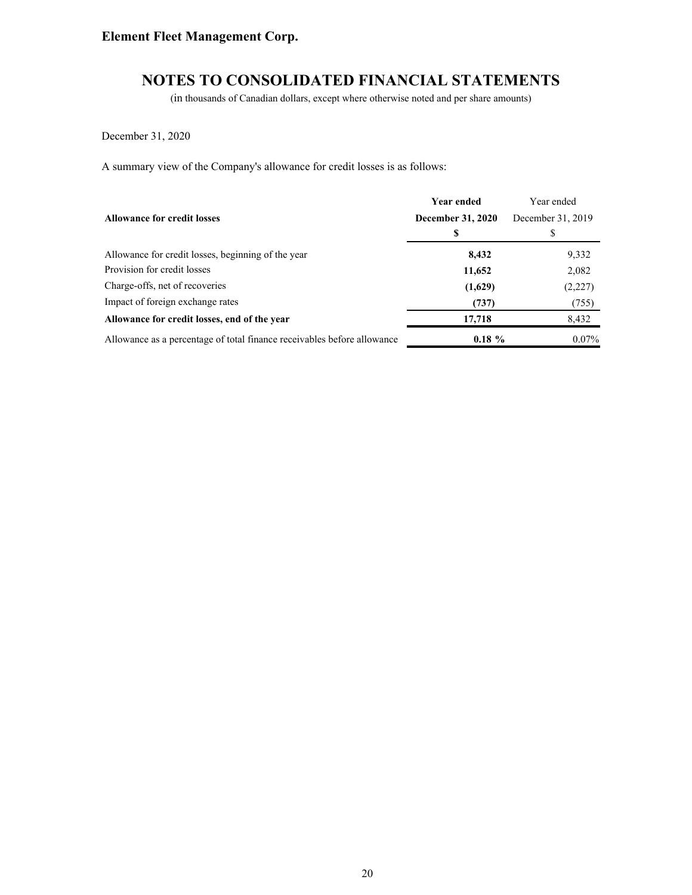# Element Fleet Management Corp.

## NOTES TO CONSOLIDATED FINANCIAL STATEMENTS

(in thousands of Canadian dollars, except where otherwise noted and per share amounts)

December 31, 2020

A summary view of the Company's allowance for credit losses is as follows:

| **Allowance for credit losses** | **Year ended December 31, 2020** | Year ended December 31, 2019 |
|---|---|---|
| | **$** | $ |
| Allowance for credit losses, beginning of the year | **8,432** | 9,332 |
| Provision for credit losses | **11,652** | 2,082 |
| Charge-offs, net of recoveries | **(1,629)** | (2,227) |
| Impact of foreign exchange rates | **(737)** | (755) |
| **Allowance for credit losses, end of the year** | **17,718** | 8,432 |
| Allowance as a percentage of total finance receivables before allowance | **0.18 %** | 0.07% |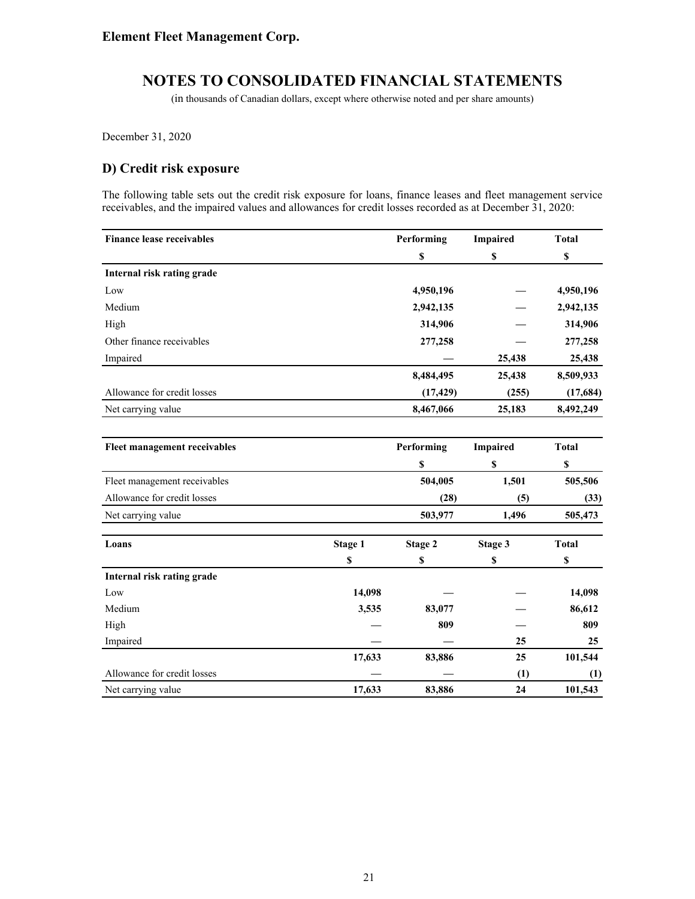**Element Fleet Management Corp.**

# NOTES TO CONSOLIDATED FINANCIAL STATEMENTS

(in thousands of Canadian dollars, except where otherwise noted and per share amounts)

December 31, 2020

## D) Credit risk exposure

The following table sets out the credit risk exposure for loans, finance leases and fleet management service receivables, and the impaired values and allowances for credit losses recorded as at December 31, 2020:

| Finance lease receivables | Performing | Impaired | Total |
|---|---|---|---|
| | $ | $ | $ |
| **Internal risk rating grade** | | | |
| Low | **4,950,196** | **—** | **4,950,196** |
| Medium | **2,942,135** | **—** | **2,942,135** |
| High | **314,906** | **—** | **314,906** |
| Other finance receivables | **277,258** | **—** | **277,258** |
| Impaired | **—** | **25,438** | **25,438** |
| | **8,484,495** | **25,438** | **8,509,933** |
| Allowance for credit losses | **(17,429)** | **(255)** | **(17,684)** |
| Net carrying value | **8,467,066** | **25,183** | **8,492,249** |

| Fleet management receivables | Performing | Impaired | Total |
|---|---|---|---|
| | $ | $ | $ |
| Fleet management receivables | **504,005** | **1,501** | **505,506** |
| Allowance for credit losses | **(28)** | **(5)** | **(33)** |
| Net carrying value | **503,977** | **1,496** | **505,473** |

| Loans | Stage 1 | Stage 2 | Stage 3 | Total |
|---|---|---|---|---|
| | $ | $ | $ | $ |
| **Internal risk rating grade** | | | | |
| Low | **14,098** | **—** | **—** | **14,098** |
| Medium | **3,535** | **83,077** | **—** | **86,612** |
| High | **—** | **809** | **—** | **809** |
| Impaired | **—** | **—** | **25** | **25** |
| | **17,633** | **83,886** | **25** | **101,544** |
| Allowance for credit losses | **—** | **—** | **(1)** | **(1)** |
| Net carrying value | **17,633** | **83,886** | **24** | **101,543** |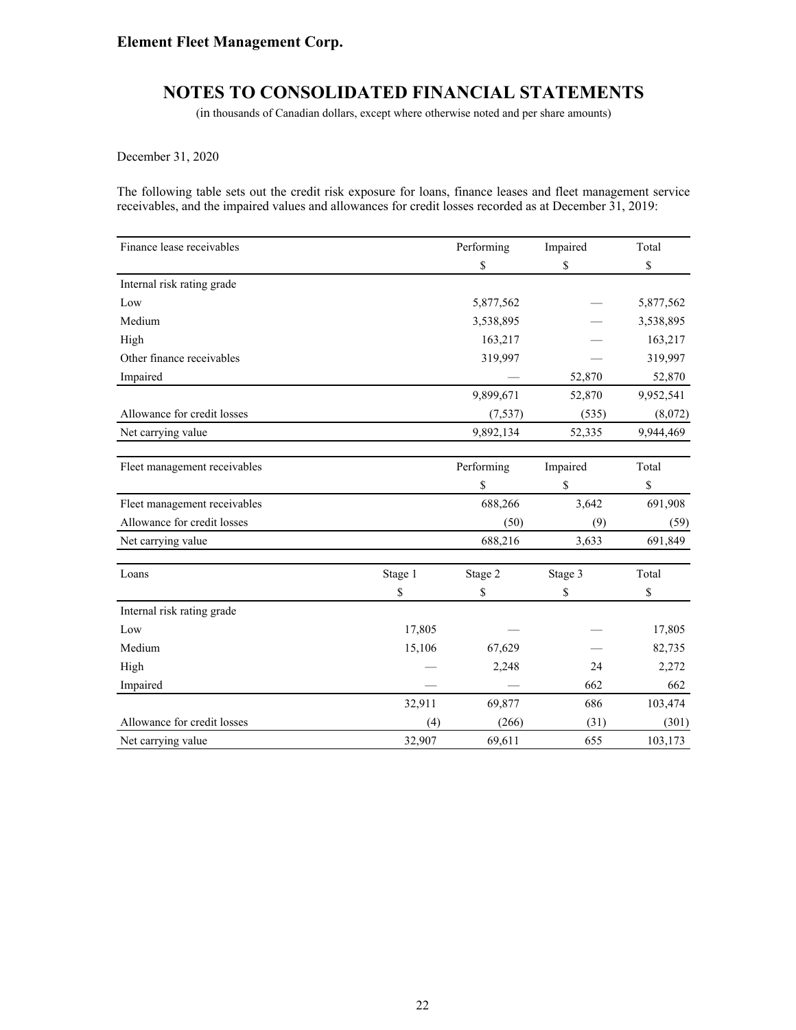**Element Fleet Management Corp.**

# NOTES TO CONSOLIDATED FINANCIAL STATEMENTS

(in thousands of Canadian dollars, except where otherwise noted and per share amounts)

December 31, 2020

The following table sets out the credit risk exposure for loans, finance leases and fleet management service receivables, and the impaired values and allowances for credit losses recorded as at December 31, 2019:

| Finance lease receivables | Performing | Impaired | Total |
|---|---|---|---|
| | $ | $ | $ |
| Internal risk rating grade | | | |
| Low | 5,877,562 | — | 5,877,562 |
| Medium | 3,538,895 | — | 3,538,895 |
| High | 163,217 | — | 163,217 |
| Other finance receivables | 319,997 | — | 319,997 |
| Impaired | — | 52,870 | 52,870 |
| | 9,899,671 | 52,870 | 9,952,541 |
| Allowance for credit losses | (7,537) | (535) | (8,072) |
| Net carrying value | 9,892,134 | 52,335 | 9,944,469 |

| Fleet management receivables | Performing | Impaired | Total |
|---|---|---|---|
| | $ | $ | $ |
| Fleet management receivables | 688,266 | 3,642 | 691,908 |
| Allowance for credit losses | (50) | (9) | (59) |
| Net carrying value | 688,216 | 3,633 | 691,849 |

| Loans | Stage 1 | Stage 2 | Stage 3 | Total |
|---|---|---|---|---|
| | $ | $ | $ | $ |
| Internal risk rating grade | | | | |
| Low | 17,805 | — | — | 17,805 |
| Medium | 15,106 | 67,629 | — | 82,735 |
| High | — | 2,248 | 24 | 2,272 |
| Impaired | — | — | 662 | 662 |
| | 32,911 | 69,877 | 686 | 103,474 |
| Allowance for credit losses | (4) | (266) | (31) | (301) |
| Net carrying value | 32,907 | 69,611 | 655 | 103,173 |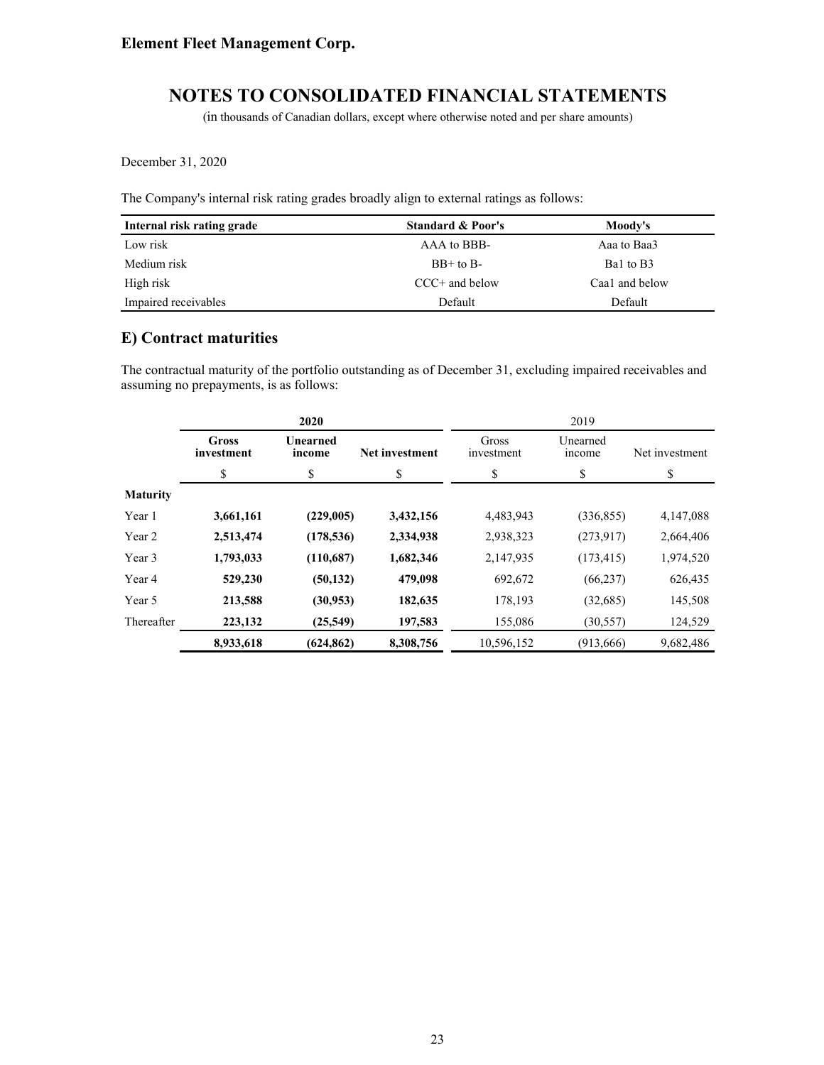December 31, 2020

The Company's internal risk rating grades broadly align to external ratings as follows:

| Internal risk rating grade | Standard & Poor's | Moody's |
|---|---|---|
| Low risk | AAA to BBB- | Aaa to Baa3 |
| Medium risk | BB+ to B- | Ba1 to B3 |
| High risk | CCC+ and below | Caa1 and below |
| Impaired receivables | Default | Default |

## E) Contract maturities

The contractual maturity of the portfolio outstanding as of December 31, excluding impaired receivables and assuming no prepayments, is as follows:

| | **2020** | | | 2019 | | |
|---|---|---|---|---|---|---|
| | **Gross investment** | **Unearned income** | **Net investment** | Gross investment | Unearned income | Net investment |
| | $ | $ | $ | $ | $ | $ |
| **Maturity** | | | | | | |
| Year 1 | **3,661,161** | **(229,005)** | **3,432,156** | 4,483,943 | (336,855) | 4,147,088 |
| Year 2 | **2,513,474** | **(178,536)** | **2,334,938** | 2,938,323 | (273,917) | 2,664,406 |
| Year 3 | **1,793,033** | **(110,687)** | **1,682,346** | 2,147,935 | (173,415) | 1,974,520 |
| Year 4 | **529,230** | **(50,132)** | **479,098** | 692,672 | (66,237) | 626,435 |
| Year 5 | **213,588** | **(30,953)** | **182,635** | 178,193 | (32,685) | 145,508 |
| Thereafter | **223,132** | **(25,549)** | **197,583** | 155,086 | (30,557) | 124,529 |
| | **8,933,618** | **(624,862)** | **8,308,756** | 10,596,152 | (913,666) | 9,682,486 |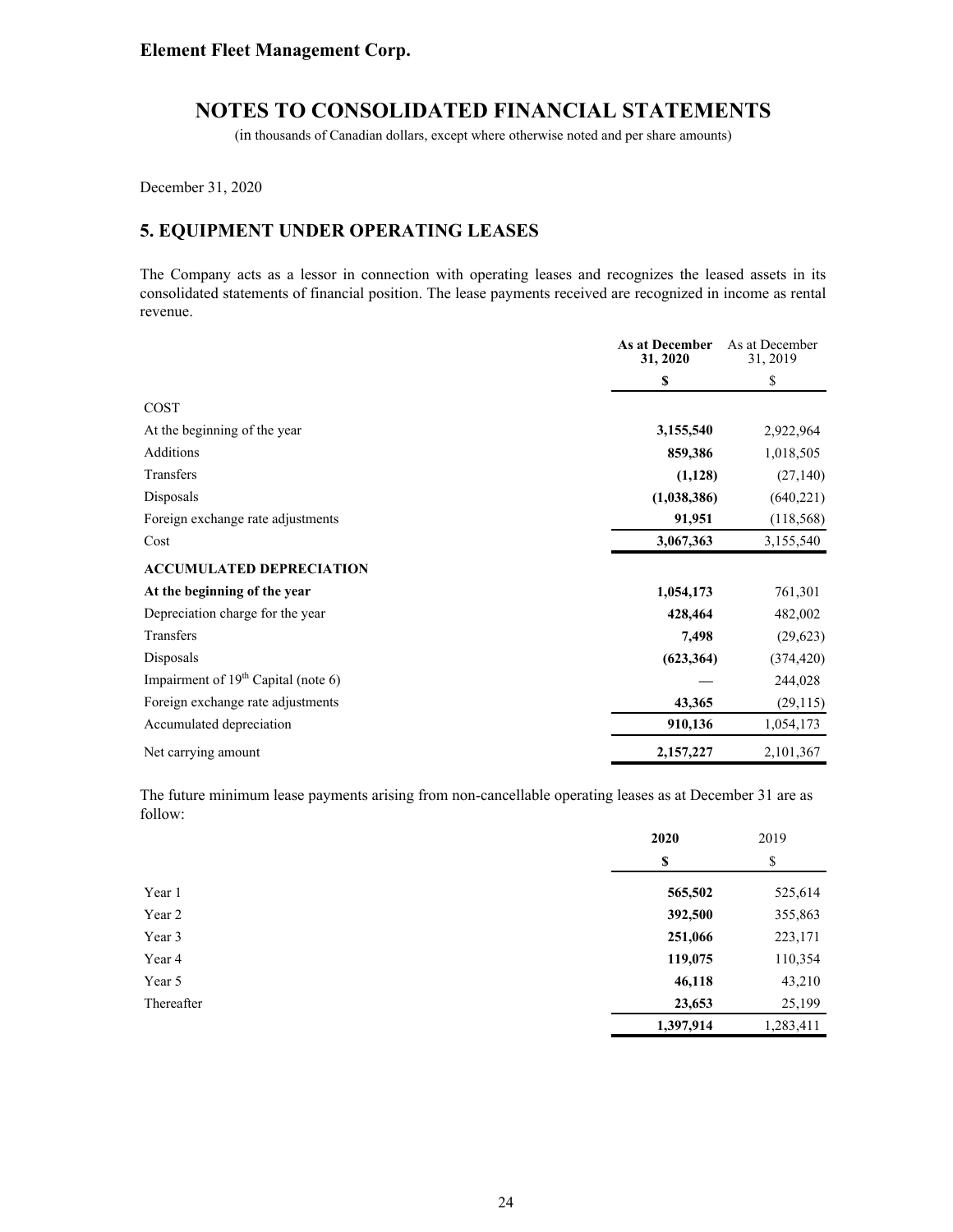**Element Fleet Management Corp.**

# NOTES TO CONSOLIDATED FINANCIAL STATEMENTS

(in thousands of Canadian dollars, except where otherwise noted and per share amounts)

December 31, 2020

## 5. EQUIPMENT UNDER OPERATING LEASES

The Company acts as a lessor in connection with operating leases and recognizes the leased assets in its consolidated statements of financial position. The lease payments received are recognized in income as rental revenue.

| | **As at December 31, 2020** | As at December 31, 2019 |
|---|---|---|
| | **$** | $ |
| COST | | |
| At the beginning of the year | **3,155,540** | 2,922,964 |
| Additions | **859,386** | 1,018,505 |
| Transfers | **(1,128)** | (27,140) |
| Disposals | **(1,038,386)** | (640,221) |
| Foreign exchange rate adjustments | **91,951** | (118,568) |
| Cost | **3,067,363** | 3,155,540 |
| **ACCUMULATED DEPRECIATION** | | |
| **At the beginning of the year** | **1,054,173** | 761,301 |
| Depreciation charge for the year | **428,464** | 482,002 |
| Transfers | **7,498** | (29,623) |
| Disposals | **(623,364)** | (374,420) |
| Impairment of 19th Capital (note 6) | **—** | 244,028 |
| Foreign exchange rate adjustments | **43,365** | (29,115) |
| Accumulated depreciation | **910,136** | 1,054,173 |
| Net carrying amount | **2,157,227** | 2,101,367 |

The future minimum lease payments arising from non-cancellable operating leases as at December 31 are as follow:

| | **2020** | 2019 |
|---|---|---|
| | **$** | $ |
| Year 1 | **565,502** | 525,614 |
| Year 2 | **392,500** | 355,863 |
| Year 3 | **251,066** | 223,171 |
| Year 4 | **119,075** | 110,354 |
| Year 5 | **46,118** | 43,210 |
| Thereafter | **23,653** | 25,199 |
| | **1,397,914** | 1,283,411 |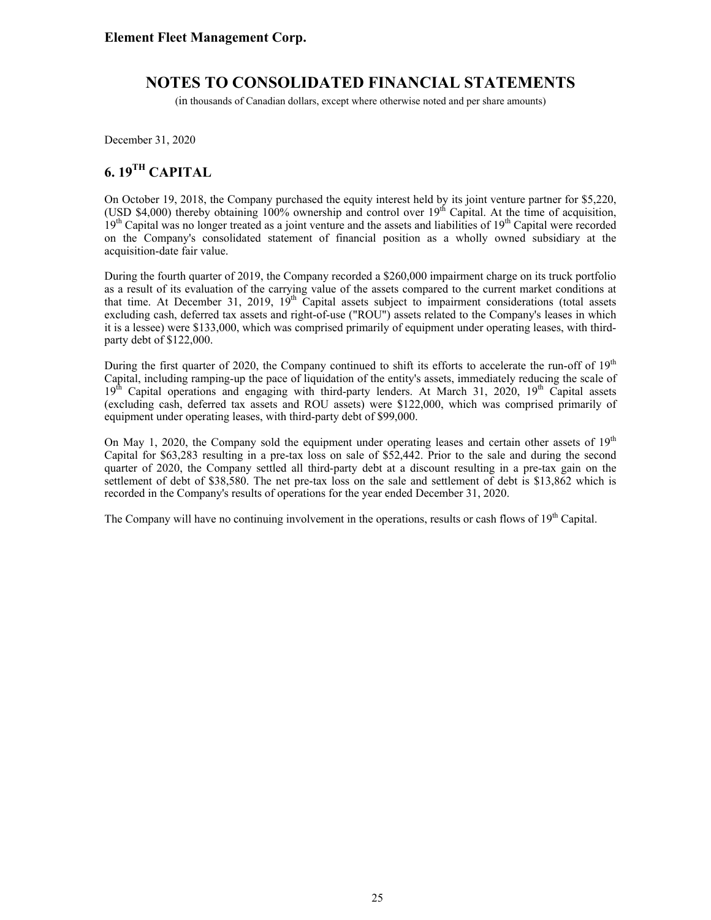Element Fleet Management Corp.

# NOTES TO CONSOLIDATED FINANCIAL STATEMENTS

(in thousands of Canadian dollars, except where otherwise noted and per share amounts)

December 31, 2020

## 6. 19TH CAPITAL

On October 19, 2018, the Company purchased the equity interest held by its joint venture partner for $5,220, (USD $4,000) thereby obtaining 100% ownership and control over 19th Capital. At the time of acquisition, 19th Capital was no longer treated as a joint venture and the assets and liabilities of 19th Capital were recorded on the Company's consolidated statement of financial position as a wholly owned subsidiary at the acquisition-date fair value.

During the fourth quarter of 2019, the Company recorded a $260,000 impairment charge on its truck portfolio as a result of its evaluation of the carrying value of the assets compared to the current market conditions at that time. At December 31, 2019, 19th Capital assets subject to impairment considerations (total assets excluding cash, deferred tax assets and right-of-use ("ROU") assets related to the Company's leases in which it is a lessee) were $133,000, which was comprised primarily of equipment under operating leases, with third-party debt of $122,000.

During the first quarter of 2020, the Company continued to shift its efforts to accelerate the run-off of 19th Capital, including ramping-up the pace of liquidation of the entity's assets, immediately reducing the scale of 19th Capital operations and engaging with third-party lenders. At March 31, 2020, 19th Capital assets (excluding cash, deferred tax assets and ROU assets) were $122,000, which was comprised primarily of equipment under operating leases, with third-party debt of $99,000.

On May 1, 2020, the Company sold the equipment under operating leases and certain other assets of 19th Capital for $63,283 resulting in a pre-tax loss on sale of $52,442. Prior to the sale and during the second quarter of 2020, the Company settled all third-party debt at a discount resulting in a pre-tax gain on the settlement of debt of $38,580. The net pre-tax loss on the sale and settlement of debt is $13,862 which is recorded in the Company's results of operations for the year ended December 31, 2020.

The Company will have no continuing involvement in the operations, results or cash flows of 19th Capital.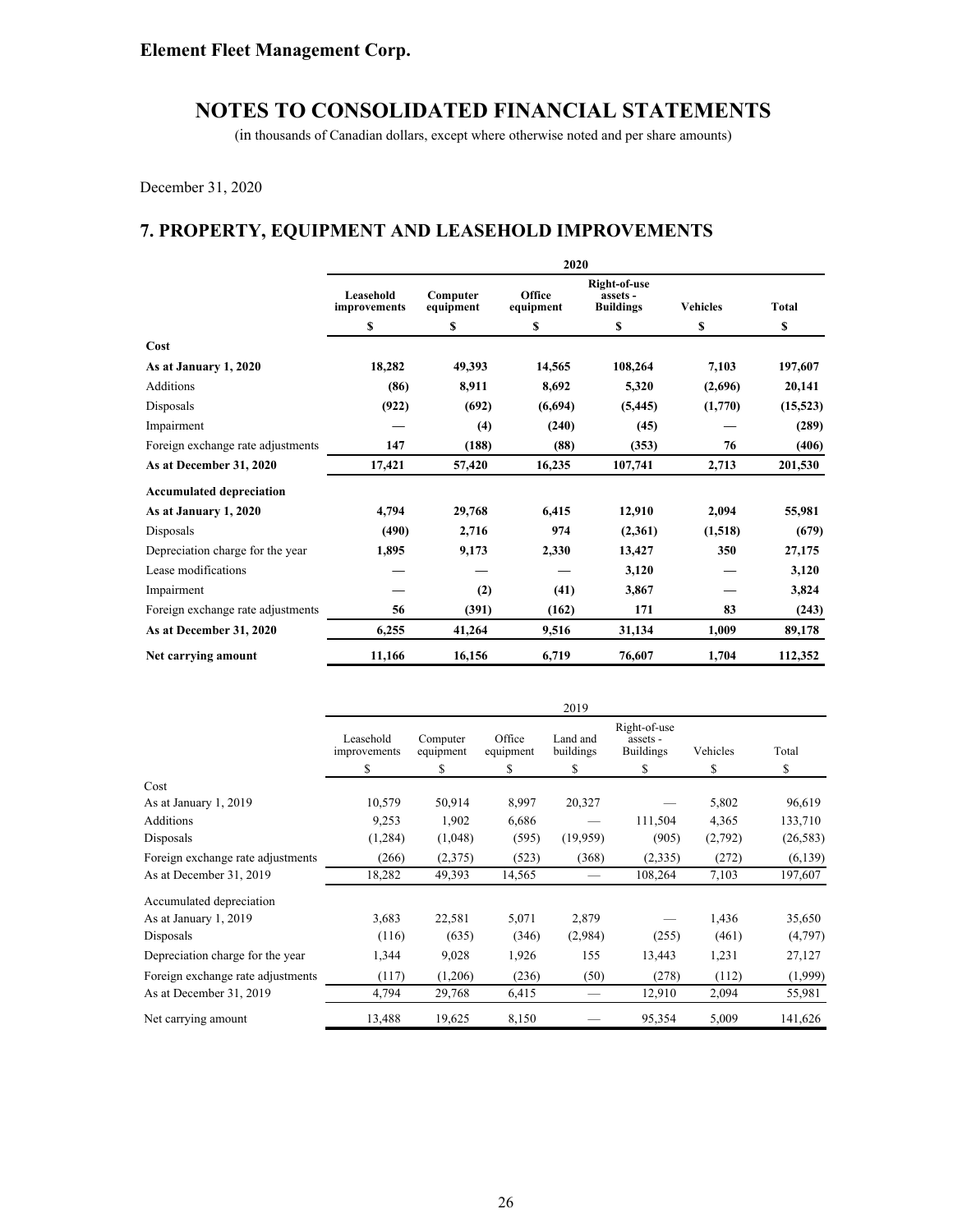# Element Fleet Management Corp.

# NOTES TO CONSOLIDATED FINANCIAL STATEMENTS

(in thousands of Canadian dollars, except where otherwise noted and per share amounts)

December 31, 2020

## 7. PROPERTY, EQUIPMENT AND LEASEHOLD IMPROVEMENTS

| | 2020 | | | | | |
|---|---|---|---|---|---|---|
| | **Leasehold improvements** | **Computer equipment** | **Office equipment** | **Right-of-use assets - Buildings** | **Vehicles** | **Total** |
| | **$** | **$** | **$** | **$** | **$** | **$** |
| **Cost** | | | | | | |
| **As at January 1, 2020** | **18,282** | **49,393** | **14,565** | **108,264** | **7,103** | **197,607** |
| Additions | **(86)** | **8,911** | **8,692** | **5,320** | **(2,696)** | **20,141** |
| Disposals | **(922)** | **(692)** | **(6,694)** | **(5,445)** | **(1,770)** | **(15,523)** |
| Impairment | **—** | **(4)** | **(240)** | **(45)** | **—** | **(289)** |
| Foreign exchange rate adjustments | **147** | **(188)** | **(88)** | **(353)** | **76** | **(406)** |
| **As at December 31, 2020** | **17,421** | **57,420** | **16,235** | **107,741** | **2,713** | **201,530** |
| **Accumulated depreciation** | | | | | | |
| **As at January 1, 2020** | **4,794** | **29,768** | **6,415** | **12,910** | **2,094** | **55,981** |
| Disposals | **(490)** | **2,716** | **974** | **(2,361)** | **(1,518)** | **(679)** |
| Depreciation charge for the year | **1,895** | **9,173** | **2,330** | **13,427** | **350** | **27,175** |
| Lease modifications | **—** | **—** | **—** | **3,120** | **—** | **3,120** |
| Impairment | **—** | **(2)** | **(41)** | **3,867** | **—** | **3,824** |
| Foreign exchange rate adjustments | **56** | **(391)** | **(162)** | **171** | **83** | **(243)** |
| **As at December 31, 2020** | **6,255** | **41,264** | **9,516** | **31,134** | **1,009** | **89,178** |
| **Net carrying amount** | **11,166** | **16,156** | **6,719** | **76,607** | **1,704** | **112,352** |

| | 2019 | | | | | | |
|---|---|---|---|---|---|---|---|
| | Leasehold improvements | Computer equipment | Office equipment | Land and buildings | Right-of-use assets - Buildings | Vehicles | Total |
| | $ | $ | $ | $ | $ | $ | $ |
| Cost | | | | | | | |
| As at January 1, 2019 | 10,579 | 50,914 | 8,997 | 20,327 | — | 5,802 | 96,619 |
| Additions | 9,253 | 1,902 | 6,686 | — | 111,504 | 4,365 | 133,710 |
| Disposals | (1,284) | (1,048) | (595) | (19,959) | (905) | (2,792) | (26,583) |
| Foreign exchange rate adjustments | (266) | (2,375) | (523) | (368) | (2,335) | (272) | (6,139) |
| As at December 31, 2019 | 18,282 | 49,393 | 14,565 | — | 108,264 | 7,103 | 197,607 |
| Accumulated depreciation | | | | | | | |
| As at January 1, 2019 | 3,683 | 22,581 | 5,071 | 2,879 | — | 1,436 | 35,650 |
| Disposals | (116) | (635) | (346) | (2,984) | (255) | (461) | (4,797) |
| Depreciation charge for the year | 1,344 | 9,028 | 1,926 | 155 | 13,443 | 1,231 | 27,127 |
| Foreign exchange rate adjustments | (117) | (1,206) | (236) | (50) | (278) | (112) | (1,999) |
| As at December 31, 2019 | 4,794 | 29,768 | 6,415 | — | 12,910 | 2,094 | 55,981 |
| Net carrying amount | 13,488 | 19,625 | 8,150 | — | 95,354 | 5,009 | 141,626 |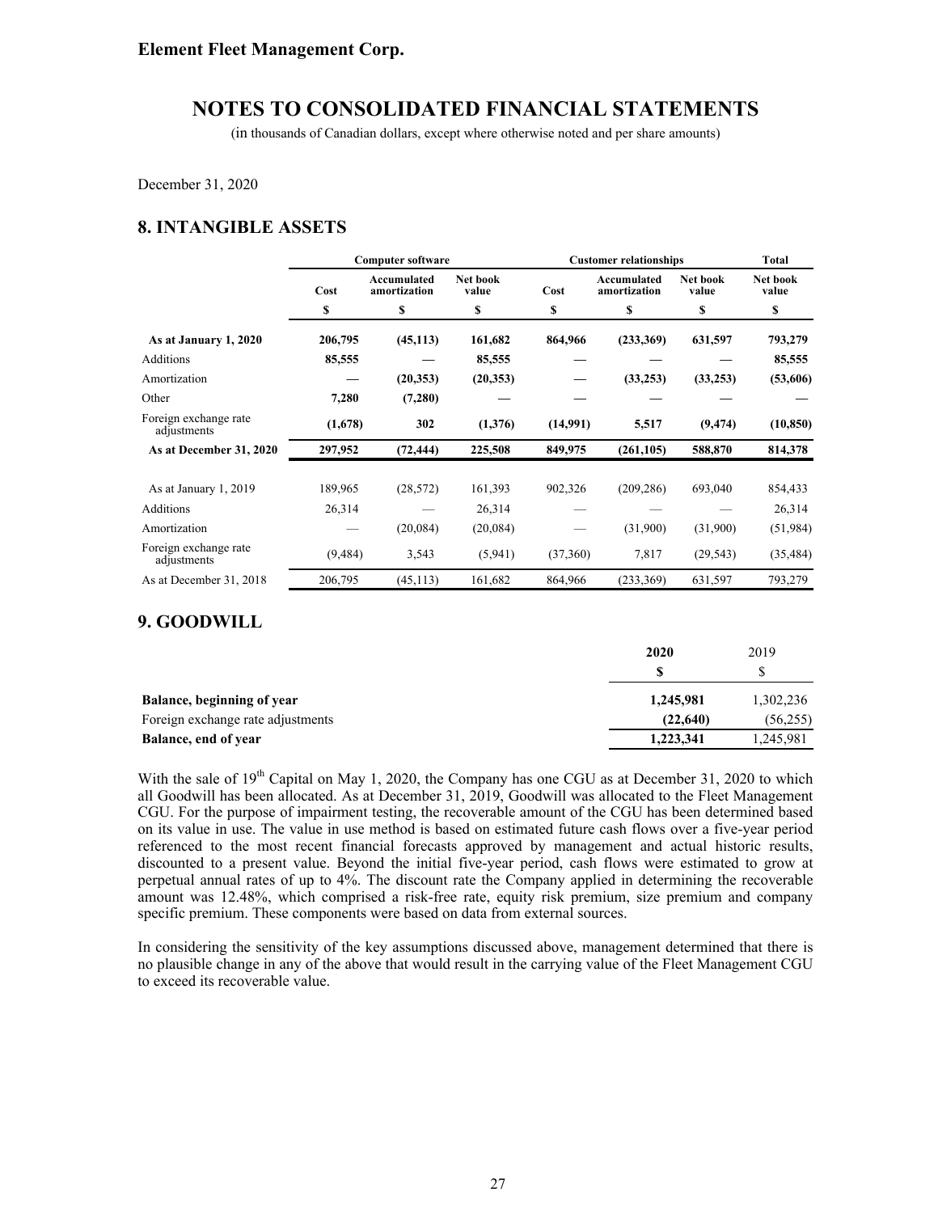**Element Fleet Management Corp.**

# NOTES TO CONSOLIDATED FINANCIAL STATEMENTS

(in thousands of Canadian dollars, except where otherwise noted and per share amounts)

December 31, 2020

## 8. INTANGIBLE ASSETS

| | Computer software | | | Customer relationships | | | Total |
|---|---|---|---|---|---|---|---|
| | Cost | Accumulated amortization | Net book value | Cost | Accumulated amortization | Net book value | Net book value |
| | $ | $ | $ | $ | $ | $ | $ |
| **As at January 1, 2020** | **206,795** | **(45,113)** | **161,682** | **864,966** | **(233,369)** | **631,597** | **793,279** |
| Additions | **85,555** | **—** | **85,555** | **—** | **—** | **—** | **85,555** |
| Amortization | **—** | **(20,353)** | **(20,353)** | **—** | **(33,253)** | **(33,253)** | **(53,606)** |
| Other | **7,280** | **(7,280)** | **—** | **—** | **—** | **—** | **—** |
| Foreign exchange rate adjustments | **(1,678)** | **302** | **(1,376)** | **(14,991)** | **5,517** | **(9,474)** | **(10,850)** |
| **As at December 31, 2020** | **297,952** | **(72,444)** | **225,508** | **849,975** | **(261,105)** | **588,870** | **814,378** |
| | | | | | | | |
| As at January 1, 2019 | 189,965 | (28,572) | 161,393 | 902,326 | (209,286) | 693,040 | 854,433 |
| Additions | 26,314 | — | 26,314 | — | — | — | 26,314 |
| Amortization | — | (20,084) | (20,084) | — | (31,900) | (31,900) | (51,984) |
| Foreign exchange rate adjustments | (9,484) | 3,543 | (5,941) | (37,360) | 7,817 | (29,543) | (35,484) |
| As at December 31, 2018 | 206,795 | (45,113) | 161,682 | 864,966 | (233,369) | 631,597 | 793,279 |

## 9. GOODWILL

| | 2020 | 2019 |
|---|---|---|
| | $ | $ |
| **Balance, beginning of year** | **1,245,981** | 1,302,236 |
| Foreign exchange rate adjustments | **(22,640)** | (56,255) |
| **Balance, end of year** | **1,223,341** | 1,245,981 |

With the sale of 19th Capital on May 1, 2020, the Company has one CGU as at December 31, 2020 to which all Goodwill has been allocated. As at December 31, 2019, Goodwill was allocated to the Fleet Management CGU. For the purpose of impairment testing, the recoverable amount of the CGU has been determined based on its value in use. The value in use method is based on estimated future cash flows over a five-year period referenced to the most recent financial forecasts approved by management and actual historic results, discounted to a present value. Beyond the initial five-year period, cash flows were estimated to grow at perpetual annual rates of up to 4%. The discount rate the Company applied in determining the recoverable amount was 12.48%, which comprised a risk-free rate, equity risk premium, size premium and company specific premium. These components were based on data from external sources.

In considering the sensitivity of the key assumptions discussed above, management determined that there is no plausible change in any of the above that would result in the carrying value of the Fleet Management CGU to exceed its recoverable value.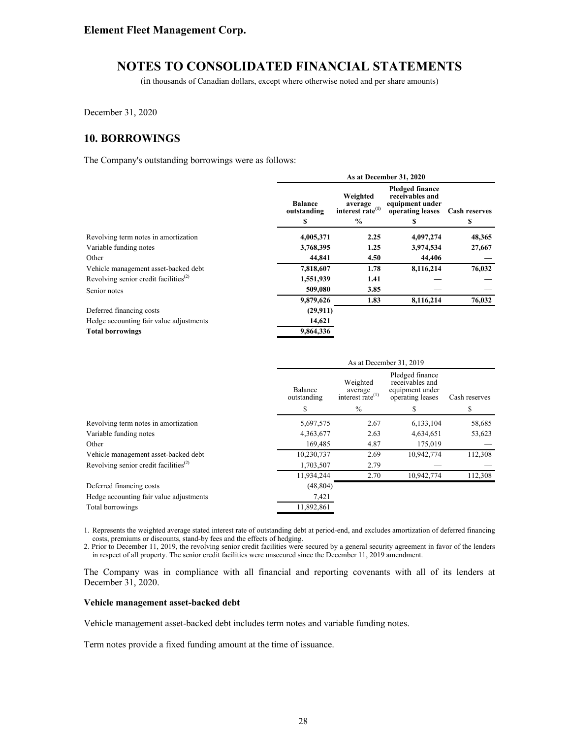Element Fleet Management Corp.

# NOTES TO CONSOLIDATED FINANCIAL STATEMENTS

(in thousands of Canadian dollars, except where otherwise noted and per share amounts)

December 31, 2020

## 10. BORROWINGS

The Company's outstanding borrowings were as follows:

| | As at December 31, 2020 | | | |
|---|---|---|---|---|
| | **Balance outstanding** | **Weighted average interest rate[1]** | **Pledged finance receivables and equipment under operating leases** | **Cash reserves** |
| | **$** | **%** | **$** | **$** |
| Revolving term notes in amortization | **4,005,371** | **2.25** | **4,097,274** | **48,365** |
| Variable funding notes | **3,768,395** | **1.25** | **3,974,534** | **27,667** |
| Other | **44,841** | **4.50** | **44,406** | **—** |
| Vehicle management asset-backed debt | **7,818,607** | **1.78** | **8,116,214** | **76,032** |
| Revolving senior credit facilities[2] | **1,551,939** | **1.41** | **—** | **—** |
| Senior notes | **509,080** | **3.85** | **—** | **—** |
| | **9,879,626** | **1.83** | **8,116,214** | **76,032** |
| Deferred financing costs | **(29,911)** | | | |
| Hedge accounting fair value adjustments | **14,621** | | | |
| **Total borrowings** | **9,864,336** | | | |

| | As at December 31, 2019 | | | |
|---|---|---|---|---|
| | Balance outstanding | Weighted average interest rate[1] | Pledged finance receivables and equipment under operating leases | Cash reserves |
| | $ | % | $ | $ |
| Revolving term notes in amortization | 5,697,575 | 2.67 | 6,133,104 | 58,685 |
| Variable funding notes | 4,363,677 | 2.63 | 4,634,651 | 53,623 |
| Other | 169,485 | 4.87 | 175,019 | — |
| Vehicle management asset-backed debt | 10,230,737 | 2.69 | 10,942,774 | 112,308 |
| Revolving senior credit facilities[2] | 1,703,507 | 2.79 | — | — |
| | 11,934,244 | 2.70 | 10,942,774 | 112,308 |
| Deferred financing costs | (48,804) | | | |
| Hedge accounting fair value adjustments | 7,421 | | | |
| Total borrowings | 11,892,861 | | | |

1. Represents the weighted average stated interest rate of outstanding debt at period-end, and excludes amortization of deferred financing costs, premiums or discounts, stand-by fees and the effects of hedging.
2. Prior to December 11, 2019, the revolving senior credit facilities were secured by a general security agreement in favor of the lenders in respect of all property. The senior credit facilities were unsecured since the December 11, 2019 amendment.

The Company was in compliance with all financial and reporting covenants with all of its lenders at December 31, 2020.

**Vehicle management asset-backed debt**

Vehicle management asset-backed debt includes term notes and variable funding notes.

Term notes provide a fixed funding amount at the time of issuance.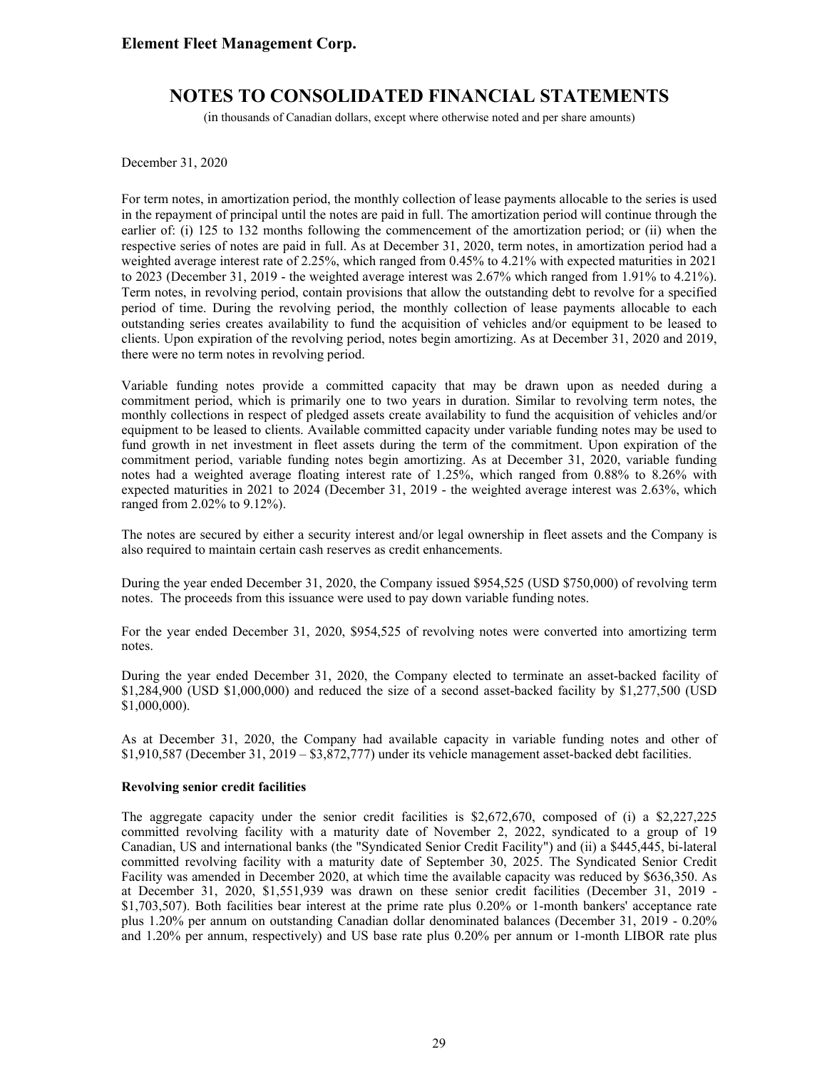December 31, 2020

For term notes, in amortization period, the monthly collection of lease payments allocable to the series is used in the repayment of principal until the notes are paid in full. The amortization period will continue through the earlier of: (i) 125 to 132 months following the commencement of the amortization period; or (ii) when the respective series of notes are paid in full. As at December 31, 2020, term notes, in amortization period had a weighted average interest rate of 2.25%, which ranged from 0.45% to 4.21% with expected maturities in 2021 to 2023 (December 31, 2019 - the weighted average interest was 2.67% which ranged from 1.91% to 4.21%). Term notes, in revolving period, contain provisions that allow the outstanding debt to revolve for a specified period of time. During the revolving period, the monthly collection of lease payments allocable to each outstanding series creates availability to fund the acquisition of vehicles and/or equipment to be leased to clients. Upon expiration of the revolving period, notes begin amortizing. As at December 31, 2020 and 2019, there were no term notes in revolving period.

Variable funding notes provide a committed capacity that may be drawn upon as needed during a commitment period, which is primarily one to two years in duration. Similar to revolving term notes, the monthly collections in respect of pledged assets create availability to fund the acquisition of vehicles and/or equipment to be leased to clients. Available committed capacity under variable funding notes may be used to fund growth in net investment in fleet assets during the term of the commitment. Upon expiration of the commitment period, variable funding notes begin amortizing. As at December 31, 2020, variable funding notes had a weighted average floating interest rate of 1.25%, which ranged from 0.88% to 8.26% with expected maturities in 2021 to 2024 (December 31, 2019 - the weighted average interest was 2.63%, which ranged from 2.02% to 9.12%).

The notes are secured by either a security interest and/or legal ownership in fleet assets and the Company is also required to maintain certain cash reserves as credit enhancements.

During the year ended December 31, 2020, the Company issued $954,525 (USD $750,000) of revolving term notes. The proceeds from this issuance were used to pay down variable funding notes.

For the year ended December 31, 2020, $954,525 of revolving notes were converted into amortizing term notes.

During the year ended December 31, 2020, the Company elected to terminate an asset-backed facility of $1,284,900 (USD $1,000,000) and reduced the size of a second asset-backed facility by $1,277,500 (USD $1,000,000).

As at December 31, 2020, the Company had available capacity in variable funding notes and other of $1,910,587 (December 31, 2019 – $3,872,777) under its vehicle management asset-backed debt facilities.

**Revolving senior credit facilities**

The aggregate capacity under the senior credit facilities is $2,672,670, composed of (i) a $2,227,225 committed revolving facility with a maturity date of November 2, 2022, syndicated to a group of 19 Canadian, US and international banks (the "Syndicated Senior Credit Facility") and (ii) a $445,445, bi-lateral committed revolving facility with a maturity date of September 30, 2025. The Syndicated Senior Credit Facility was amended in December 2020, at which time the available capacity was reduced by $636,350. As at December 31, 2020, $1,551,939 was drawn on these senior credit facilities (December 31, 2019 - $1,703,507). Both facilities bear interest at the prime rate plus 0.20% or 1-month bankers' acceptance rate plus 1.20% per annum on outstanding Canadian dollar denominated balances (December 31, 2019 - 0.20% and 1.20% per annum, respectively) and US base rate plus 0.20% per annum or 1-month LIBOR rate plus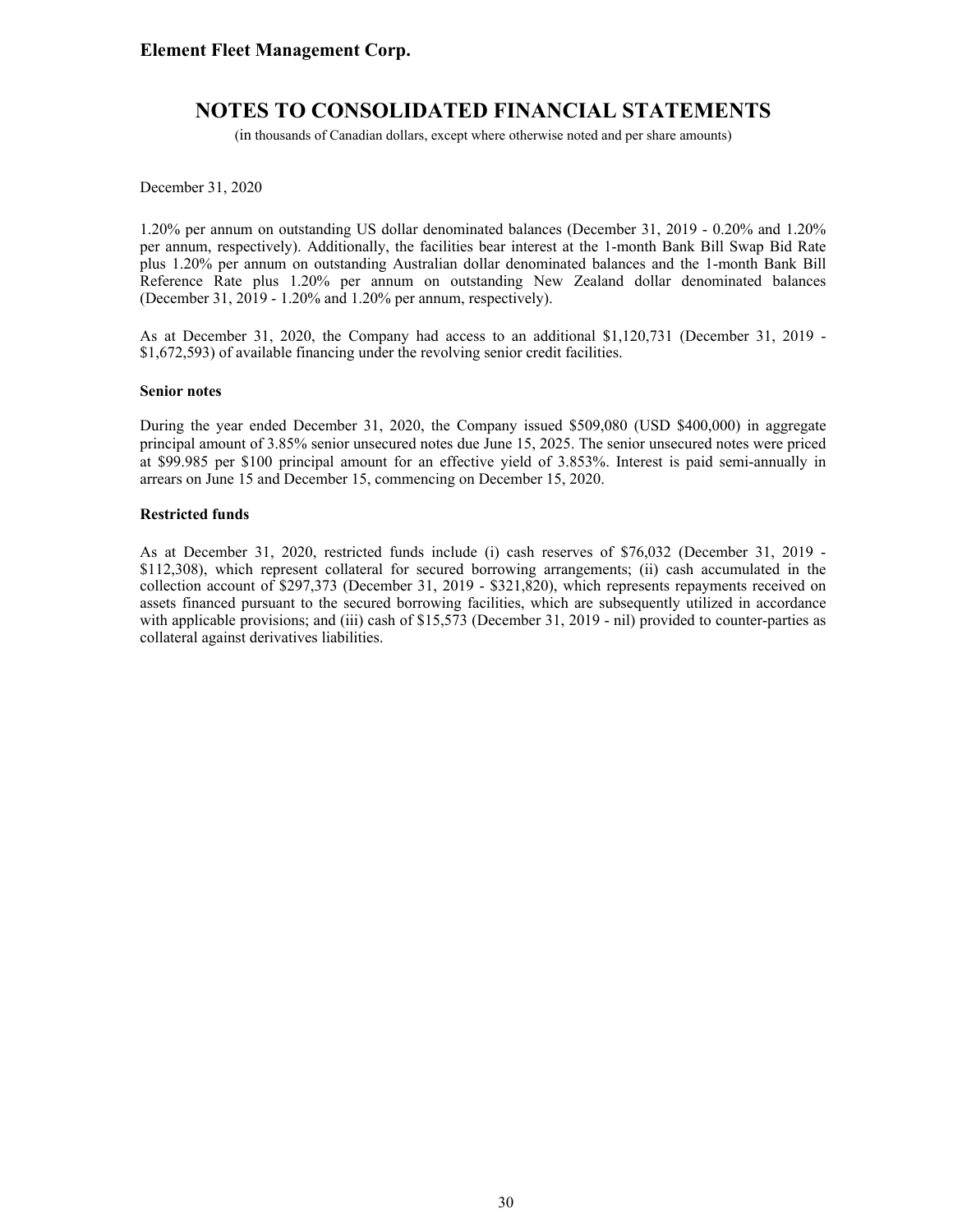December 31, 2020

1.20% per annum on outstanding US dollar denominated balances (December 31, 2019 - 0.20% and 1.20% per annum, respectively). Additionally, the facilities bear interest at the 1-month Bank Bill Swap Bid Rate plus 1.20% per annum on outstanding Australian dollar denominated balances and the 1-month Bank Bill Reference Rate plus 1.20% per annum on outstanding New Zealand dollar denominated balances (December 31, 2019 - 1.20% and 1.20% per annum, respectively).

As at December 31, 2020, the Company had access to an additional $1,120,731 (December 31, 2019 - $1,672,593) of available financing under the revolving senior credit facilities.

**Senior notes**

During the year ended December 31, 2020, the Company issued $509,080 (USD $400,000) in aggregate principal amount of 3.85% senior unsecured notes due June 15, 2025. The senior unsecured notes were priced at $99.985 per $100 principal amount for an effective yield of 3.853%. Interest is paid semi-annually in arrears on June 15 and December 15, commencing on December 15, 2020.

**Restricted funds**

As at December 31, 2020, restricted funds include (i) cash reserves of $76,032 (December 31, 2019 - $112,308), which represent collateral for secured borrowing arrangements; (ii) cash accumulated in the collection account of $297,373 (December 31, 2019 - $321,820), which represents repayments received on assets financed pursuant to the secured borrowing facilities, which are subsequently utilized in accordance with applicable provisions; and (iii) cash of $15,573 (December 31, 2019 - nil) provided to counter-parties as collateral against derivatives liabilities.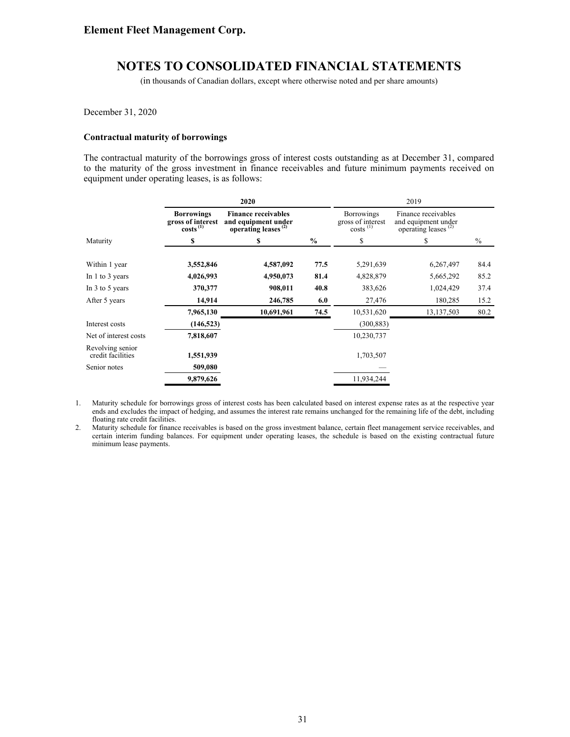**Element Fleet Management Corp.**

# NOTES TO CONSOLIDATED FINANCIAL STATEMENTS

(in thousands of Canadian dollars, except where otherwise noted and per share amounts)

December 31, 2020

### Contractual maturity of borrowings

The contractual maturity of the borrowings gross of interest costs outstanding as at December 31, compared to the maturity of the gross investment in finance receivables and future minimum payments received on equipment under operating leases, is as follows:

| | **2020** | | | 2019 | | |
|---|---|---|---|---|---|---|
| | **Borrowings gross of interest costs (1)** | **Finance receivables and equipment under operating leases (2)** | | Borrowings gross of interest costs (1) | Finance receivables and equipment under operating leases (2) | |
| Maturity | **$** | **$** | **%** | $ | $ | % |
| Within 1 year | **3,552,846** | **4,587,092** | **77.5** | 5,291,639 | 6,267,497 | 84.4 |
| In 1 to 3 years | **4,026,993** | **4,950,073** | **81.4** | 4,828,879 | 5,665,292 | 85.2 |
| In 3 to 5 years | **370,377** | **908,011** | **40.8** | 383,626 | 1,024,429 | 37.4 |
| After 5 years | **14,914** | **246,785** | **6.0** | 27,476 | 180,285 | 15.2 |
| | **7,965,130** | **10,691,961** | **74.5** | 10,531,620 | 13,137,503 | 80.2 |
| Interest costs | **(146,523)** | | | (300,883) | | |
| Net of interest costs | **7,818,607** | | | 10,230,737 | | |
| Revolving senior credit facilities | **1,551,939** | | | 1,703,507 | | |
| Senior notes | **509,080** | | | — | | |
| | **9,879,626** | | | 11,934,244 | | |

1. Maturity schedule for borrowings gross of interest costs has been calculated based on interest expense rates as at the respective year ends and excludes the impact of hedging, and assumes the interest rate remains unchanged for the remaining life of the debt, including floating rate credit facilities.
2. Maturity schedule for finance receivables is based on the gross investment balance, certain fleet management service receivables, and certain interim funding balances. For equipment under operating leases, the schedule is based on the existing contractual future minimum lease payments.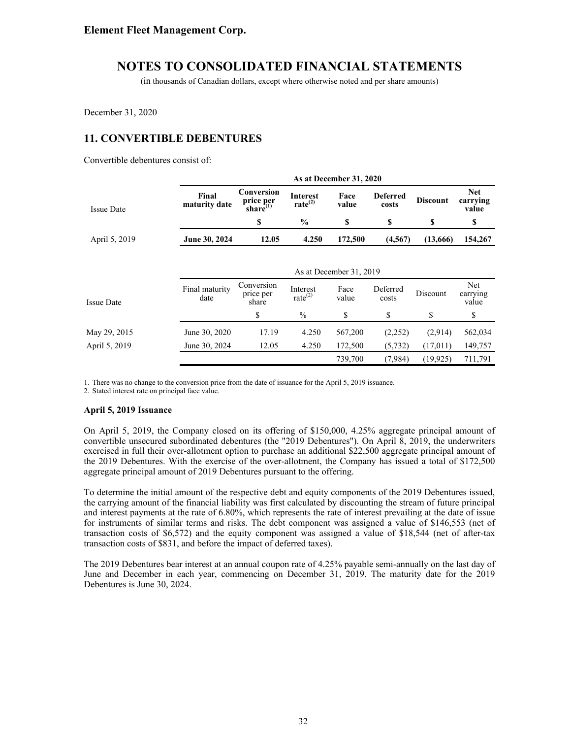**Element Fleet Management Corp.**

# NOTES TO CONSOLIDATED FINANCIAL STATEMENTS

(in thousands of Canadian dollars, except where otherwise noted and per share amounts)

December 31, 2020

## 11. CONVERTIBLE DEBENTURES

Convertible debentures consist of:

| | As at December 31, 2020 | | | | | | |
|---|---|---|---|---|---|---|---|
| Issue Date | **Final maturity date** | **Conversion price per share[(1)]** | **Interest rate[(2)]** | **Face value** | **Deferred costs** | **Discount** | **Net carrying value** |
| | | **$** | **%** | **$** | **$** | **$** | **$** |
| April 5, 2019 | **June 30, 2024** | **12.05** | **4.250** | **172,500** | **(4,567)** | **(13,666)** | **154,267** |

| | As at December 31, 2019 | | | | | | |
|---|---|---|---|---|---|---|---|
| Issue Date | Final maturity date | Conversion price per share | Interest rate[(2)] | Face value | Deferred costs | Discount | Net carrying value |
| | | $ | % | $ | $ | $ | $ |
| May 29, 2015 | June 30, 2020 | 17.19 | 4.250 | 567,200 | (2,252) | (2,914) | 562,034 |
| April 5, 2019 | June 30, 2024 | 12.05 | 4.250 | 172,500 | (5,732) | (17,011) | 149,757 |
| | | | | 739,700 | (7,984) | (19,925) | 711,791 |

1. There was no change to the conversion price from the date of issuance for the April 5, 2019 issuance.
2. Stated interest rate on principal face value.

**April 5, 2019 Issuance**

On April 5, 2019, the Company closed on its offering of $150,000, 4.25% aggregate principal amount of convertible unsecured subordinated debentures (the "2019 Debentures"). On April 8, 2019, the underwriters exercised in full their over-allotment option to purchase an additional $22,500 aggregate principal amount of the 2019 Debentures. With the exercise of the over-allotment, the Company has issued a total of $172,500 aggregate principal amount of 2019 Debentures pursuant to the offering.

To determine the initial amount of the respective debt and equity components of the 2019 Debentures issued, the carrying amount of the financial liability was first calculated by discounting the stream of future principal and interest payments at the rate of 6.80%, which represents the rate of interest prevailing at the date of issue for instruments of similar terms and risks. The debt component was assigned a value of $146,553 (net of transaction costs of $6,572) and the equity component was assigned a value of $18,544 (net of after-tax transaction costs of $831, and before the impact of deferred taxes).

The 2019 Debentures bear interest at an annual coupon rate of 4.25% payable semi-annually on the last day of June and December in each year, commencing on December 31, 2019. The maturity date for the 2019 Debentures is June 30, 2024.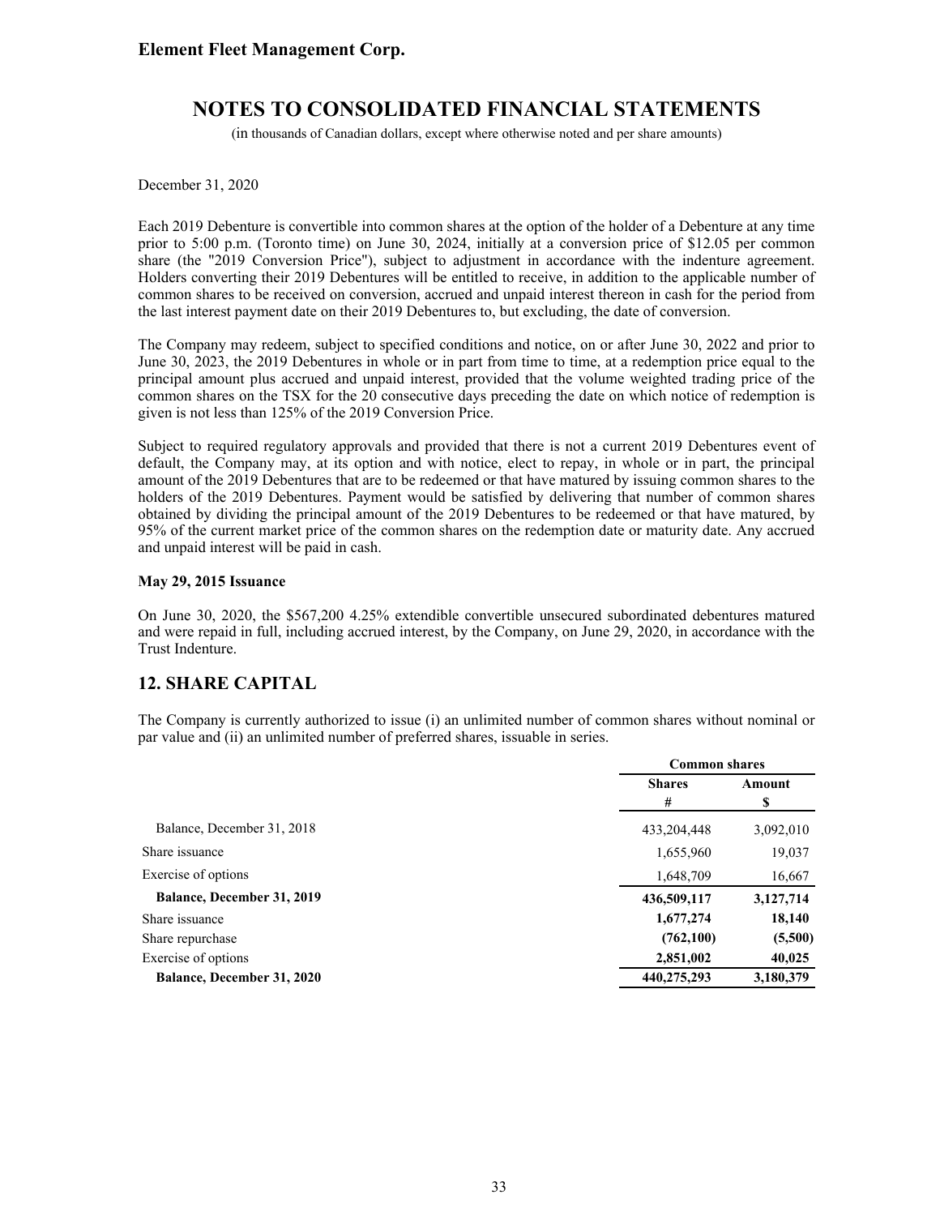December 31, 2020

Each 2019 Debenture is convertible into common shares at the option of the holder of a Debenture at any time prior to 5:00 p.m. (Toronto time) on June 30, 2024, initially at a conversion price of $12.05 per common share (the "2019 Conversion Price"), subject to adjustment in accordance with the indenture agreement. Holders converting their 2019 Debentures will be entitled to receive, in addition to the applicable number of common shares to be received on conversion, accrued and unpaid interest thereon in cash for the period from the last interest payment date on their 2019 Debentures to, but excluding, the date of conversion.

The Company may redeem, subject to specified conditions and notice, on or after June 30, 2022 and prior to June 30, 2023, the 2019 Debentures in whole or in part from time to time, at a redemption price equal to the principal amount plus accrued and unpaid interest, provided that the volume weighted trading price of the common shares on the TSX for the 20 consecutive days preceding the date on which notice of redemption is given is not less than 125% of the 2019 Conversion Price.

Subject to required regulatory approvals and provided that there is not a current 2019 Debentures event of default, the Company may, at its option and with notice, elect to repay, in whole or in part, the principal amount of the 2019 Debentures that are to be redeemed or that have matured by issuing common shares to the holders of the 2019 Debentures. Payment would be satisfied by delivering that number of common shares obtained by dividing the principal amount of the 2019 Debentures to be redeemed or that have matured, by 95% of the current market price of the common shares on the redemption date or maturity date. Any accrued and unpaid interest will be paid in cash.

**May 29, 2015 Issuance**

On June 30, 2020, the $567,200 4.25% extendible convertible unsecured subordinated debentures matured and were repaid in full, including accrued interest, by the Company, on June 29, 2020, in accordance with the Trust Indenture.

## 12. SHARE CAPITAL

The Company is currently authorized to issue (i) an unlimited number of common shares without nominal or par value and (ii) an unlimited number of preferred shares, issuable in series.

| | Common shares | |
|---|---|---|
| | Shares<br>\# | Amount<br>$ |
| Balance, December 31, 2018 | 433,204,448 | 3,092,010 |
| Share issuance | 1,655,960 | 19,037 |
| Exercise of options | 1,648,709 | 16,667 |
| **Balance, December 31, 2019** | **436,509,117** | **3,127,714** |
| Share issuance | **1,677,274** | **18,140** |
| Share repurchase | **(762,100)** | **(5,500)** |
| Exercise of options | **2,851,002** | **40,025** |
| **Balance, December 31, 2020** | **440,275,293** | **3,180,379** |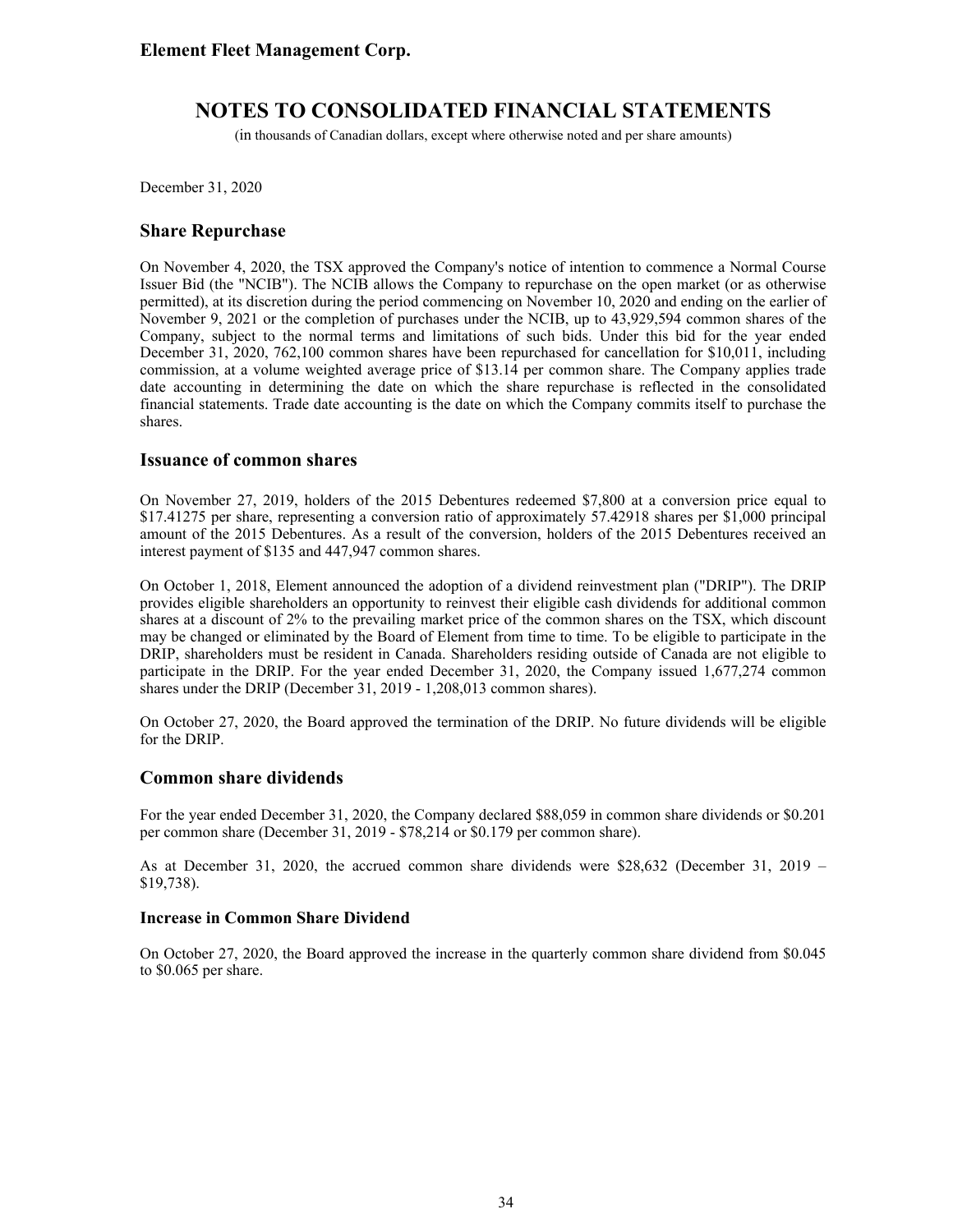December 31, 2020

## Share Repurchase

On November 4, 2020, the TSX approved the Company's notice of intention to commence a Normal Course Issuer Bid (the "NCIB"). The NCIB allows the Company to repurchase on the open market (or as otherwise permitted), at its discretion during the period commencing on November 10, 2020 and ending on the earlier of November 9, 2021 or the completion of purchases under the NCIB, up to 43,929,594 common shares of the Company, subject to the normal terms and limitations of such bids. Under this bid for the year ended December 31, 2020, 762,100 common shares have been repurchased for cancellation for $10,011, including commission, at a volume weighted average price of $13.14 per common share. The Company applies trade date accounting in determining the date on which the share repurchase is reflected in the consolidated financial statements. Trade date accounting is the date on which the Company commits itself to purchase the shares.

## Issuance of common shares

On November 27, 2019, holders of the 2015 Debentures redeemed $7,800 at a conversion price equal to $17.41275 per share, representing a conversion ratio of approximately 57.42918 shares per $1,000 principal amount of the 2015 Debentures. As a result of the conversion, holders of the 2015 Debentures received an interest payment of $135 and 447,947 common shares.

On October 1, 2018, Element announced the adoption of a dividend reinvestment plan ("DRIP"). The DRIP provides eligible shareholders an opportunity to reinvest their eligible cash dividends for additional common shares at a discount of 2% to the prevailing market price of the common shares on the TSX, which discount may be changed or eliminated by the Board of Element from time to time. To be eligible to participate in the DRIP, shareholders must be resident in Canada. Shareholders residing outside of Canada are not eligible to participate in the DRIP. For the year ended December 31, 2020, the Company issued 1,677,274 common shares under the DRIP (December 31, 2019 - 1,208,013 common shares).

On October 27, 2020, the Board approved the termination of the DRIP. No future dividends will be eligible for the DRIP.

## Common share dividends

For the year ended December 31, 2020, the Company declared $88,059 in common share dividends or $0.201 per common share (December 31, 2019 - $78,214 or $0.179 per common share).

As at December 31, 2020, the accrued common share dividends were $28,632 (December 31, 2019 – $19,738).

### Increase in Common Share Dividend

On October 27, 2020, the Board approved the increase in the quarterly common share dividend from $0.045 to $0.065 per share.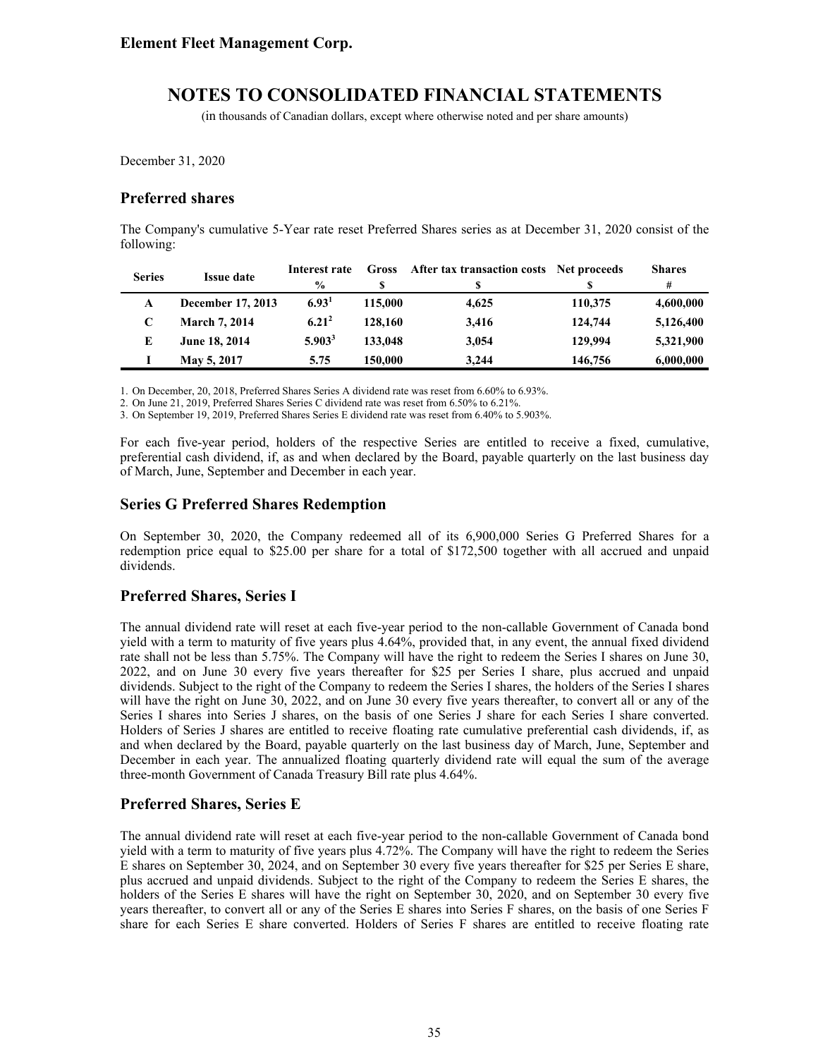December 31, 2020

## Preferred shares

The Company's cumulative 5-Year rate reset Preferred Shares series as at December 31, 2020 consist of the following:

| Series | Issue date | Interest rate % | Gross $ | After tax transaction costs $ | Net proceeds $ | Shares # |
|---|---|---|---|---|---|---|
| **A** | **December 17, 2013** | **6.93**[1] | **115,000** | **4,625** | **110,375** | **4,600,000** |
| **C** | **March 7, 2014** | **6.21**[2] | **128,160** | **3,416** | **124,744** | **5,126,400** |
| **E** | **June 18, 2014** | **5.903**[3] | **133,048** | **3,054** | **129,994** | **5,321,900** |
| **I** | **May 5, 2017** | **5.75** | **150,000** | **3,244** | **146,756** | **6,000,000** |

1. On December, 20, 2018, Preferred Shares Series A dividend rate was reset from 6.60% to 6.93%.
2. On June 21, 2019, Preferred Shares Series C dividend rate was reset from 6.50% to 6.21%.
3. On September 19, 2019, Preferred Shares Series E dividend rate was reset from 6.40% to 5.903%.

For each five-year period, holders of the respective Series are entitled to receive a fixed, cumulative, preferential cash dividend, if, as and when declared by the Board, payable quarterly on the last business day of March, June, September and December in each year.

## Series G Preferred Shares Redemption

On September 30, 2020, the Company redeemed all of its 6,900,000 Series G Preferred Shares for a redemption price equal to $25.00 per share for a total of $172,500 together with all accrued and unpaid dividends.

## Preferred Shares, Series I

The annual dividend rate will reset at each five-year period to the non-callable Government of Canada bond yield with a term to maturity of five years plus 4.64%, provided that, in any event, the annual fixed dividend rate shall not be less than 5.75%. The Company will have the right to redeem the Series I shares on June 30, 2022, and on June 30 every five years thereafter for $25 per Series I share, plus accrued and unpaid dividends. Subject to the right of the Company to redeem the Series I shares, the holders of the Series I shares will have the right on June 30, 2022, and on June 30 every five years thereafter, to convert all or any of the Series I shares into Series J shares, on the basis of one Series J share for each Series I share converted. Holders of Series J shares are entitled to receive floating rate cumulative preferential cash dividends, if, as and when declared by the Board, payable quarterly on the last business day of March, June, September and December in each year. The annualized floating quarterly dividend rate will equal the sum of the average three-month Government of Canada Treasury Bill rate plus 4.64%.

## Preferred Shares, Series E

The annual dividend rate will reset at each five-year period to the non-callable Government of Canada bond yield with a term to maturity of five years plus 4.72%. The Company will have the right to redeem the Series E shares on September 30, 2024, and on September 30 every five years thereafter for $25 per Series E share, plus accrued and unpaid dividends. Subject to the right of the Company to redeem the Series E shares, the holders of the Series E shares will have the right on September 30, 2020, and on September 30 every five years thereafter, to convert all or any of the Series E shares into Series F shares, on the basis of one Series F share for each Series E share converted. Holders of Series F shares are entitled to receive floating rate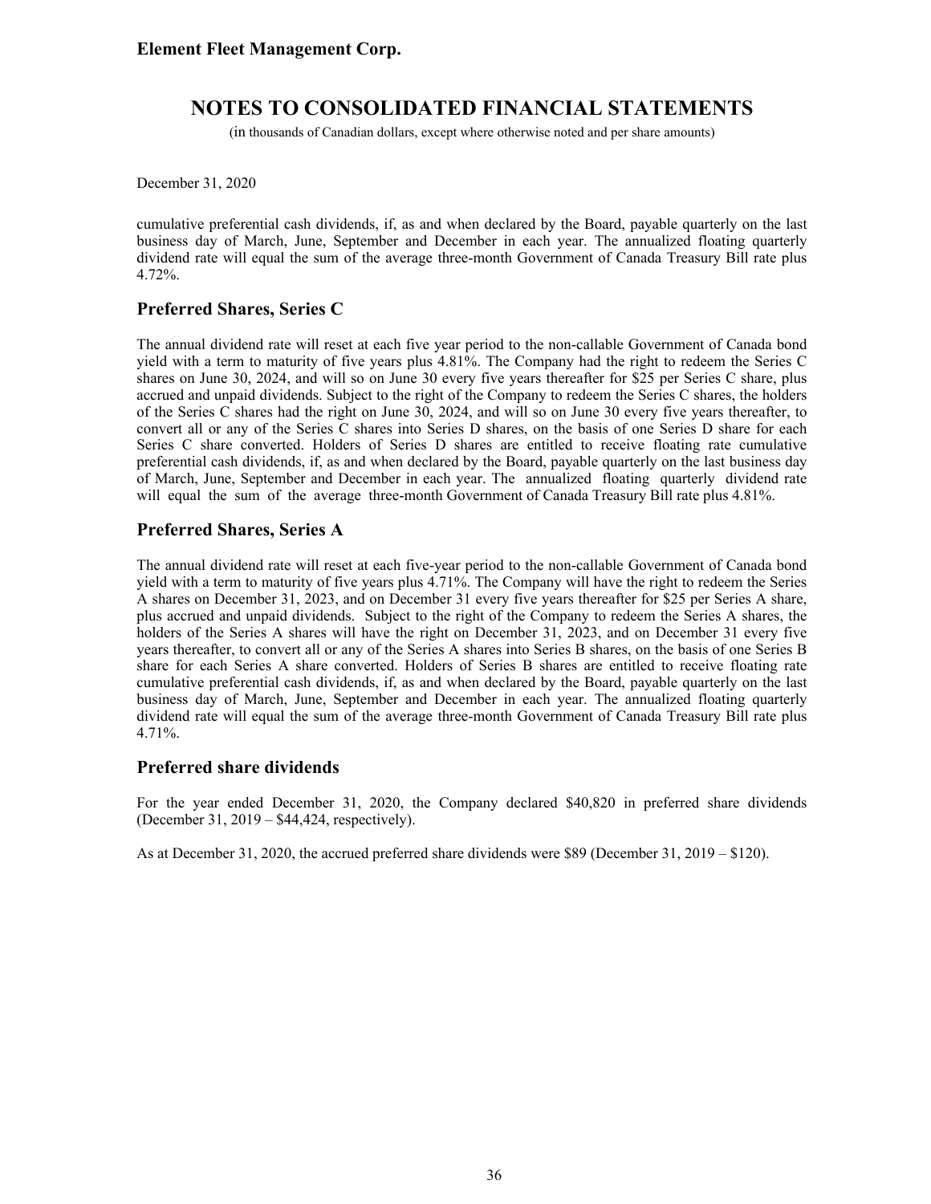cumulative preferential cash dividends, if, as and when declared by the Board, payable quarterly on the last business day of March, June, September and December in each year. The annualized floating quarterly dividend rate will equal the sum of the average three-month Government of Canada Treasury Bill rate plus 4.72%.

## Preferred Shares, Series C

The annual dividend rate will reset at each five year period to the non-callable Government of Canada bond yield with a term to maturity of five years plus 4.81%. The Company had the right to redeem the Series C shares on June 30, 2024, and will so on June 30 every five years thereafter for $25 per Series C share, plus accrued and unpaid dividends. Subject to the right of the Company to redeem the Series C shares, the holders of the Series C shares had the right on June 30, 2024, and will so on June 30 every five years thereafter, to convert all or any of the Series C shares into Series D shares, on the basis of one Series D share for each Series C share converted. Holders of Series D shares are entitled to receive floating rate cumulative preferential cash dividends, if, as and when declared by the Board, payable quarterly on the last business day of March, June, September and December in each year. The annualized floating quarterly dividend rate will equal the sum of the average three-month Government of Canada Treasury Bill rate plus 4.81%.

## Preferred Shares, Series A

The annual dividend rate will reset at each five-year period to the non-callable Government of Canada bond yield with a term to maturity of five years plus 4.71%. The Company will have the right to redeem the Series A shares on December 31, 2023, and on December 31 every five years thereafter for $25 per Series A share, plus accrued and unpaid dividends. Subject to the right of the Company to redeem the Series A shares, the holders of the Series A shares will have the right on December 31, 2023, and on December 31 every five years thereafter, to convert all or any of the Series A shares into Series B shares, on the basis of one Series B share for each Series A share converted. Holders of Series B shares are entitled to receive floating rate cumulative preferential cash dividends, if, as and when declared by the Board, payable quarterly on the last business day of March, June, September and December in each year. The annualized floating quarterly dividend rate will equal the sum of the average three-month Government of Canada Treasury Bill rate plus 4.71%.

## Preferred share dividends

For the year ended December 31, 2020, the Company declared $40,820 in preferred share dividends (December 31, 2019 – $44,424, respectively).

As at December 31, 2020, the accrued preferred share dividends were $89 (December 31, 2019 – $120).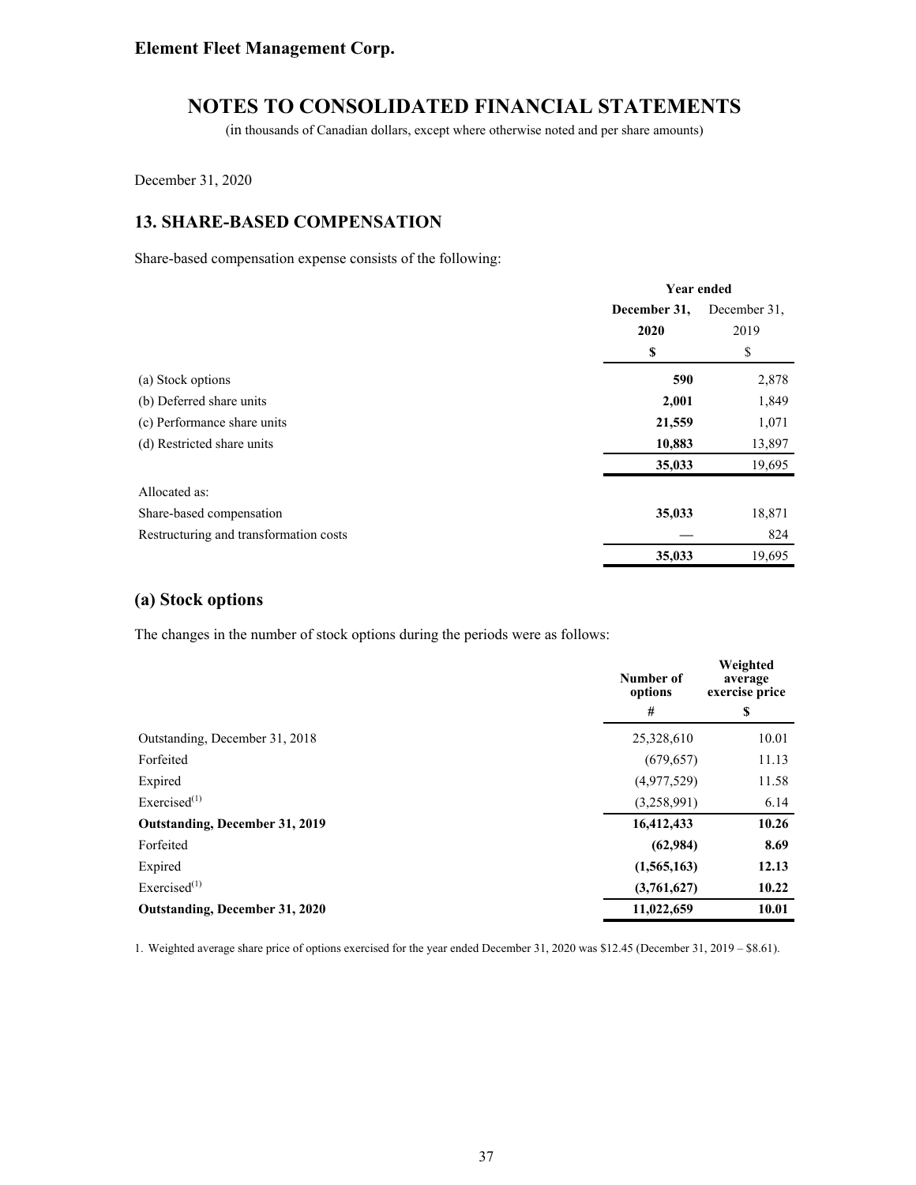**Element Fleet Management Corp.**

# NOTES TO CONSOLIDATED FINANCIAL STATEMENTS

(in thousands of Canadian dollars, except where otherwise noted and per share amounts)

December 31, 2020

## 13. SHARE-BASED COMPENSATION

Share-based compensation expense consists of the following:

| | Year ended | |
|---|---|---|
| | **December 31, 2020** | December 31, 2019 |
| | **$** | $ |
| (a) Stock options | **590** | 2,878 |
| (b) Deferred share units | **2,001** | 1,849 |
| (c) Performance share units | **21,559** | 1,071 |
| (d) Restricted share units | **10,883** | 13,897 |
| | **35,033** | 19,695 |
| Allocated as: | | |
| Share-based compensation | **35,033** | 18,871 |
| Restructuring and transformation costs | **—** | 824 |
| | **35,033** | 19,695 |

### (a) Stock options

The changes in the number of stock options during the periods were as follows:

| | Number of options | Weighted average exercise price |
|---|---|---|
| | # | $ |
| Outstanding, December 31, 2018 | 25,328,610 | 10.01 |
| Forfeited | (679,657) | 11.13 |
| Expired | (4,977,529) | 11.58 |
| Exercised[1] | (3,258,991) | 6.14 |
| **Outstanding, December 31, 2019** | **16,412,433** | **10.26** |
| Forfeited | **(62,984)** | **8.69** |
| Expired | **(1,565,163)** | **12.13** |
| Exercised[1] | **(3,761,627)** | **10.22** |
| **Outstanding, December 31, 2020** | **11,022,659** | **10.01** |

1. Weighted average share price of options exercised for the year ended December 31, 2020 was $12.45 (December 31, 2019 – $8.61).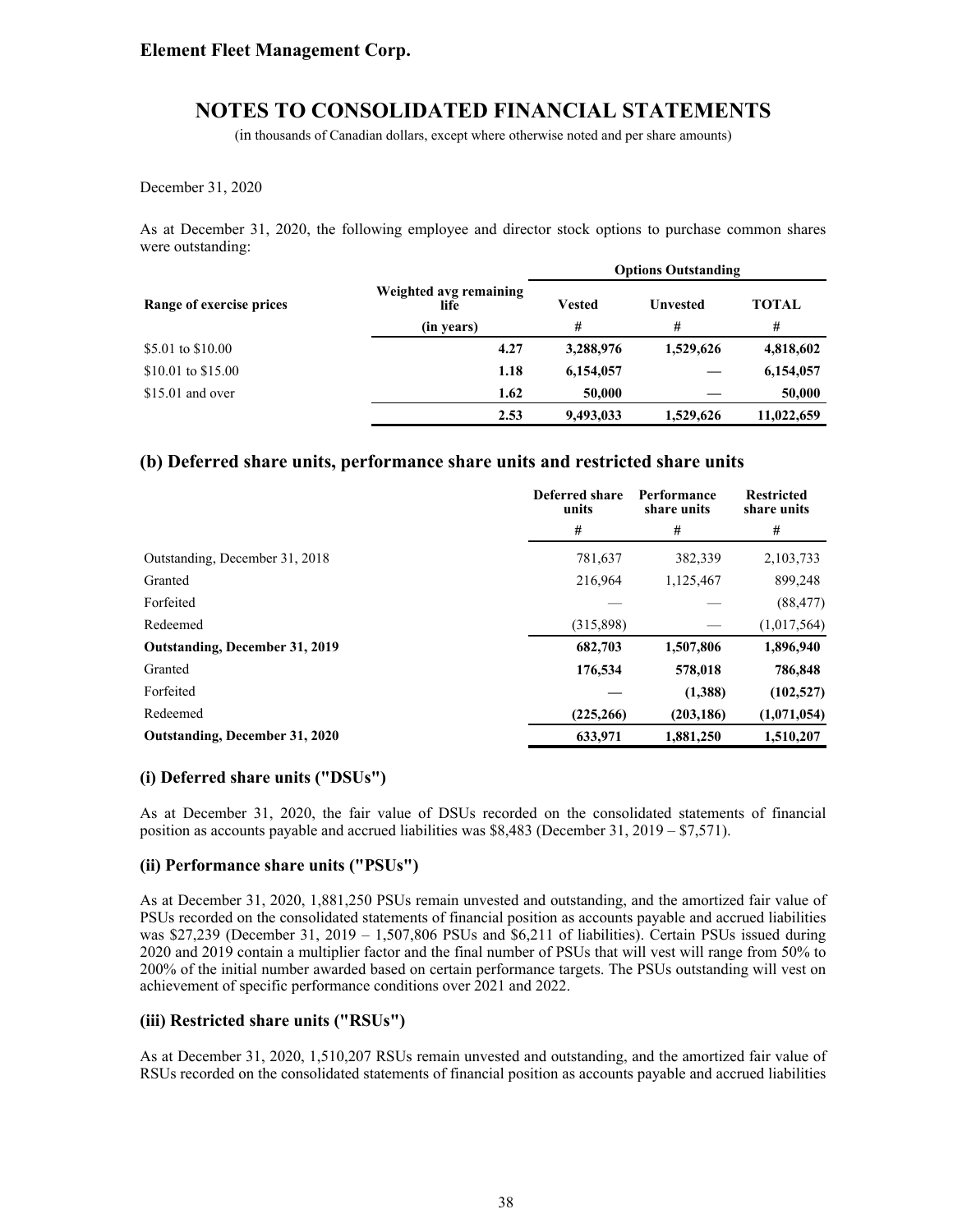December 31, 2020

As at December 31, 2020, the following employee and director stock options to purchase common shares were outstanding:

| Range of exercise prices | Weighted avg remaining life | Options Outstanding | | |
|---|---|---|---|---|
| | | Vested | Unvested | TOTAL |
| | (in years) | # | # | # |
| $5.01 to $10.00 | 4.27 | 3,288,976 | 1,529,626 | 4,818,602 |
| $10.01 to $15.00 | 1.18 | 6,154,057 | — | 6,154,057 |
| $15.01 and over | 1.62 | 50,000 | — | 50,000 |
| | 2.53 | 9,493,033 | 1,529,626 | 11,022,659 |

## (b) Deferred share units, performance share units and restricted share units

| | Deferred share units | Performance share units | Restricted share units |
|---|---|---|---|
| | # | # | # |
| Outstanding, December 31, 2018 | 781,637 | 382,339 | 2,103,733 |
| Granted | 216,964 | 1,125,467 | 899,248 |
| Forfeited | — | — | (88,477) |
| Redeemed | (315,898) | — | (1,017,564) |
| **Outstanding, December 31, 2019** | **682,703** | **1,507,806** | **1,896,940** |
| Granted | **176,534** | **578,018** | **786,848** |
| Forfeited | **—** | **(1,388)** | **(102,527)** |
| Redeemed | **(225,266)** | **(203,186)** | **(1,071,054)** |
| **Outstanding, December 31, 2020** | **633,971** | **1,881,250** | **1,510,207** |

### (i) Deferred share units ("DSUs")

As at December 31, 2020, the fair value of DSUs recorded on the consolidated statements of financial position as accounts payable and accrued liabilities was $8,483 (December 31, 2019 – $7,571).

### (ii) Performance share units ("PSUs")

As at December 31, 2020, 1,881,250 PSUs remain unvested and outstanding, and the amortized fair value of PSUs recorded on the consolidated statements of financial position as accounts payable and accrued liabilities was $27,239 (December 31, 2019 – 1,507,806 PSUs and $6,211 of liabilities). Certain PSUs issued during 2020 and 2019 contain a multiplier factor and the final number of PSUs that will vest will range from 50% to 200% of the initial number awarded based on certain performance targets. The PSUs outstanding will vest on achievement of specific performance conditions over 2021 and 2022.

### (iii) Restricted share units ("RSUs")

As at December 31, 2020, 1,510,207 RSUs remain unvested and outstanding, and the amortized fair value of RSUs recorded on the consolidated statements of financial position as accounts payable and accrued liabilities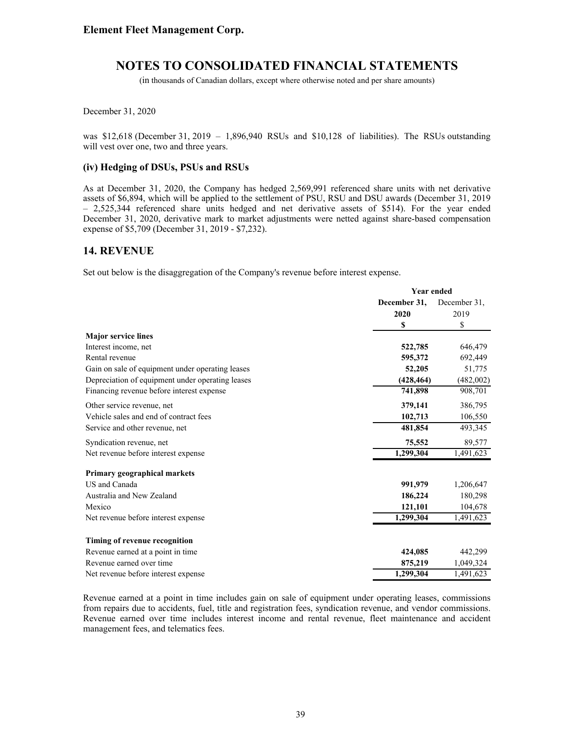December 31, 2020

was $12,618 (December 31, 2019 – 1,896,940 RSUs and $10,128 of liabilities). The RSUs outstanding will vest over one, two and three years.

### (iv) Hedging of DSUs, PSUs and RSUs

As at December 31, 2020, the Company has hedged 2,569,991 referenced share units with net derivative assets of $6,894, which will be applied to the settlement of PSU, RSU and DSU awards (December 31, 2019 – 2,525,344 referenced share units hedged and net derivative assets of $514). For the year ended December 31, 2020, derivative mark to market adjustments were netted against share-based compensation expense of $5,709 (December 31, 2019 - $7,232).

## 14. REVENUE

Set out below is the disaggregation of the Company's revenue before interest expense.

| | Year ended | |
|---|---|---|
| | **December 31, 2020** | December 31, 2019 |
| | **$** | $ |
| **Major service lines** | | |
| Interest income, net | **522,785** | 646,479 |
| Rental revenue | **595,372** | 692,449 |
| Gain on sale of equipment under operating leases | **52,205** | 51,775 |
| Depreciation of equipment under operating leases | **(428,464)** | (482,002) |
| Financing revenue before interest expense | **741,898** | 908,701 |
| Other service revenue, net | **379,141** | 386,795 |
| Vehicle sales and end of contract fees | **102,713** | 106,550 |
| Service and other revenue, net | **481,854** | 493,345 |
| Syndication revenue, net | **75,552** | 89,577 |
| Net revenue before interest expense | **1,299,304** | 1,491,623 |
| **Primary geographical markets** | | |
| US and Canada | **991,979** | 1,206,647 |
| Australia and New Zealand | **186,224** | 180,298 |
| Mexico | **121,101** | 104,678 |
| Net revenue before interest expense | **1,299,304** | 1,491,623 |
| **Timing of revenue recognition** | | |
| Revenue earned at a point in time | **424,085** | 442,299 |
| Revenue earned over time | **875,219** | 1,049,324 |
| Net revenue before interest expense | **1,299,304** | 1,491,623 |

Revenue earned at a point in time includes gain on sale of equipment under operating leases, commissions from repairs due to accidents, fuel, title and registration fees, syndication revenue, and vendor commissions. Revenue earned over time includes interest income and rental revenue, fleet maintenance and accident management fees, and telematics fees.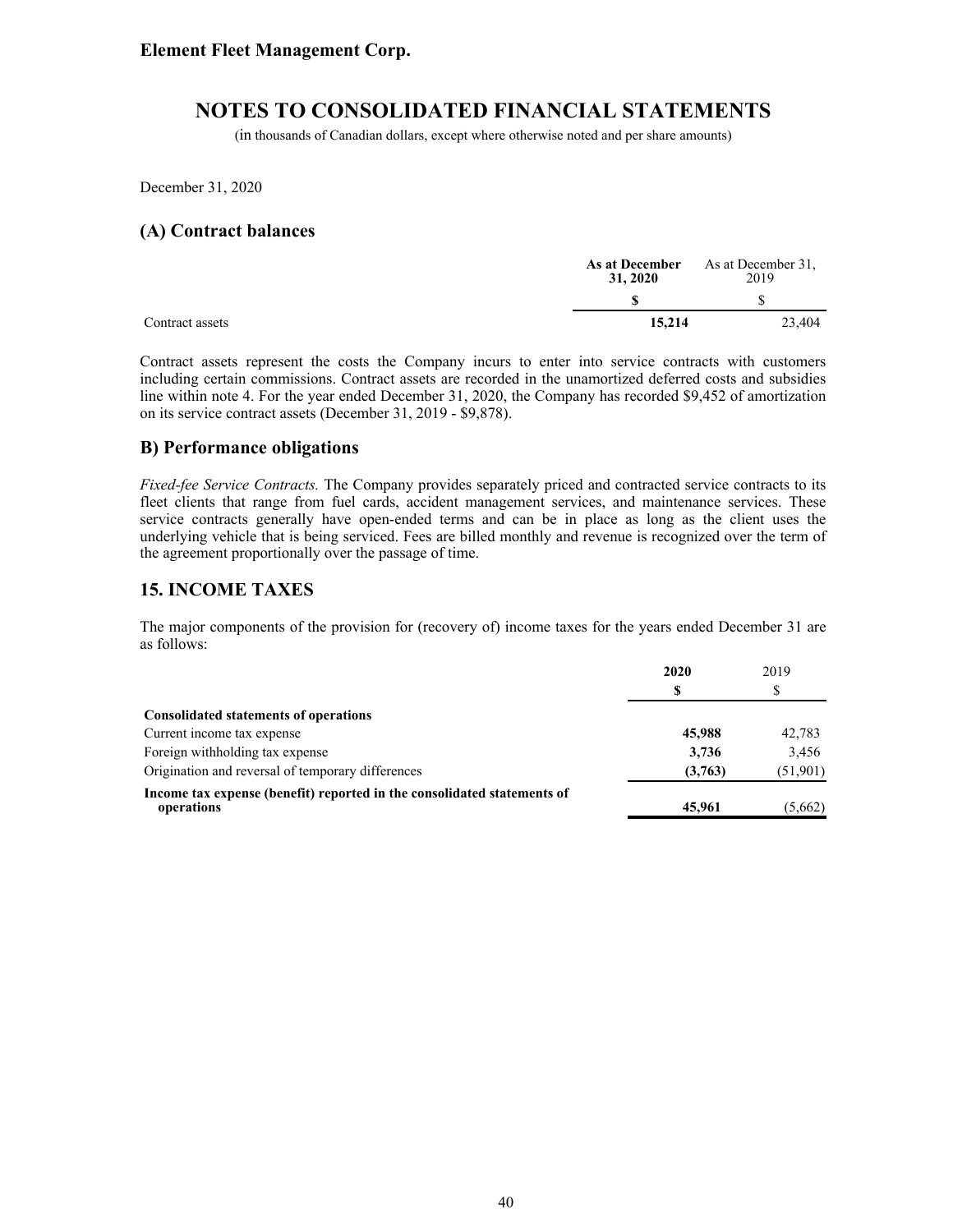December 31, 2020

## (A) Contract balances

| | As at December 31, 2020 | As at December 31, 2019 |
|---|---|---|
| | **$** | $ |
| Contract assets | **15,214** | 23,404 |

Contract assets represent the costs the Company incurs to enter into service contracts with customers including certain commissions. Contract assets are recorded in the unamortized deferred costs and subsidies line within note 4. For the year ended December 31, 2020, the Company has recorded $9,452 of amortization on its service contract assets (December 31, 2019 - $9,878).

## B) Performance obligations

*Fixed-fee Service Contracts.* The Company provides separately priced and contracted service contracts to its fleet clients that range from fuel cards, accident management services, and maintenance services. These service contracts generally have open-ended terms and can be in place as long as the client uses the underlying vehicle that is being serviced. Fees are billed monthly and revenue is recognized over the term of the agreement proportionally over the passage of time.

## 15. INCOME TAXES

The major components of the provision for (recovery of) income taxes for the years ended December 31 are as follows:

| | 2020 | 2019 |
|---|---|---|
| | **$** | $ |
| **Consolidated statements of operations** | | |
| Current income tax expense | **45,988** | 42,783 |
| Foreign withholding tax expense | **3,736** | 3,456 |
| Origination and reversal of temporary differences | **(3,763)** | (51,901) |
| **Income tax expense (benefit) reported in the consolidated statements of operations** | **45,961** | (5,662) |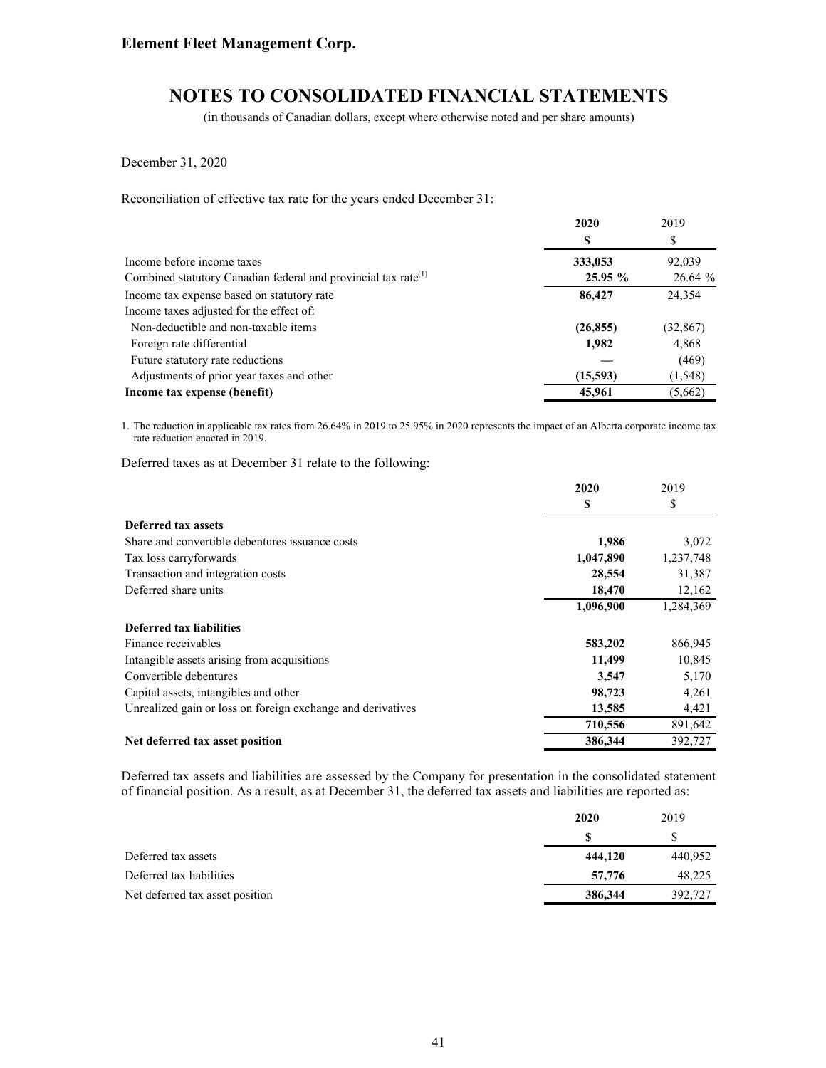December 31, 2020

Reconciliation of effective tax rate for the years ended December 31:

| | 2020 | 2019 |
|---|---|---|
| | $ | $ |
| Income before income taxes | **333,053** | 92,039 |
| Combined statutory Canadian federal and provincial tax rate[1] | **25.95 %** | 26.64 % |
| Income tax expense based on statutory rate | **86,427** | 24,354 |
| Income taxes adjusted for the effect of: | | |
| Non-deductible and non-taxable items | **(26,855)** | (32,867) |
| Foreign rate differential | **1,982** | 4,868 |
| Future statutory rate reductions | **—** | (469) |
| Adjustments of prior year taxes and other | **(15,593)** | (1,548) |
| **Income tax expense (benefit)** | **45,961** | (5,662) |

1. The reduction in applicable tax rates from 26.64% in 2019 to 25.95% in 2020 represents the impact of an Alberta corporate income tax rate reduction enacted in 2019.

Deferred taxes as at December 31 relate to the following:

| | 2020 | 2019 |
|---|---|---|
| | $ | $ |
| **Deferred tax assets** | | |
| Share and convertible debentures issuance costs | **1,986** | 3,072 |
| Tax loss carryforwards | **1,047,890** | 1,237,748 |
| Transaction and integration costs | **28,554** | 31,387 |
| Deferred share units | **18,470** | 12,162 |
| | **1,096,900** | 1,284,369 |
| **Deferred tax liabilities** | | |
| Finance receivables | **583,202** | 866,945 |
| Intangible assets arising from acquisitions | **11,499** | 10,845 |
| Convertible debentures | **3,547** | 5,170 |
| Capital assets, intangibles and other | **98,723** | 4,261 |
| Unrealized gain or loss on foreign exchange and derivatives | **13,585** | 4,421 |
| | **710,556** | 891,642 |
| **Net deferred tax asset position** | **386,344** | 392,727 |

Deferred tax assets and liabilities are assessed by the Company for presentation in the consolidated statement of financial position. As a result, as at December 31, the deferred tax assets and liabilities are reported as:

| | 2020 | 2019 |
|---|---|---|
| | $ | $ |
| Deferred tax assets | **444,120** | 440,952 |
| Deferred tax liabilities | **57,776** | 48,225 |
| Net deferred tax asset position | **386,344** | 392,727 |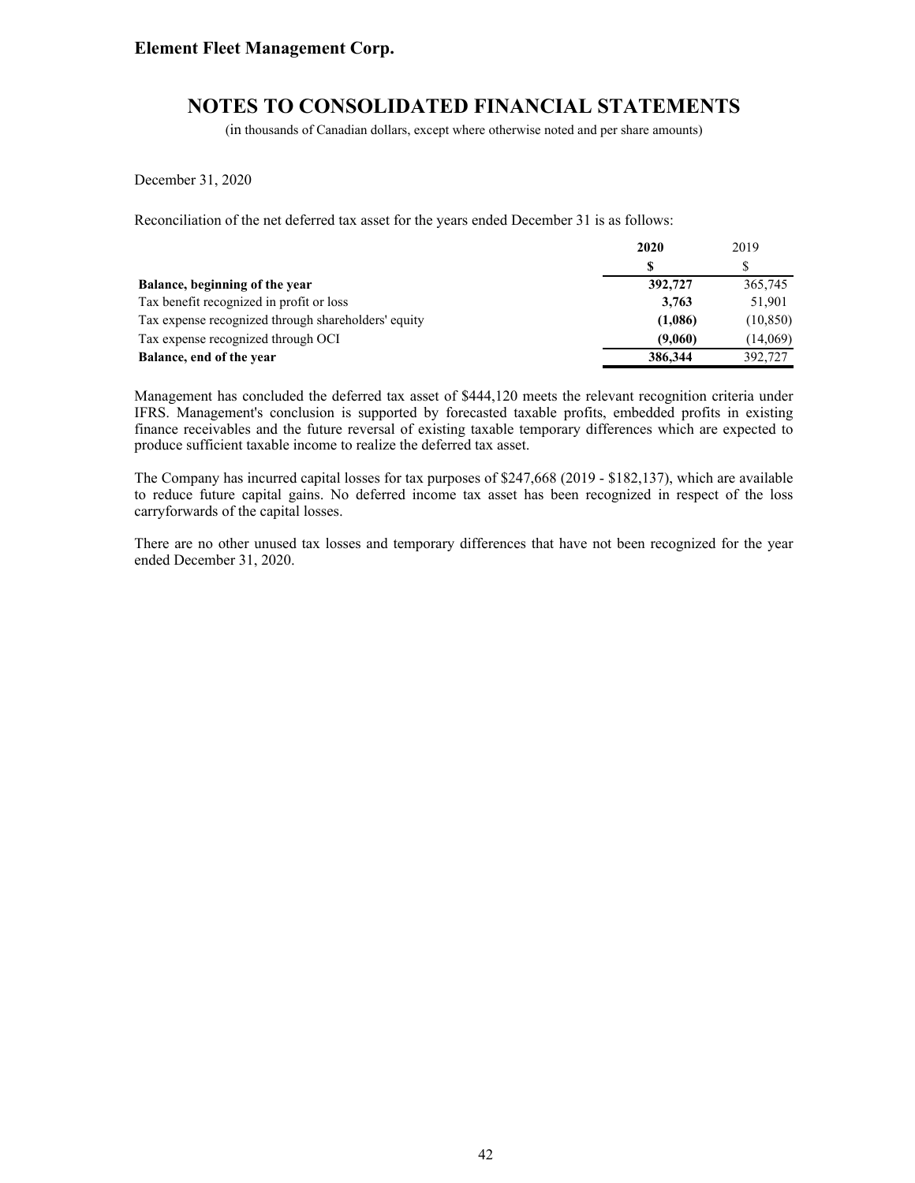# Element Fleet Management Corp.

## NOTES TO CONSOLIDATED FINANCIAL STATEMENTS

(in thousands of Canadian dollars, except where otherwise noted and per share amounts)

December 31, 2020

Reconciliation of the net deferred tax asset for the years ended December 31 is as follows:

| | **2020** | 2019 |
|---|---|---|
| | **$** | $ |
| **Balance, beginning of the year** | **392,727** | 365,745 |
| Tax benefit recognized in profit or loss | **3,763** | 51,901 |
| Tax expense recognized through shareholders' equity | **(1,086)** | (10,850) |
| Tax expense recognized through OCI | **(9,060)** | (14,069) |
| **Balance, end of the year** | **386,344** | 392,727 |

Management has concluded the deferred tax asset of $444,120 meets the relevant recognition criteria under IFRS. Management's conclusion is supported by forecasted taxable profits, embedded profits in existing finance receivables and the future reversal of existing taxable temporary differences which are expected to produce sufficient taxable income to realize the deferred tax asset.

The Company has incurred capital losses for tax purposes of $247,668 (2019 - $182,137), which are available to reduce future capital gains. No deferred income tax asset has been recognized in respect of the loss carryforwards of the capital losses.

There are no other unused tax losses and temporary differences that have not been recognized for the year ended December 31, 2020.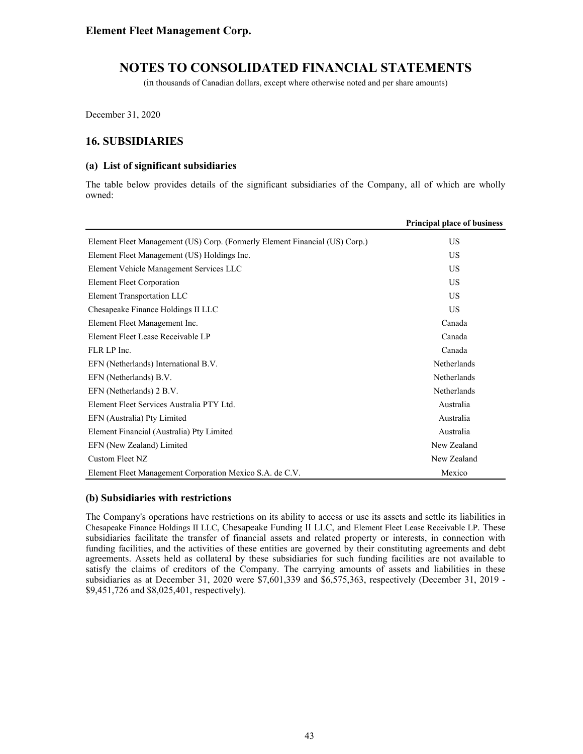# NOTES TO CONSOLIDATED FINANCIAL STATEMENTS

(in thousands of Canadian dollars, except where otherwise noted and per share amounts)

December 31, 2020

## 16. SUBSIDIARIES

### (a) List of significant subsidiaries

The table below provides details of the significant subsidiaries of the Company, all of which are wholly owned:

| | **Principal place of business** |
|---|---|
| Element Fleet Management (US) Corp. (Formerly Element Financial (US) Corp.) | US |
| Element Fleet Management (US) Holdings Inc. | US |
| Element Vehicle Management Services LLC | US |
| Element Fleet Corporation | US |
| Element Transportation LLC | US |
| Chesapeake Finance Holdings II LLC | US |
| Element Fleet Management Inc. | Canada |
| Element Fleet Lease Receivable LP | Canada |
| FLR LP Inc. | Canada |
| EFN (Netherlands) International B.V. | Netherlands |
| EFN (Netherlands) B.V. | Netherlands |
| EFN (Netherlands) 2 B.V. | Netherlands |
| Element Fleet Services Australia PTY Ltd. | Australia |
| EFN (Australia) Pty Limited | Australia |
| Element Financial (Australia) Pty Limited | Australia |
| EFN (New Zealand) Limited | New Zealand |
| Custom Fleet NZ | New Zealand |
| Element Fleet Management Corporation Mexico S.A. de C.V. | Mexico |

### (b) Subsidiaries with restrictions

The Company's operations have restrictions on its ability to access or use its assets and settle its liabilities in Chesapeake Finance Holdings II LLC, Chesapeake Funding II LLC, and Element Fleet Lease Receivable LP. These subsidiaries facilitate the transfer of financial assets and related property or interests, in connection with funding facilities, and the activities of these entities are governed by their constituting agreements and debt agreements. Assets held as collateral by these subsidiaries for such funding facilities are not available to satisfy the claims of creditors of the Company. The carrying amounts of assets and liabilities in these subsidiaries as at December 31, 2020 were $7,601,339 and $6,575,363, respectively (December 31, 2019 - $9,451,726 and $8,025,401, respectively).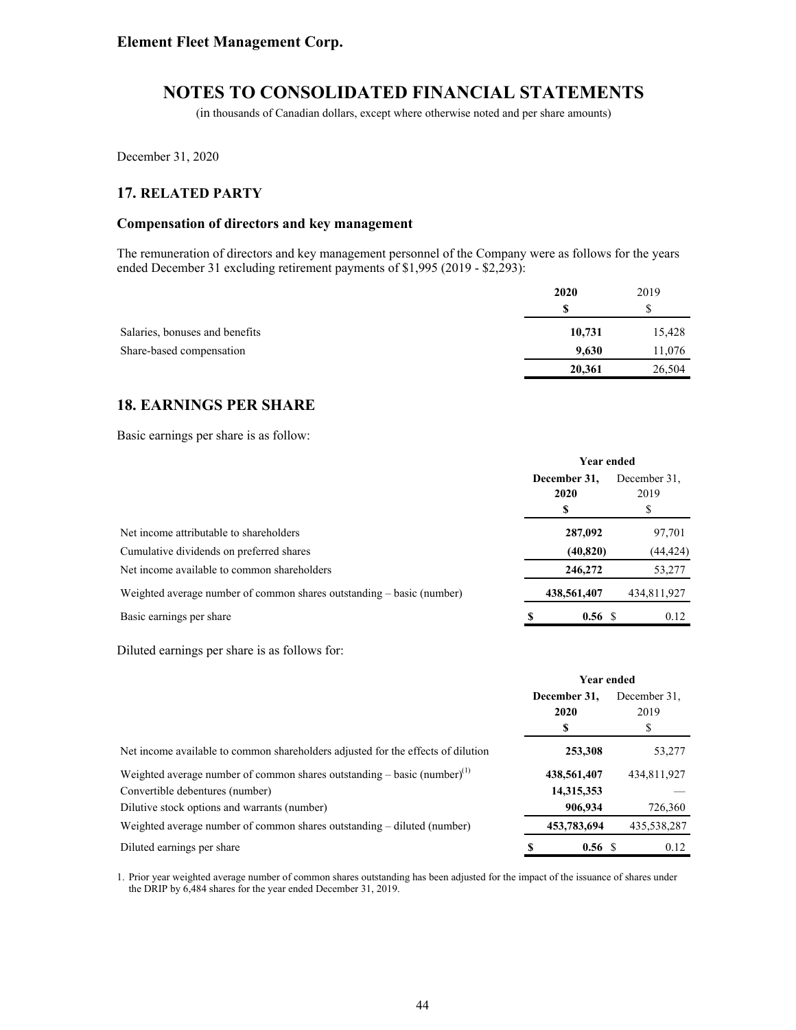Element Fleet Management Corp.

# NOTES TO CONSOLIDATED FINANCIAL STATEMENTS

(in thousands of Canadian dollars, except where otherwise noted and per share amounts)

December 31, 2020

## 17. RELATED PARTY

### Compensation of directors and key management

The remuneration of directors and key management personnel of the Company were as follows for the years ended December 31 excluding retirement payments of $1,995 (2019 - $2,293):

| | **2020** | 2019 |
|---|---|---|
| | **$** | $ |
| Salaries, bonuses and benefits | **10,731** | 15,428 |
| Share-based compensation | **9,630** | 11,076 |
| | **20,361** | 26,504 |

## 18. EARNINGS PER SHARE

Basic earnings per share is as follow:

| | **Year ended** | |
|---|---|---|
| | **December 31, 2020** | December 31, 2019 |
| | **$** | $ |
| Net income attributable to shareholders | **287,092** | 97,701 |
| Cumulative dividends on preferred shares | **(40,820)** | (44,424) |
| Net income available to common shareholders | **246,272** | 53,277 |
| Weighted average number of common shares outstanding – basic (number) | **438,561,407** | 434,811,927 |
| Basic earnings per share | **$ 0.56** | $ 0.12 |

Diluted earnings per share is as follows for:

| | **Year ended** | |
|---|---|---|
| | **December 31, 2020** | December 31, 2019 |
| | **$** | $ |
| Net income available to common shareholders adjusted for the effects of dilution | **253,308** | 53,277 |
| Weighted average number of common shares outstanding – basic (number)[1] | **438,561,407** | 434,811,927 |
| Convertible debentures (number) | **14,315,353** | — |
| Dilutive stock options and warrants (number) | **906,934** | 726,360 |
| Weighted average number of common shares outstanding – diluted (number) | **453,783,694** | 435,538,287 |
| Diluted earnings per share | **$ 0.56** | $ 0.12 |

1. Prior year weighted average number of common shares outstanding has been adjusted for the impact of the issuance of shares under the DRIP by 6,484 shares for the year ended December 31, 2019.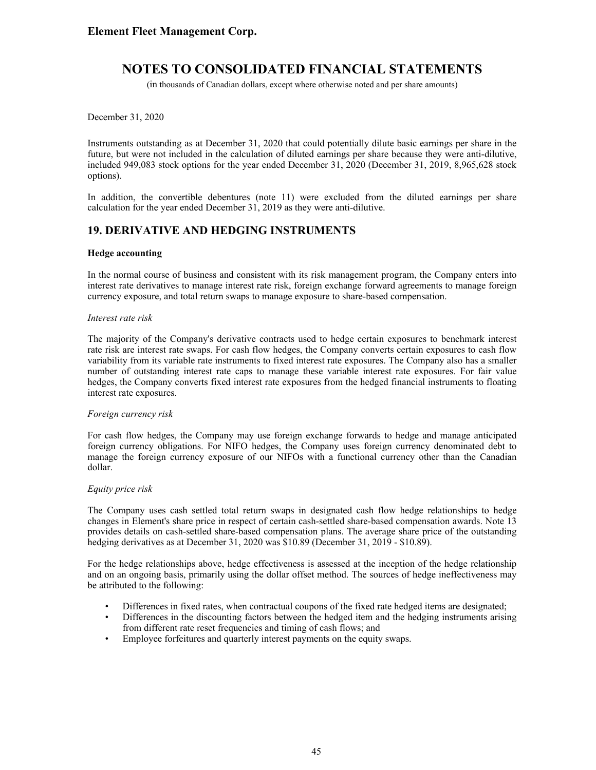December 31, 2020

Instruments outstanding as at December 31, 2020 that could potentially dilute basic earnings per share in the future, but were not included in the calculation of diluted earnings per share because they were anti-dilutive, included 949,083 stock options for the year ended December 31, 2020 (December 31, 2019, 8,965,628 stock options).

In addition, the convertible debentures (note 11) were excluded from the diluted earnings per share calculation for the year ended December 31, 2019 as they were anti-dilutive.

## 19. DERIVATIVE AND HEDGING INSTRUMENTS

**Hedge accounting**

In the normal course of business and consistent with its risk management program, the Company enters into interest rate derivatives to manage interest rate risk, foreign exchange forward agreements to manage foreign currency exposure, and total return swaps to manage exposure to share-based compensation.

*Interest rate risk*

The majority of the Company's derivative contracts used to hedge certain exposures to benchmark interest rate risk are interest rate swaps. For cash flow hedges, the Company converts certain exposures to cash flow variability from its variable rate instruments to fixed interest rate exposures. The Company also has a smaller number of outstanding interest rate caps to manage these variable interest rate exposures. For fair value hedges, the Company converts fixed interest rate exposures from the hedged financial instruments to floating interest rate exposures.

*Foreign currency risk*

For cash flow hedges, the Company may use foreign exchange forwards to hedge and manage anticipated foreign currency obligations. For NIFO hedges, the Company uses foreign currency denominated debt to manage the foreign currency exposure of our NIFOs with a functional currency other than the Canadian dollar.

*Equity price risk*

The Company uses cash settled total return swaps in designated cash flow hedge relationships to hedge changes in Element's share price in respect of certain cash-settled share-based compensation awards. Note 13 provides details on cash-settled share-based compensation plans. The average share price of the outstanding hedging derivatives as at December 31, 2020 was $10.89 (December 31, 2019 - $10.89).

For the hedge relationships above, hedge effectiveness is assessed at the inception of the hedge relationship and on an ongoing basis, primarily using the dollar offset method. The sources of hedge ineffectiveness may be attributed to the following:

- Differences in fixed rates, when contractual coupons of the fixed rate hedged items are designated;
- Differences in the discounting factors between the hedged item and the hedging instruments arising from different rate reset frequencies and timing of cash flows; and
- Employee forfeitures and quarterly interest payments on the equity swaps.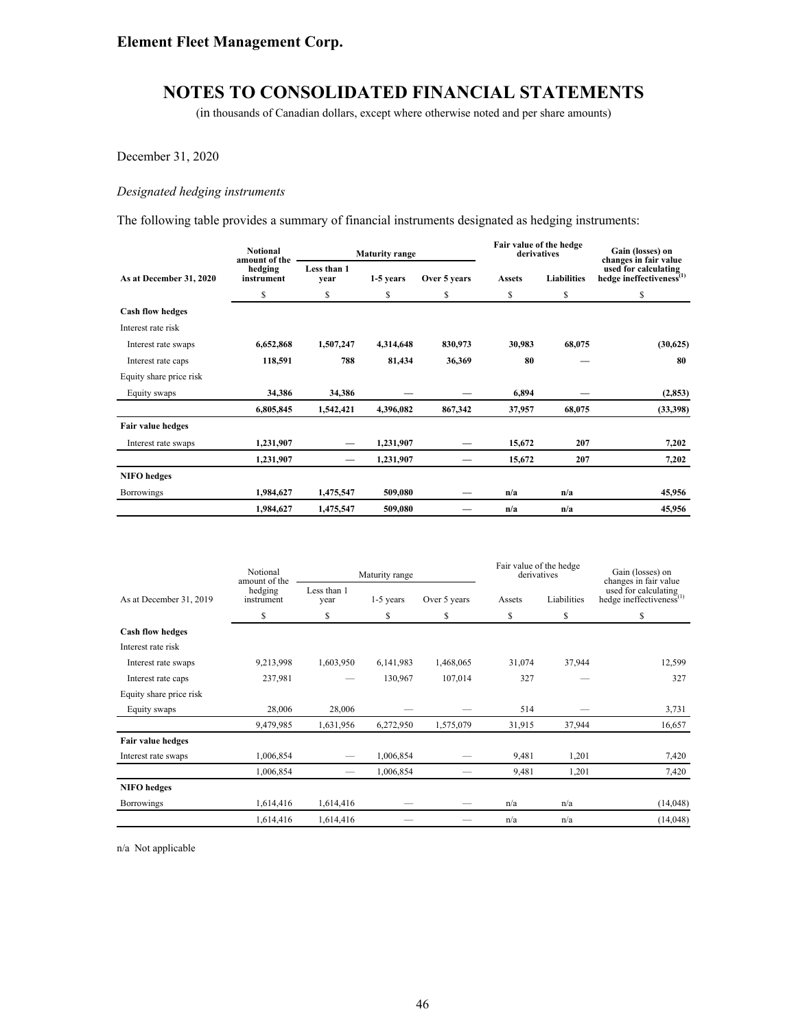**Element Fleet Management Corp.**

# NOTES TO CONSOLIDATED FINANCIAL STATEMENTS

(in thousands of Canadian dollars, except where otherwise noted and per share amounts)

December 31, 2020

*Designated hedging instruments*

The following table provides a summary of financial instruments designated as hedging instruments:

| As at December 31, 2020 | Notional amount of the hedging instrument | Maturity range | | | Fair value of the hedge derivatives | | Gain (losses) on changes in fair value used for calculating hedge ineffectiveness[1] |
|---|---|---|---|---|---|---|---|
| | | Less than 1 year | 1-5 years | Over 5 years | Assets | Liabilities | |
| | $ | $ | $ | $ | $ | $ | $ |
| **Cash flow hedges** | | | | | | | |
| Interest rate risk | | | | | | | |
| Interest rate swaps | **6,652,868** | **1,507,247** | **4,314,648** | **830,973** | **30,983** | **68,075** | **(30,625)** |
| Interest rate caps | **118,591** | **788** | **81,434** | **36,369** | **80** | **—** | **80** |
| Equity share price risk | | | | | | | |
| Equity swaps | **34,386** | **34,386** | **—** | **—** | **6,894** | **—** | **(2,853)** |
| | **6,805,845** | **1,542,421** | **4,396,082** | **867,342** | **37,957** | **68,075** | **(33,398)** |
| **Fair value hedges** | | | | | | | |
| Interest rate swaps | **1,231,907** | **—** | **1,231,907** | **—** | **15,672** | **207** | **7,202** |
| | **1,231,907** | **—** | **1,231,907** | **—** | **15,672** | **207** | **7,202** |
| **NIFO hedges** | | | | | | | |
| Borrowings | **1,984,627** | **1,475,547** | **509,080** | **—** | **n/a** | **n/a** | **45,956** |
| | **1,984,627** | **1,475,547** | **509,080** | **—** | **n/a** | **n/a** | **45,956** |

| As at December 31, 2019 | Notional amount of the hedging instrument | Maturity range | | | Fair value of the hedge derivatives | | Gain (losses) on changes in fair value used for calculating hedge ineffectiveness[1] |
|---|---|---|---|---|---|---|---|
| | | Less than 1 year | 1-5 years | Over 5 years | Assets | Liabilities | |
| | $ | $ | $ | $ | $ | $ | $ |
| **Cash flow hedges** | | | | | | | |
| Interest rate risk | | | | | | | |
| Interest rate swaps | 9,213,998 | 1,603,950 | 6,141,983 | 1,468,065 | 31,074 | 37,944 | 12,599 |
| Interest rate caps | 237,981 | — | 130,967 | 107,014 | 327 | — | 327 |
| Equity share price risk | | | | | | | |
| Equity swaps | 28,006 | 28,006 | — | — | 514 | — | 3,731 |
| | 9,479,985 | 1,631,956 | 6,272,950 | 1,575,079 | 31,915 | 37,944 | 16,657 |
| **Fair value hedges** | | | | | | | |
| Interest rate swaps | 1,006,854 | — | 1,006,854 | — | 9,481 | 1,201 | 7,420 |
| | 1,006,854 | — | 1,006,854 | — | 9,481 | 1,201 | 7,420 |
| **NIFO hedges** | | | | | | | |
| Borrowings | 1,614,416 | 1,614,416 | — | — | n/a | n/a | (14,048) |
| | 1,614,416 | 1,614,416 | — | — | n/a | n/a | (14,048) |

n/a Not applicable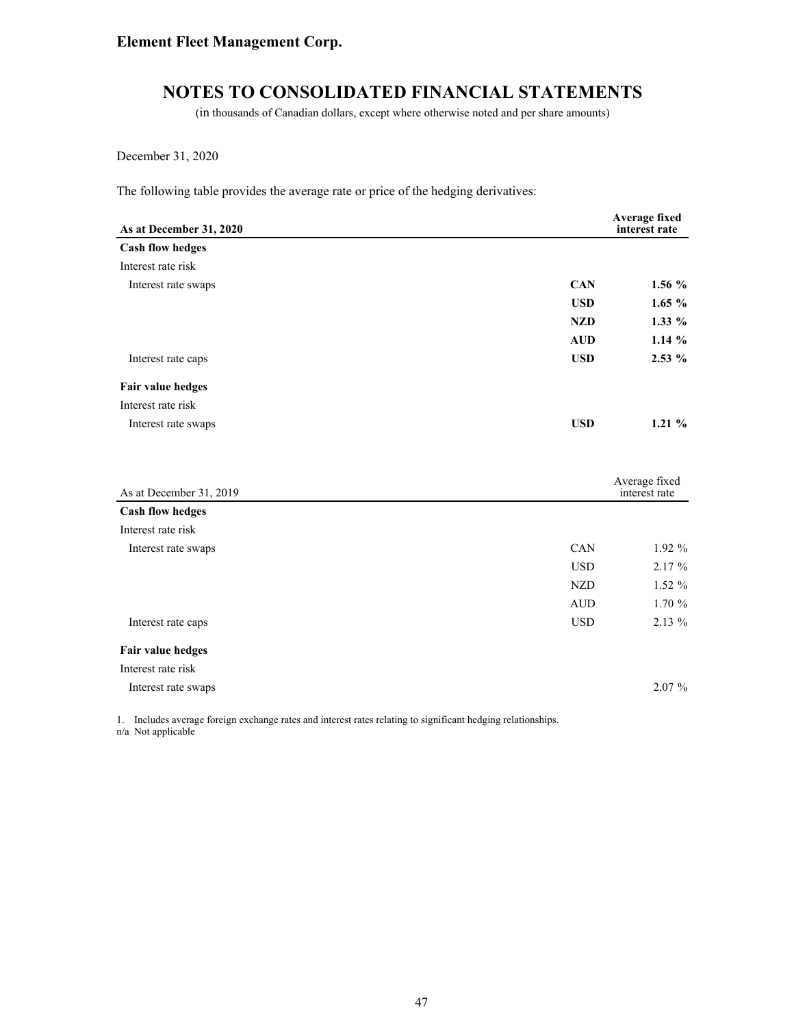December 31, 2020

The following table provides the average rate or price of the hedging derivatives:

| **As at December 31, 2020** | | **Average fixed interest rate** |
|---|---|---|
| **Cash flow hedges** | | |
| Interest rate risk | | |
| Interest rate swaps | **CAN** | **1.56 %** |
| | **USD** | **1.65 %** |
| | **NZD** | **1.33 %** |
| | **AUD** | **1.14 %** |
| Interest rate caps | **USD** | **2.53 %** |
| **Fair value hedges** | | |
| Interest rate risk | | |
| Interest rate swaps | **USD** | **1.21 %** |

| As at December 31, 2019 | | Average fixed interest rate |
|---|---|---|
| **Cash flow hedges** | | |
| Interest rate risk | | |
| Interest rate swaps | CAN | 1.92 % |
| | USD | 2.17 % |
| | NZD | 1.52 % |
| | AUD | 1.70 % |
| Interest rate caps | USD | 2.13 % |
| **Fair value hedges** | | |
| Interest rate risk | | |
| Interest rate swaps | | 2.07 % |

1. Includes average foreign exchange rates and interest rates relating to significant hedging relationships.

n/a Not applicable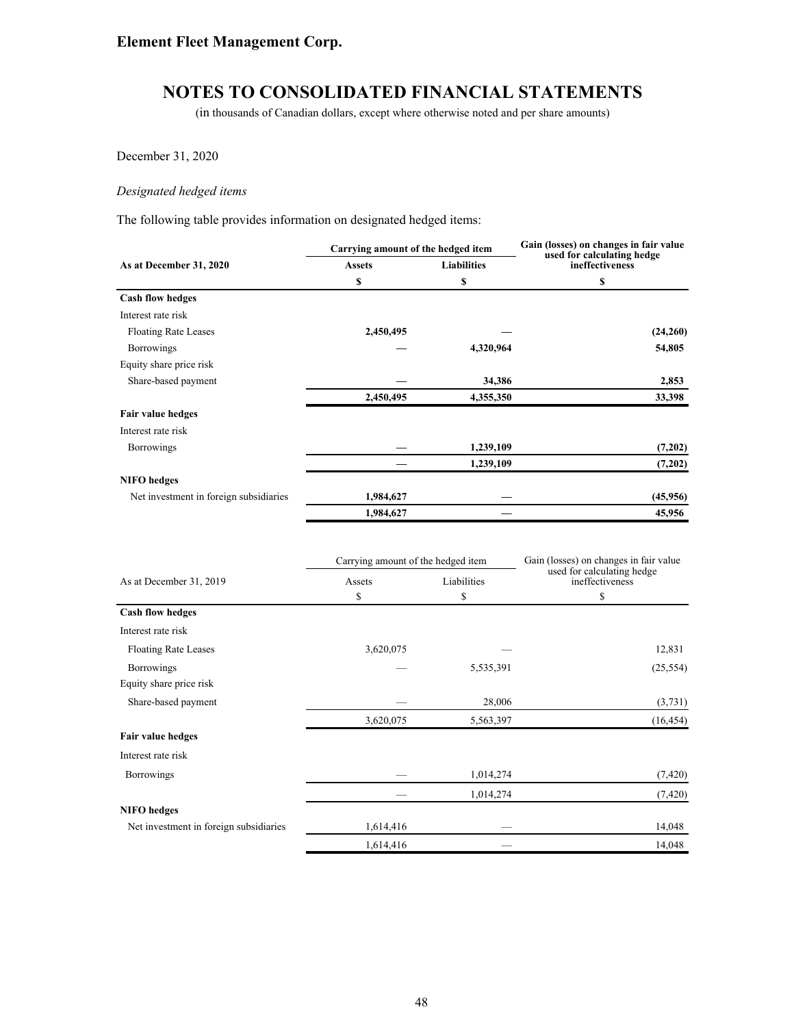# Element Fleet Management Corp.

## NOTES TO CONSOLIDATED FINANCIAL STATEMENTS

(in thousands of Canadian dollars, except where otherwise noted and per share amounts)

December 31, 2020

*Designated hedged items*

The following table provides information on designated hedged items:

| As at December 31, 2020 | Carrying amount of the hedged item | | Gain (losses) on changes in fair value used for calculating hedge ineffectiveness |
|---|---|---|---|
| | **Assets** | **Liabilities** | |
| | **$** | **$** | **$** |
| **Cash flow hedges** | | | |
| Interest rate risk | | | |
| Floating Rate Leases | **2,450,495** | **—** | **(24,260)** |
| Borrowings | **—** | **4,320,964** | **54,805** |
| Equity share price risk | | | |
| Share-based payment | **—** | **34,386** | **2,853** |
| | **2,450,495** | **4,355,350** | **33,398** |
| **Fair value hedges** | | | |
| Interest rate risk | | | |
| Borrowings | **—** | **1,239,109** | **(7,202)** |
| | **—** | **1,239,109** | **(7,202)** |
| **NIFO hedges** | | | |
| Net investment in foreign subsidiaries | **1,984,627** | **—** | **(45,956)** |
| | **1,984,627** | **—** | **45,956** |

| As at December 31, 2019 | Carrying amount of the hedged item | | Gain (losses) on changes in fair value used for calculating hedge ineffectiveness |
|---|---|---|---|
| | Assets | Liabilities | |
| | $ | $ | $ |
| **Cash flow hedges** | | | |
| Interest rate risk | | | |
| Floating Rate Leases | 3,620,075 | — | 12,831 |
| Borrowings | — | 5,535,391 | (25,554) |
| Equity share price risk | | | |
| Share-based payment | — | 28,006 | (3,731) |
| | 3,620,075 | 5,563,397 | (16,454) |
| **Fair value hedges** | | | |
| Interest rate risk | | | |
| Borrowings | — | 1,014,274 | (7,420) |
| | — | 1,014,274 | (7,420) |
| **NIFO hedges** | | | |
| Net investment in foreign subsidiaries | 1,614,416 | — | 14,048 |
| | 1,614,416 | — | 14,048 |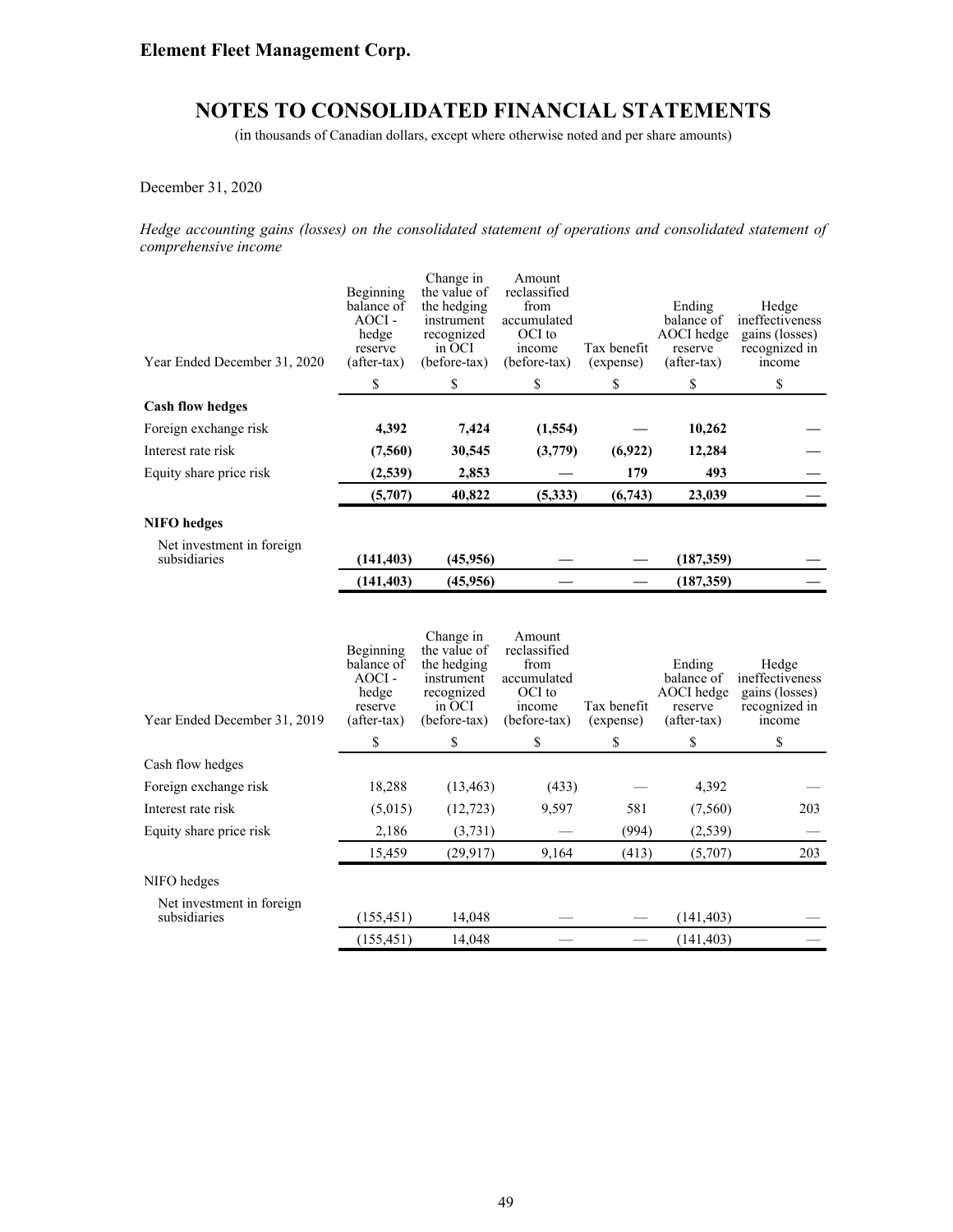**Element Fleet Management Corp.**

# NOTES TO CONSOLIDATED FINANCIAL STATEMENTS

(in thousands of Canadian dollars, except where otherwise noted and per share amounts)

December 31, 2020

*Hedge accounting gains (losses) on the consolidated statement of operations and consolidated statement of comprehensive income*

| Year Ended December 31, 2020 | Beginning balance of AOCI - hedge reserve (after-tax) | Change in the value of the hedging instrument recognized in OCI (before-tax) | Amount reclassified from accumulated OCI to income (before-tax) | Tax benefit (expense) | Ending balance of AOCI hedge reserve (after-tax) | Hedge ineffectiveness gains (losses) recognized in income |
|---|---|---|---|---|---|---|
| | $ | $ | $ | $ | $ | $ |
| **Cash flow hedges** | | | | | | |
| Foreign exchange risk | **4,392** | **7,424** | **(1,554)** | **—** | **10,262** | **—** |
| Interest rate risk | **(7,560)** | **30,545** | **(3,779)** | **(6,922)** | **12,284** | **—** |
| Equity share price risk | **(2,539)** | **2,853** | **—** | **179** | **493** | **—** |
| | **(5,707)** | **40,822** | **(5,333)** | **(6,743)** | **23,039** | **—** |
| **NIFO hedges** | | | | | | |
| Net investment in foreign subsidiaries | **(141,403)** | **(45,956)** | **—** | **—** | **(187,359)** | **—** |
| | **(141,403)** | **(45,956)** | **—** | **—** | **(187,359)** | **—** |

| Year Ended December 31, 2019 | Beginning balance of AOCI - hedge reserve (after-tax) | Change in the value of the hedging instrument recognized in OCI (before-tax) | Amount reclassified from accumulated OCI to income (before-tax) | Tax benefit (expense) | Ending balance of AOCI hedge reserve (after-tax) | Hedge ineffectiveness gains (losses) recognized in income |
|---|---|---|---|---|---|---|
| | $ | $ | $ | $ | $ | $ |
| Cash flow hedges | | | | | | |
| Foreign exchange risk | 18,288 | (13,463) | (433) | — | 4,392 | — |
| Interest rate risk | (5,015) | (12,723) | 9,597 | 581 | (7,560) | 203 |
| Equity share price risk | 2,186 | (3,731) | — | (994) | (2,539) | — |
| | 15,459 | (29,917) | 9,164 | (413) | (5,707) | 203 |
| NIFO hedges | | | | | | |
| Net investment in foreign subsidiaries | (155,451) | 14,048 | — | — | (141,403) | — |
| | (155,451) | 14,048 | — | — | (141,403) | — |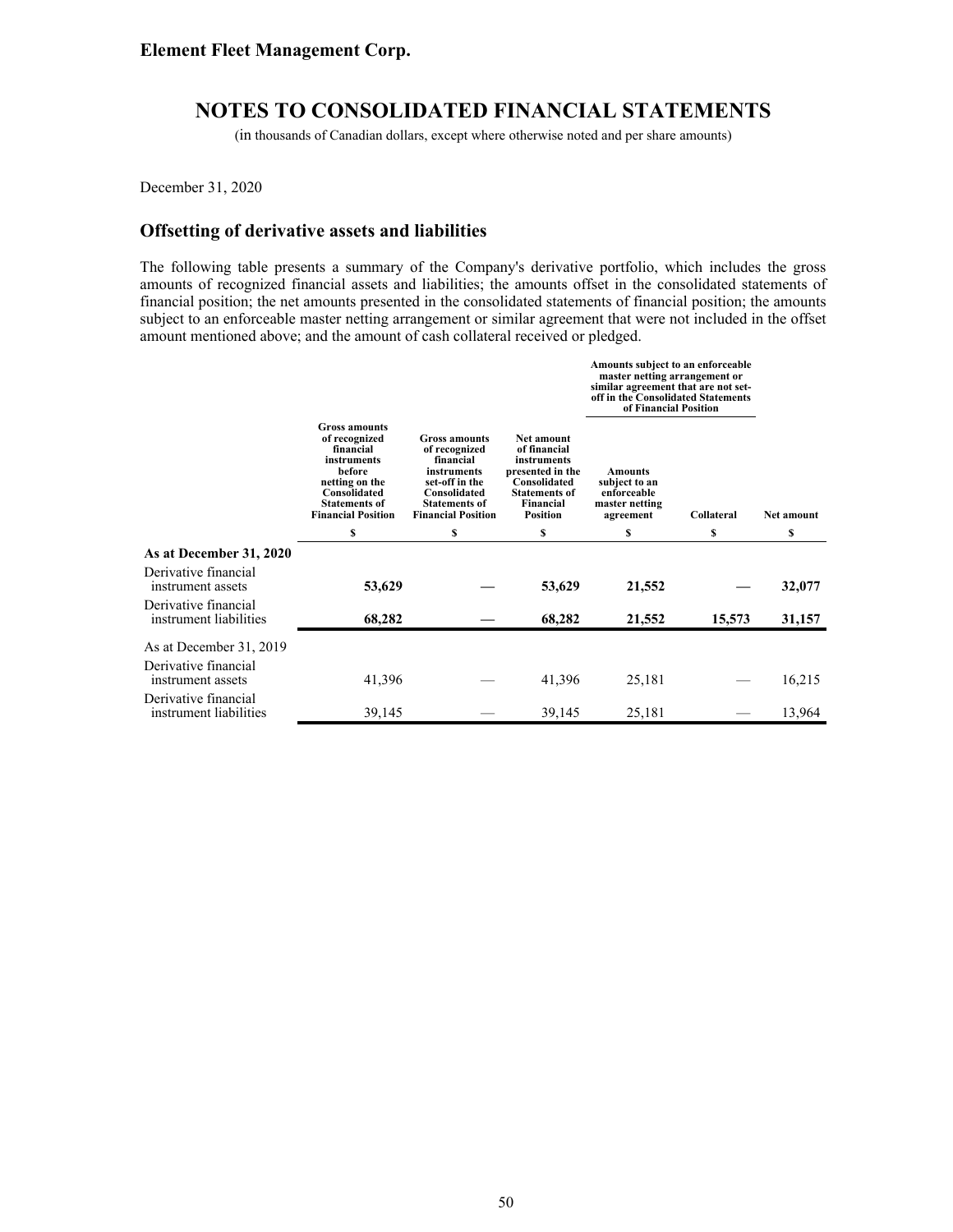**Element Fleet Management Corp.**

# NOTES TO CONSOLIDATED FINANCIAL STATEMENTS

(in thousands of Canadian dollars, except where otherwise noted and per share amounts)

December 31, 2020

## Offsetting of derivative assets and liabilities

The following table presents a summary of the Company's derivative portfolio, which includes the gross amounts of recognized financial assets and liabilities; the amounts offset in the consolidated statements of financial position; the net amounts presented in the consolidated statements of financial position; the amounts subject to an enforceable master netting arrangement or similar agreement that were not included in the offset amount mentioned above; and the amount of cash collateral received or pledged.

| | | | | Amounts subject to an enforceable master netting arrangement or similar agreement that are not set-off in the Consolidated Statements of Financial Position | | |
|---|---|---|---|---|---|---|
| | Gross amounts of recognized financial instruments before netting on the Consolidated Statements of Financial Position | Gross amounts of recognized financial instruments set-off in the Consolidated Statements of Financial Position | Net amount of financial instruments presented in the Consolidated Statements of Financial Position | Amounts subject to an enforceable master netting agreement | Collateral | Net amount |
| | $ | $ | $ | $ | $ | $ |
| **As at December 31, 2020** | | | | | | |
| Derivative financial instrument assets | **53,629** | **—** | **53,629** | **21,552** | **—** | **32,077** |
| Derivative financial instrument liabilities | **68,282** | **—** | **68,282** | **21,552** | **15,573** | **31,157** |
| As at December 31, 2019 | | | | | | |
| Derivative financial instrument assets | 41,396 | — | 41,396 | 25,181 | — | 16,215 |
| Derivative financial instrument liabilities | 39,145 | — | 39,145 | 25,181 | — | 13,964 |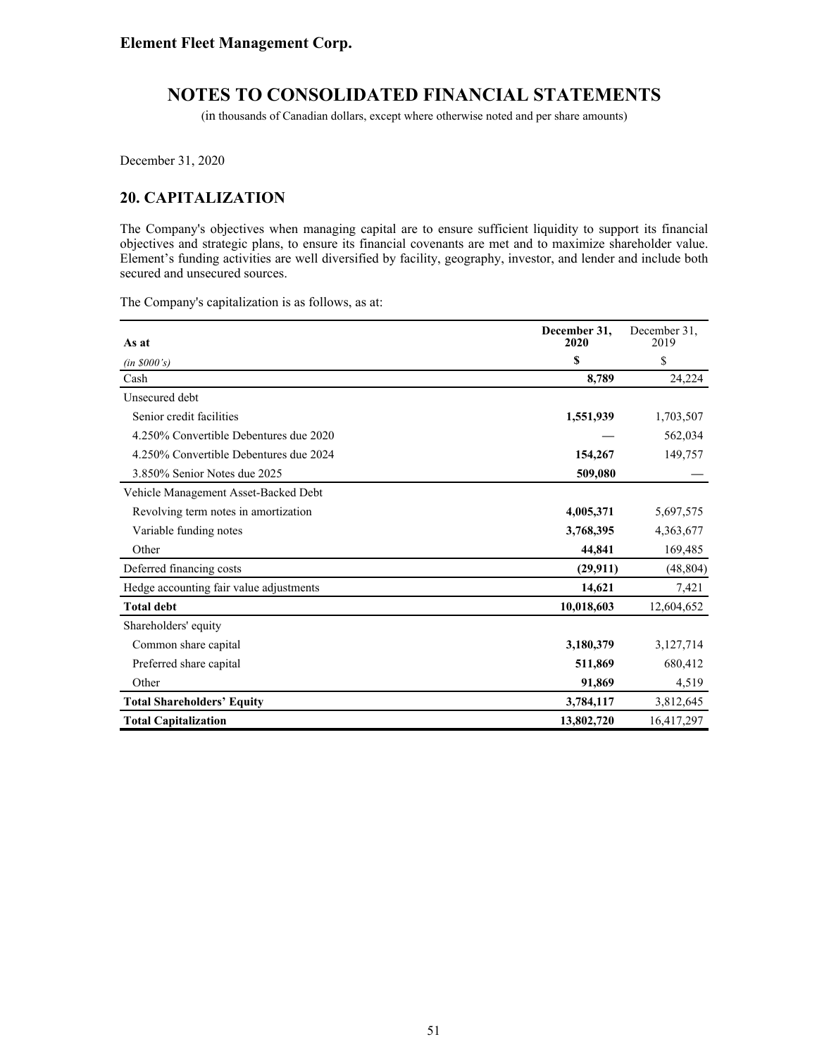# NOTES TO CONSOLIDATED FINANCIAL STATEMENTS

(in thousands of Canadian dollars, except where otherwise noted and per share amounts)

December 31, 2020

## 20. CAPITALIZATION

The Company's objectives when managing capital are to ensure sufficient liquidity to support its financial objectives and strategic plans, to ensure its financial covenants are met and to maximize shareholder value. Element's funding activities are well diversified by facility, geography, investor, and lender and include both secured and unsecured sources.

The Company's capitalization is as follows, as at:

| As at | December 31, 2020 | December 31, 2019 |
|---|---|---|
| *(in $000's)* | **$** | $ |
| Cash | **8,789** | 24,224 |
| Unsecured debt | | |
| Senior credit facilities | **1,551,939** | 1,703,507 |
| 4.250% Convertible Debentures due 2020 | **—** | 562,034 |
| 4.250% Convertible Debentures due 2024 | **154,267** | 149,757 |
| 3.850% Senior Notes due 2025 | **509,080** | — |
| Vehicle Management Asset-Backed Debt | | |
| Revolving term notes in amortization | **4,005,371** | 5,697,575 |
| Variable funding notes | **3,768,395** | 4,363,677 |
| Other | **44,841** | 169,485 |
| Deferred financing costs | **(29,911)** | (48,804) |
| Hedge accounting fair value adjustments | **14,621** | 7,421 |
| **Total debt** | **10,018,603** | 12,604,652 |
| Shareholders' equity | | |
| Common share capital | **3,180,379** | 3,127,714 |
| Preferred share capital | **511,869** | 680,412 |
| Other | **91,869** | 4,519 |
| **Total Shareholders' Equity** | **3,784,117** | 3,812,645 |
| **Total Capitalization** | **13,802,720** | 16,417,297 |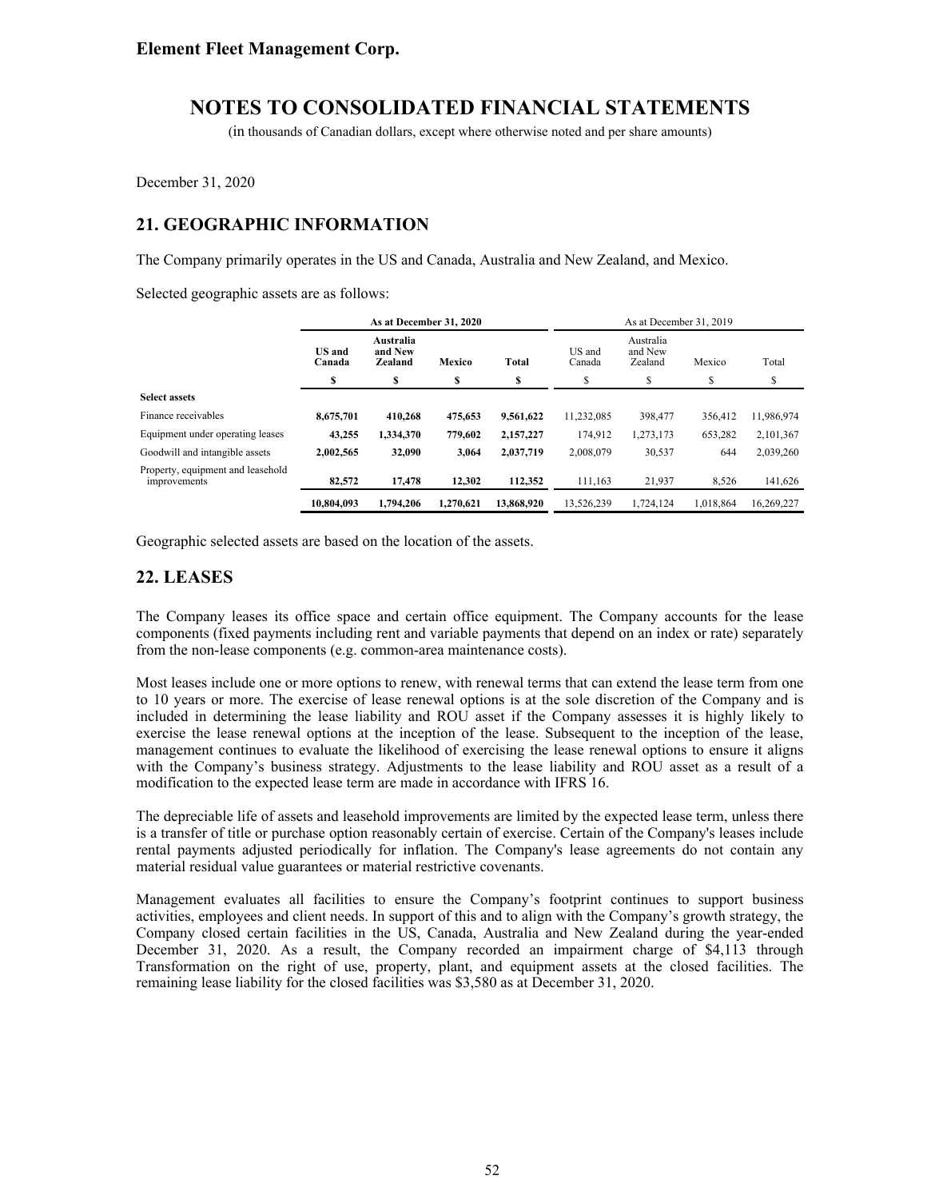# NOTES TO CONSOLIDATED FINANCIAL STATEMENTS

(in thousands of Canadian dollars, except where otherwise noted and per share amounts)

December 31, 2020

## 21. GEOGRAPHIC INFORMATION

The Company primarily operates in the US and Canada, Australia and New Zealand, and Mexico.

Selected geographic assets are as follows:

| | As at December 31, 2020 | | | | As at December 31, 2019 | | | |
|---|---|---|---|---|---|---|---|---|
| | **US and Canada** | **Australia and New Zealand** | **Mexico** | **Total** | US and Canada | Australia and New Zealand | Mexico | Total |
| | **$** | **$** | **$** | **$** | $ | $ | $ | $ |
| **Select assets** | | | | | | | | |
| Finance receivables | **8,675,701** | **410,268** | **475,653** | **9,561,622** | 11,232,085 | 398,477 | 356,412 | 11,986,974 |
| Equipment under operating leases | **43,255** | **1,334,370** | **779,602** | **2,157,227** | 174,912 | 1,273,173 | 653,282 | 2,101,367 |
| Goodwill and intangible assets | **2,002,565** | **32,090** | **3,064** | **2,037,719** | 2,008,079 | 30,537 | 644 | 2,039,260 |
| Property, equipment and leasehold improvements | **82,572** | **17,478** | **12,302** | **112,352** | 111,163 | 21,937 | 8,526 | 141,626 |
| | **10,804,093** | **1,794,206** | **1,270,621** | **13,868,920** | 13,526,239 | 1,724,124 | 1,018,864 | 16,269,227 |

Geographic selected assets are based on the location of the assets.

## 22. LEASES

The Company leases its office space and certain office equipment. The Company accounts for the lease components (fixed payments including rent and variable payments that depend on an index or rate) separately from the non-lease components (e.g. common-area maintenance costs).

Most leases include one or more options to renew, with renewal terms that can extend the lease term from one to 10 years or more. The exercise of lease renewal options is at the sole discretion of the Company and is included in determining the lease liability and ROU asset if the Company assesses it is highly likely to exercise the lease renewal options at the inception of the lease. Subsequent to the inception of the lease, management continues to evaluate the likelihood of exercising the lease renewal options to ensure it aligns with the Company's business strategy. Adjustments to the lease liability and ROU asset as a result of a modification to the expected lease term are made in accordance with IFRS 16.

The depreciable life of assets and leasehold improvements are limited by the expected lease term, unless there is a transfer of title or purchase option reasonably certain of exercise. Certain of the Company's leases include rental payments adjusted periodically for inflation. The Company's lease agreements do not contain any material residual value guarantees or material restrictive covenants.

Management evaluates all facilities to ensure the Company's footprint continues to support business activities, employees and client needs. In support of this and to align with the Company's growth strategy, the Company closed certain facilities in the US, Canada, Australia and New Zealand during the year-ended December 31, 2020. As a result, the Company recorded an impairment charge of $4,113 through Transformation on the right of use, property, plant, and equipment assets at the closed facilities. The remaining lease liability for the closed facilities was $3,580 as at December 31, 2020.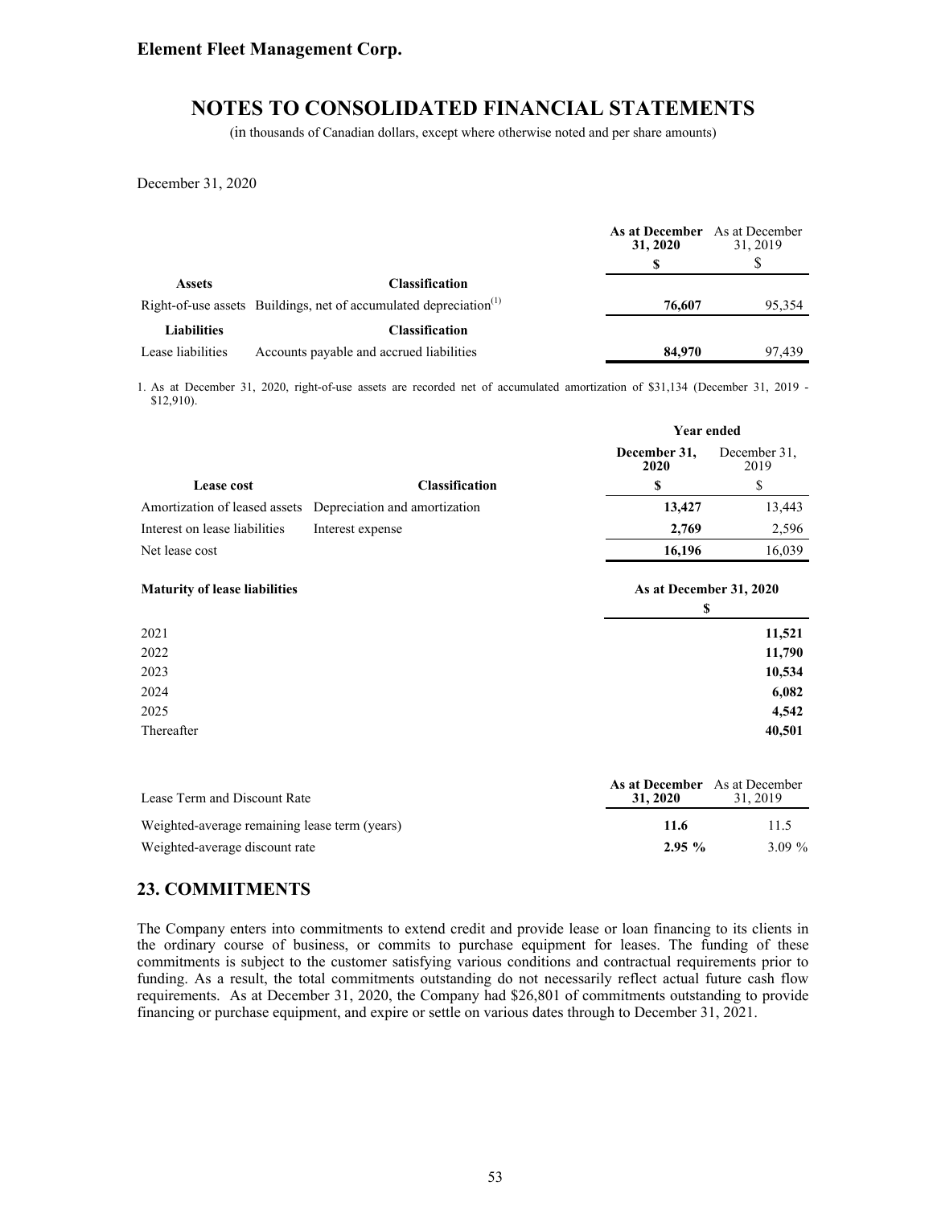# Element Fleet Management Corp.

## NOTES TO CONSOLIDATED FINANCIAL STATEMENTS

(in thousands of Canadian dollars, except where otherwise noted and per share amounts)

December 31, 2020

| | | **As at December 31, 2020** | As at December 31, 2019 |
|---|---|---|---|
| | | **$** | $ |
| **Assets** | **Classification** | | |
| Right-of-use assets | Buildings, net of accumulated depreciation[(1)] | **76,607** | 95,354 |
| **Liabilities** | **Classification** | | |
| Lease liabilities | Accounts payable and accrued liabilities | **84,970** | 97,439 |

1. As at December 31, 2020, right-of-use assets are recorded net of accumulated amortization of $31,134 (December 31, 2019 - $12,910).

| | | **Year ended** | |
|---|---|---|---|
| | | **December 31, 2020** | December 31, 2019 |
| **Lease cost** | **Classification** | **$** | $ |
| Amortization of leased assets | Depreciation and amortization | **13,427** | 13,443 |
| Interest on lease liabilities | Interest expense | **2,769** | 2,596 |
| Net lease cost | | **16,196** | 16,039 |

| **Maturity of lease liabilities** | **As at December 31, 2020** |
|---|---|
| | **$** |
| 2021 | **11,521** |
| 2022 | **11,790** |
| 2023 | **10,534** |
| 2024 | **6,082** |
| 2025 | **4,542** |
| Thereafter | **40,501** |

| Lease Term and Discount Rate | **As at December 31, 2020** | As at December 31, 2019 |
|---|---|---|
| Weighted-average remaining lease term (years) | **11.6** | 11.5 |
| Weighted-average discount rate | **2.95 %** | 3.09 % |

## 23. COMMITMENTS

The Company enters into commitments to extend credit and provide lease or loan financing to its clients in the ordinary course of business, or commits to purchase equipment for leases. The funding of these commitments is subject to the customer satisfying various conditions and contractual requirements prior to funding. As a result, the total commitments outstanding do not necessarily reflect actual future cash flow requirements. As at December 31, 2020, the Company had $26,801 of commitments outstanding to provide financing or purchase equipment, and expire or settle on various dates through to December 31, 2021.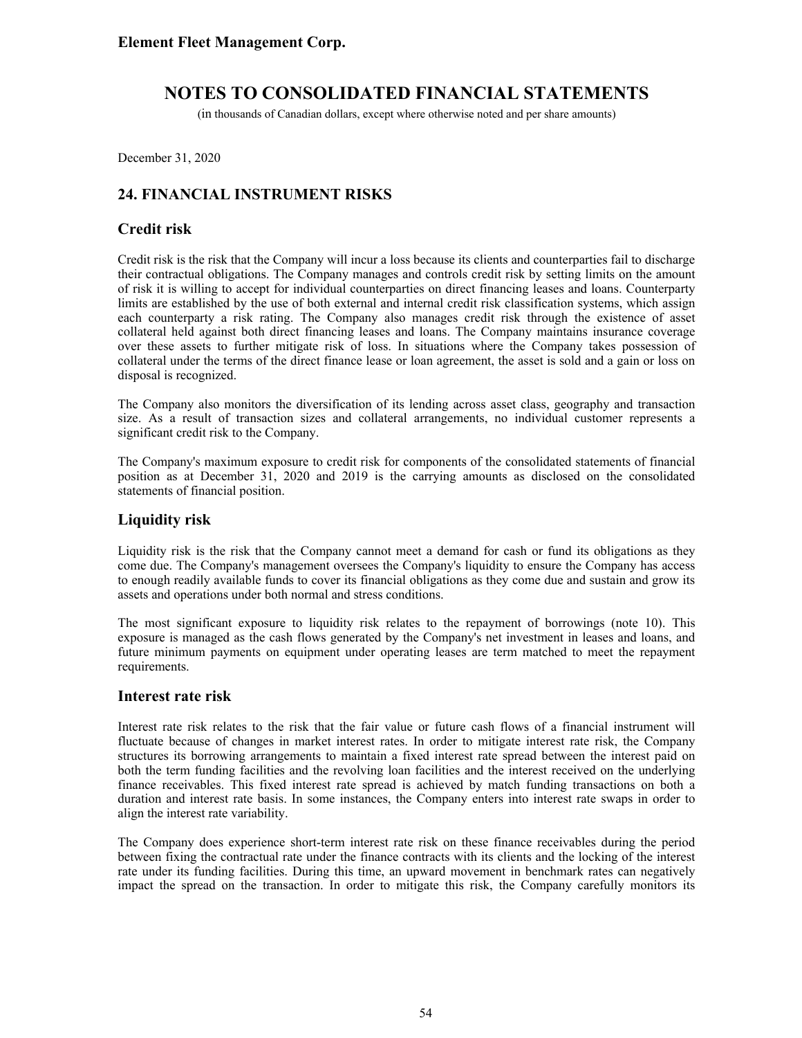December 31, 2020

## 24. FINANCIAL INSTRUMENT RISKS

### Credit risk

Credit risk is the risk that the Company will incur a loss because its clients and counterparties fail to discharge their contractual obligations. The Company manages and controls credit risk by setting limits on the amount of risk it is willing to accept for individual counterparties on direct financing leases and loans. Counterparty limits are established by the use of both external and internal credit risk classification systems, which assign each counterparty a risk rating. The Company also manages credit risk through the existence of asset collateral held against both direct financing leases and loans. The Company maintains insurance coverage over these assets to further mitigate risk of loss. In situations where the Company takes possession of collateral under the terms of the direct finance lease or loan agreement, the asset is sold and a gain or loss on disposal is recognized.

The Company also monitors the diversification of its lending across asset class, geography and transaction size. As a result of transaction sizes and collateral arrangements, no individual customer represents a significant credit risk to the Company.

The Company's maximum exposure to credit risk for components of the consolidated statements of financial position as at December 31, 2020 and 2019 is the carrying amounts as disclosed on the consolidated statements of financial position.

### Liquidity risk

Liquidity risk is the risk that the Company cannot meet a demand for cash or fund its obligations as they come due. The Company's management oversees the Company's liquidity to ensure the Company has access to enough readily available funds to cover its financial obligations as they come due and sustain and grow its assets and operations under both normal and stress conditions.

The most significant exposure to liquidity risk relates to the repayment of borrowings (note 10). This exposure is managed as the cash flows generated by the Company's net investment in leases and loans, and future minimum payments on equipment under operating leases are term matched to meet the repayment requirements.

### Interest rate risk

Interest rate risk relates to the risk that the fair value or future cash flows of a financial instrument will fluctuate because of changes in market interest rates. In order to mitigate interest rate risk, the Company structures its borrowing arrangements to maintain a fixed interest rate spread between the interest paid on both the term funding facilities and the revolving loan facilities and the interest received on the underlying finance receivables. This fixed interest rate spread is achieved by match funding transactions on both a duration and interest rate basis. In some instances, the Company enters into interest rate swaps in order to align the interest rate variability.

The Company does experience short-term interest rate risk on these finance receivables during the period between fixing the contractual rate under the finance contracts with its clients and the locking of the interest rate under its funding facilities. During this time, an upward movement in benchmark rates can negatively impact the spread on the transaction. In order to mitigate this risk, the Company carefully monitors its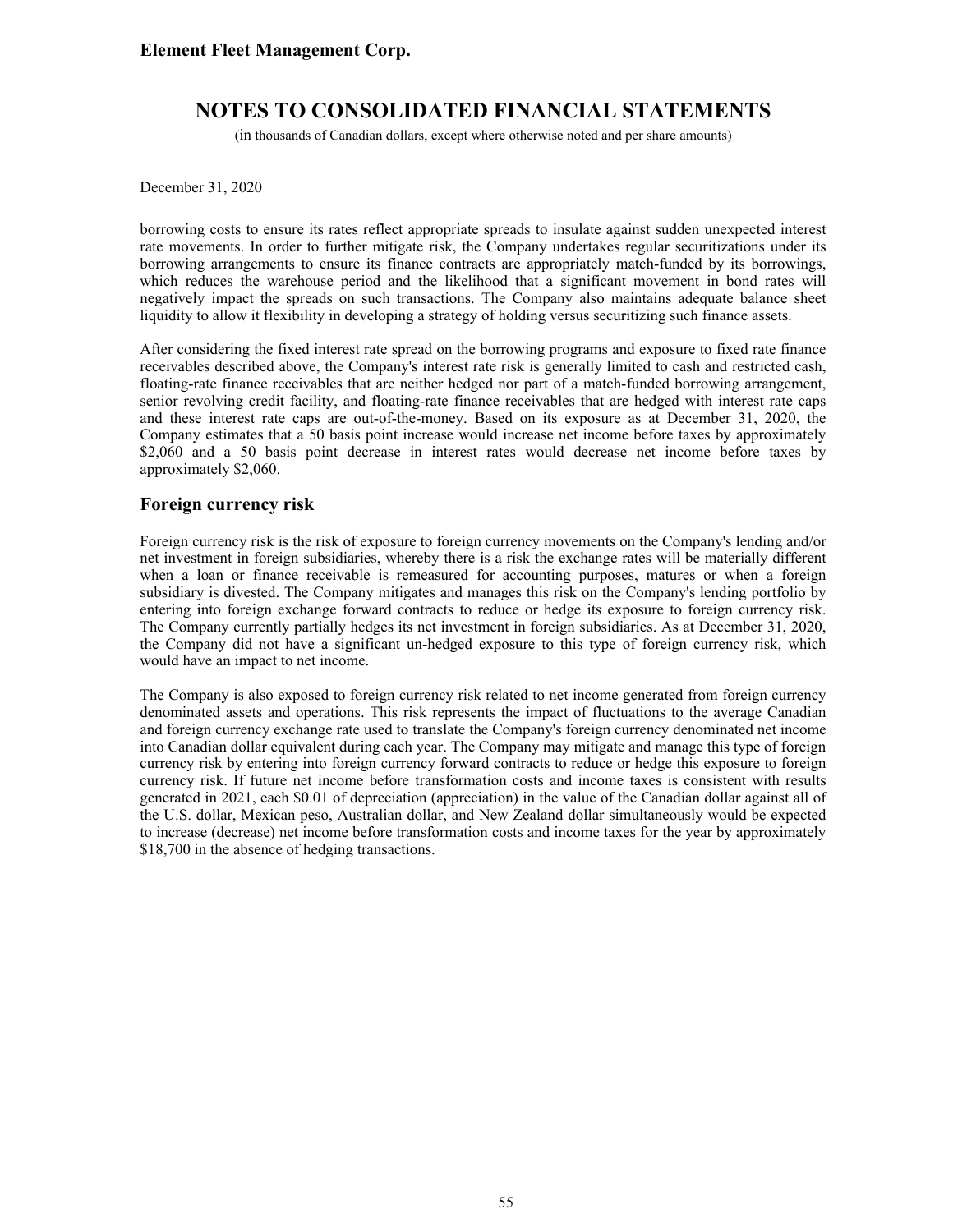December 31, 2020

borrowing costs to ensure its rates reflect appropriate spreads to insulate against sudden unexpected interest rate movements. In order to further mitigate risk, the Company undertakes regular securitizations under its borrowing arrangements to ensure its finance contracts are appropriately match-funded by its borrowings, which reduces the warehouse period and the likelihood that a significant movement in bond rates will negatively impact the spreads on such transactions. The Company also maintains adequate balance sheet liquidity to allow it flexibility in developing a strategy of holding versus securitizing such finance assets.

After considering the fixed interest rate spread on the borrowing programs and exposure to fixed rate finance receivables described above, the Company's interest rate risk is generally limited to cash and restricted cash, floating-rate finance receivables that are neither hedged nor part of a match-funded borrowing arrangement, senior revolving credit facility, and floating-rate finance receivables that are hedged with interest rate caps and these interest rate caps are out-of-the-money. Based on its exposure as at December 31, 2020, the Company estimates that a 50 basis point increase would increase net income before taxes by approximately $2,060 and a 50 basis point decrease in interest rates would decrease net income before taxes by approximately $2,060.

## Foreign currency risk

Foreign currency risk is the risk of exposure to foreign currency movements on the Company's lending and/or net investment in foreign subsidiaries, whereby there is a risk the exchange rates will be materially different when a loan or finance receivable is remeasured for accounting purposes, matures or when a foreign subsidiary is divested. The Company mitigates and manages this risk on the Company's lending portfolio by entering into foreign exchange forward contracts to reduce or hedge its exposure to foreign currency risk. The Company currently partially hedges its net investment in foreign subsidiaries. As at December 31, 2020, the Company did not have a significant un-hedged exposure to this type of foreign currency risk, which would have an impact to net income.

The Company is also exposed to foreign currency risk related to net income generated from foreign currency denominated assets and operations. This risk represents the impact of fluctuations to the average Canadian and foreign currency exchange rate used to translate the Company's foreign currency denominated net income into Canadian dollar equivalent during each year. The Company may mitigate and manage this type of foreign currency risk by entering into foreign currency forward contracts to reduce or hedge this exposure to foreign currency risk. If future net income before transformation costs and income taxes is consistent with results generated in 2021, each $0.01 of depreciation (appreciation) in the value of the Canadian dollar against all of the U.S. dollar, Mexican peso, Australian dollar, and New Zealand dollar simultaneously would be expected to increase (decrease) net income before transformation costs and income taxes for the year by approximately $18,700 in the absence of hedging transactions.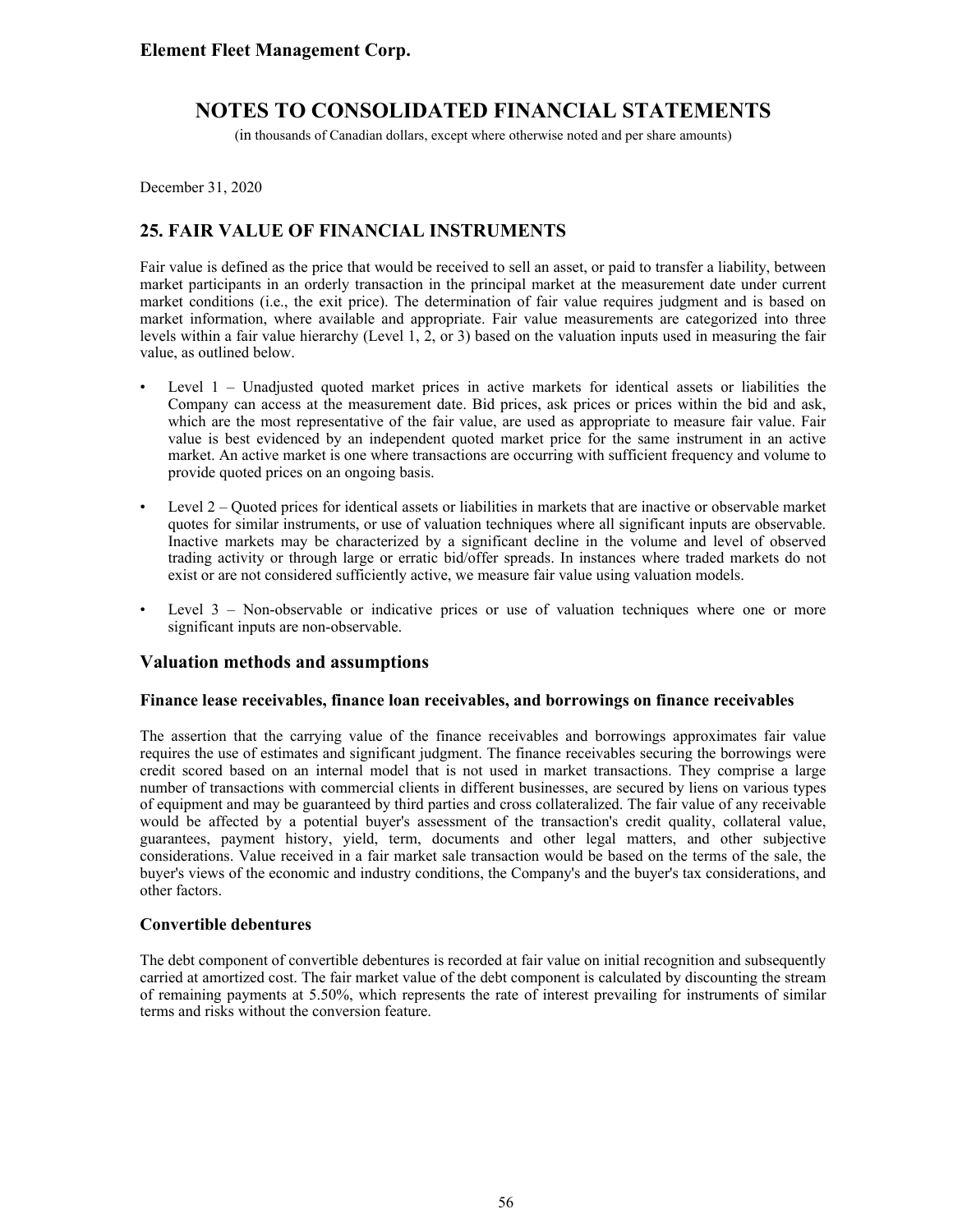Element Fleet Management Corp.

# NOTES TO CONSOLIDATED FINANCIAL STATEMENTS

(in thousands of Canadian dollars, except where otherwise noted and per share amounts)

December 31, 2020

## 25. FAIR VALUE OF FINANCIAL INSTRUMENTS

Fair value is defined as the price that would be received to sell an asset, or paid to transfer a liability, between market participants in an orderly transaction in the principal market at the measurement date under current market conditions (i.e., the exit price). The determination of fair value requires judgment and is based on market information, where available and appropriate. Fair value measurements are categorized into three levels within a fair value hierarchy (Level 1, 2, or 3) based on the valuation inputs used in measuring the fair value, as outlined below.

- Level 1 – Unadjusted quoted market prices in active markets for identical assets or liabilities the Company can access at the measurement date. Bid prices, ask prices or prices within the bid and ask, which are the most representative of the fair value, are used as appropriate to measure fair value. Fair value is best evidenced by an independent quoted market price for the same instrument in an active market. An active market is one where transactions are occurring with sufficient frequency and volume to provide quoted prices on an ongoing basis.
- Level 2 – Quoted prices for identical assets or liabilities in markets that are inactive or observable market quotes for similar instruments, or use of valuation techniques where all significant inputs are observable. Inactive markets may be characterized by a significant decline in the volume and level of observed trading activity or through large or erratic bid/offer spreads. In instances where traded markets do not exist or are not considered sufficiently active, we measure fair value using valuation models.
- Level 3 – Non-observable or indicative prices or use of valuation techniques where one or more significant inputs are non-observable.

### Valuation methods and assumptions

#### Finance lease receivables, finance loan receivables, and borrowings on finance receivables

The assertion that the carrying value of the finance receivables and borrowings approximates fair value requires the use of estimates and significant judgment. The finance receivables securing the borrowings were credit scored based on an internal model that is not used in market transactions. They comprise a large number of transactions with commercial clients in different businesses, are secured by liens on various types of equipment and may be guaranteed by third parties and cross collateralized. The fair value of any receivable would be affected by a potential buyer's assessment of the transaction's credit quality, collateral value, guarantees, payment history, yield, term, documents and other legal matters, and other subjective considerations. Value received in a fair market sale transaction would be based on the terms of the sale, the buyer's views of the economic and industry conditions, the Company's and the buyer's tax considerations, and other factors.

### Convertible debentures

The debt component of convertible debentures is recorded at fair value on initial recognition and subsequently carried at amortized cost. The fair market value of the debt component is calculated by discounting the stream of remaining payments at 5.50%, which represents the rate of interest prevailing for instruments of similar terms and risks without the conversion feature.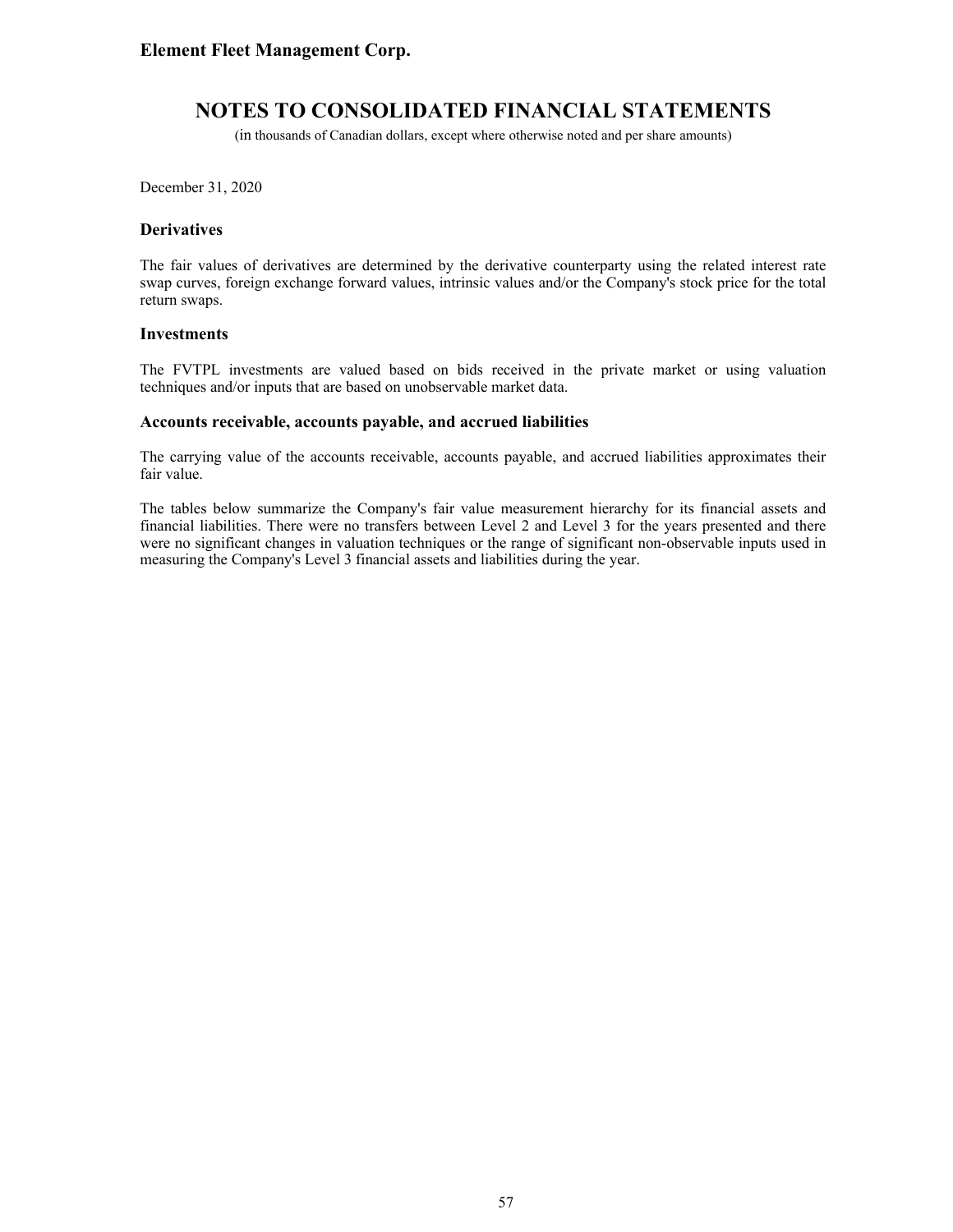### Derivatives

The fair values of derivatives are determined by the derivative counterparty using the related interest rate swap curves, foreign exchange forward values, intrinsic values and/or the Company's stock price for the total return swaps.

### Investments

The FVTPL investments are valued based on bids received in the private market or using valuation techniques and/or inputs that are based on unobservable market data.

### Accounts receivable, accounts payable, and accrued liabilities

The carrying value of the accounts receivable, accounts payable, and accrued liabilities approximates their fair value.

The tables below summarize the Company's fair value measurement hierarchy for its financial assets and financial liabilities. There were no transfers between Level 2 and Level 3 for the years presented and there were no significant changes in valuation techniques or the range of significant non-observable inputs used in measuring the Company's Level 3 financial assets and liabilities during the year.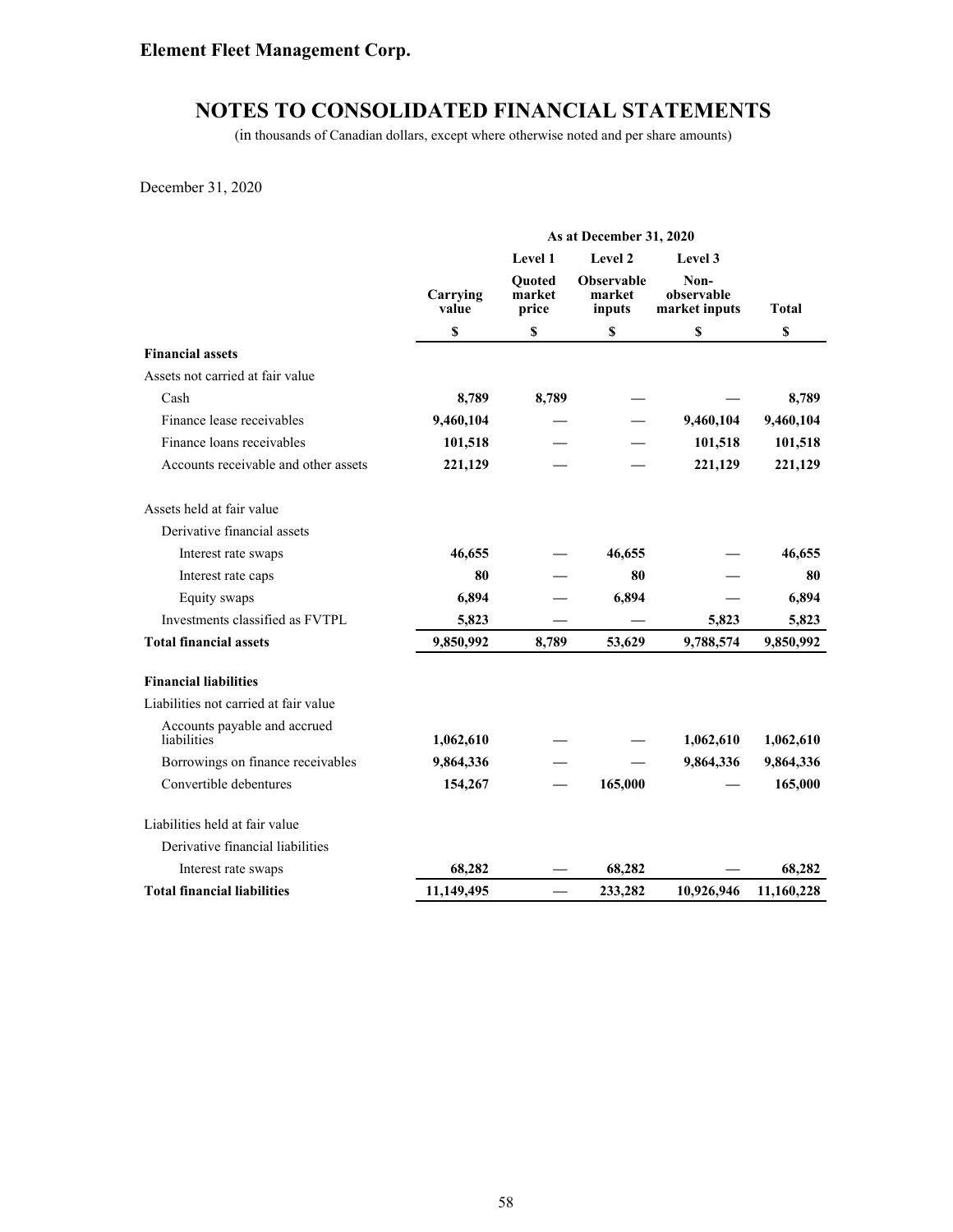# NOTES TO CONSOLIDATED FINANCIAL STATEMENTS

(in thousands of Canadian dollars, except where otherwise noted and per share amounts)

December 31, 2020

| | As at December 31, 2020 | | | | |
|---|---|---|---|---|---|
| | | Level 1 | Level 2 | Level 3 | |
| | Carrying value | Quoted market price | Observable market inputs | Non-observable market inputs | Total |
| | $ | $ | $ | $ | $ |
| **Financial assets** | | | | | |
| Assets not carried at fair value | | | | | |
| Cash | **8,789** | **8,789** | — | — | **8,789** |
| Finance lease receivables | **9,460,104** | — | — | **9,460,104** | **9,460,104** |
| Finance loans receivables | **101,518** | — | — | **101,518** | **101,518** |
| Accounts receivable and other assets | **221,129** | — | — | **221,129** | **221,129** |
| Assets held at fair value | | | | | |
| Derivative financial assets | | | | | |
| Interest rate swaps | **46,655** | — | **46,655** | — | **46,655** |
| Interest rate caps | **80** | — | **80** | — | **80** |
| Equity swaps | **6,894** | — | **6,894** | — | **6,894** |
| Investments classified as FVTPL | **5,823** | — | — | **5,823** | **5,823** |
| **Total financial assets** | **9,850,992** | **8,789** | **53,629** | **9,788,574** | **9,850,992** |
| **Financial liabilities** | | | | | |
| Liabilities not carried at fair value | | | | | |
| Accounts payable and accrued liabilities | **1,062,610** | — | — | **1,062,610** | **1,062,610** |
| Borrowings on finance receivables | **9,864,336** | — | — | **9,864,336** | **9,864,336** |
| Convertible debentures | **154,267** | — | **165,000** | — | **165,000** |
| Liabilities held at fair value | | | | | |
| Derivative financial liabilities | | | | | |
| Interest rate swaps | **68,282** | — | **68,282** | — | **68,282** |
| **Total financial liabilities** | **11,149,495** | — | **233,282** | **10,926,946** | **11,160,228** |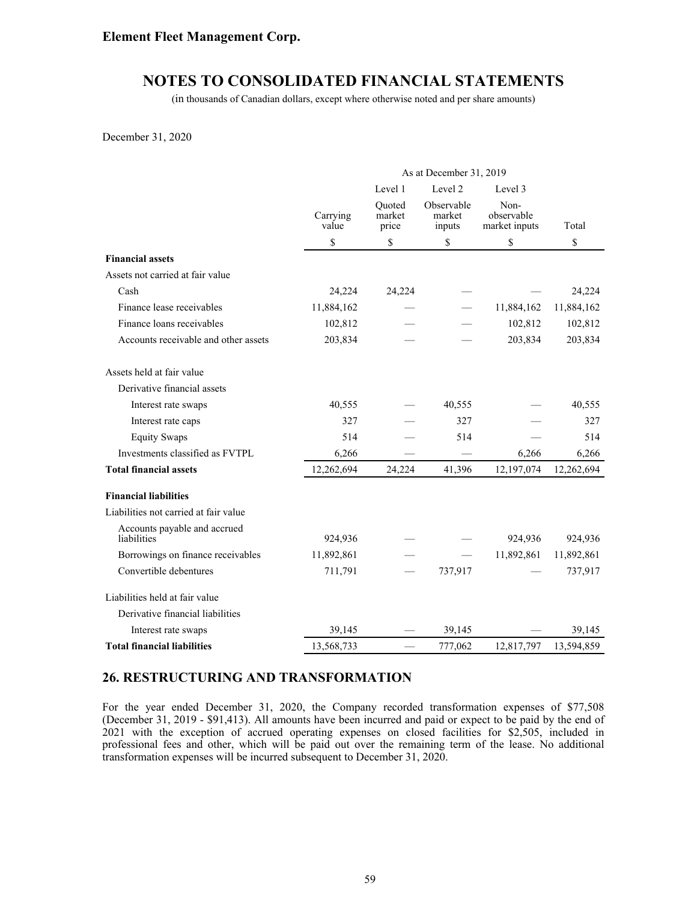December 31, 2020

| | As at December 31, 2019 | | | | |
|---|---|---|---|---|---|
| | | Level 1 | Level 2 | Level 3 | |
| | Carrying value | Quoted market price | Observable market inputs | Non-observable market inputs | Total |
| | $ | $ | $ | $ | $ |
| **Financial assets** | | | | | |
| Assets not carried at fair value | | | | | |
| Cash | 24,224 | 24,224 | — | — | 24,224 |
| Finance lease receivables | 11,884,162 | — | — | 11,884,162 | 11,884,162 |
| Finance loans receivables | 102,812 | — | — | 102,812 | 102,812 |
| Accounts receivable and other assets | 203,834 | — | — | 203,834 | 203,834 |
| Assets held at fair value | | | | | |
| Derivative financial assets | | | | | |
| Interest rate swaps | 40,555 | — | 40,555 | — | 40,555 |
| Interest rate caps | 327 | — | 327 | — | 327 |
| Equity Swaps | 514 | — | 514 | — | 514 |
| Investments classified as FVTPL | 6,266 | — | — | 6,266 | 6,266 |
| **Total financial assets** | 12,262,694 | 24,224 | 41,396 | 12,197,074 | 12,262,694 |
| **Financial liabilities** | | | | | |
| Liabilities not carried at fair value | | | | | |
| Accounts payable and accrued liabilities | 924,936 | — | — | 924,936 | 924,936 |
| Borrowings on finance receivables | 11,892,861 | — | — | 11,892,861 | 11,892,861 |
| Convertible debentures | 711,791 | — | 737,917 | — | 737,917 |
| Liabilities held at fair value | | | | | |
| Derivative financial liabilities | | | | | |
| Interest rate swaps | 39,145 | — | 39,145 | — | 39,145 |
| **Total financial liabilities** | 13,568,733 | — | 777,062 | 12,817,797 | 13,594,859 |

## 26. RESTRUCTURING AND TRANSFORMATION

For the year ended December 31, 2020, the Company recorded transformation expenses of $77,508 (December 31, 2019 - $91,413). All amounts have been incurred and paid or expect to be paid by the end of 2021 with the exception of accrued operating expenses on closed facilities for $2,505, included in professional fees and other, which will be paid out over the remaining term of the lease. No additional transformation expenses will be incurred subsequent to December 31, 2020.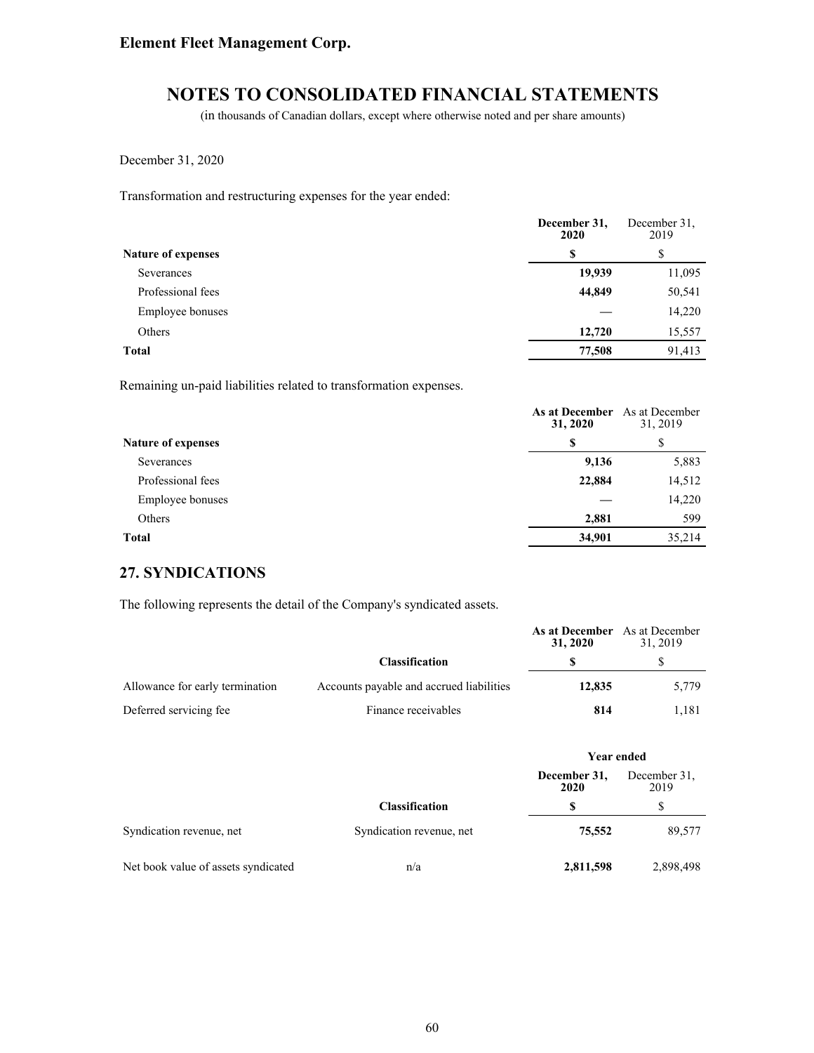December 31, 2020

Transformation and restructuring expenses for the year ended:

| | December 31, 2020 | December 31, 2019 |
|---|---|---|
| **Nature of expenses** | **$** | $ |
| Severances | **19,939** | 11,095 |
| Professional fees | **44,849** | 50,541 |
| Employee bonuses | **—** | 14,220 |
| Others | **12,720** | 15,557 |
| **Total** | **77,508** | 91,413 |

Remaining un-paid liabilities related to transformation expenses.

| | As at December 31, 2020 | As at December 31, 2019 |
|---|---|---|
| **Nature of expenses** | **$** | $ |
| Severances | **9,136** | 5,883 |
| Professional fees | **22,884** | 14,512 |
| Employee bonuses | **—** | 14,220 |
| Others | **2,881** | 599 |
| **Total** | **34,901** | 35,214 |

## 27. SYNDICATIONS

The following represents the detail of the Company's syndicated assets.

| | Classification | As at December 31, 2020 | As at December 31, 2019 |
|---|---|---|---|
| | | **$** | $ |
| Allowance for early termination | Accounts payable and accrued liabilities | **12,835** | 5,779 |
| Deferred servicing fee | Finance receivables | **814** | 1,181 |

| | | Year ended | |
|---|---|---|---|
| | | December 31, 2020 | December 31, 2019 |
| | Classification | **$** | $ |
| Syndication revenue, net | Syndication revenue, net | **75,552** | 89,577 |
| Net book value of assets syndicated | n/a | **2,811,598** | 2,898,498 |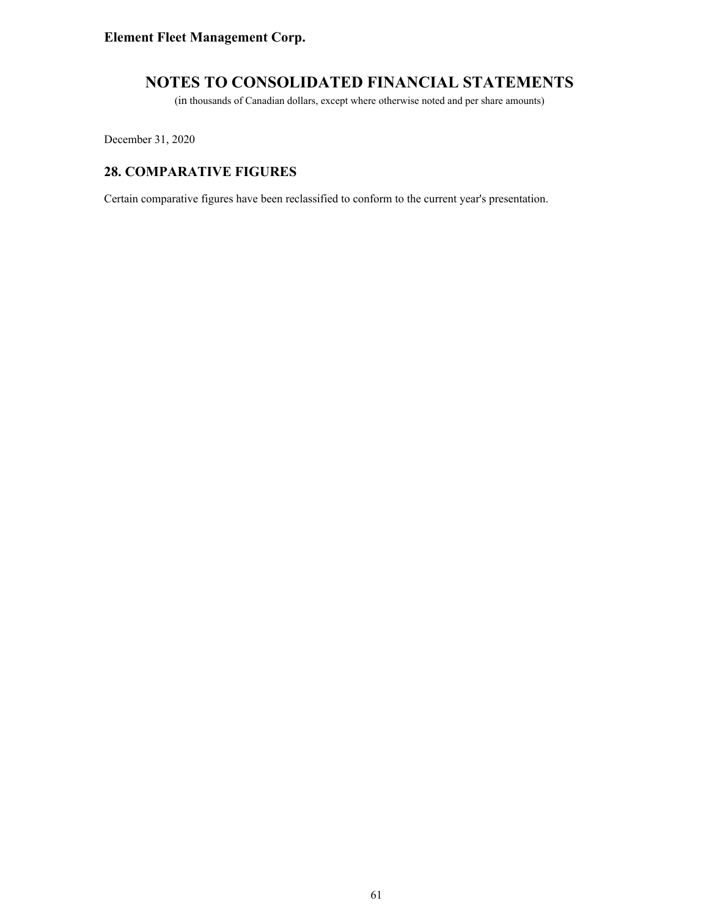December 31, 2020

## 28. COMPARATIVE FIGURES

Certain comparative figures have been reclassified to conform to the current year's presentation.